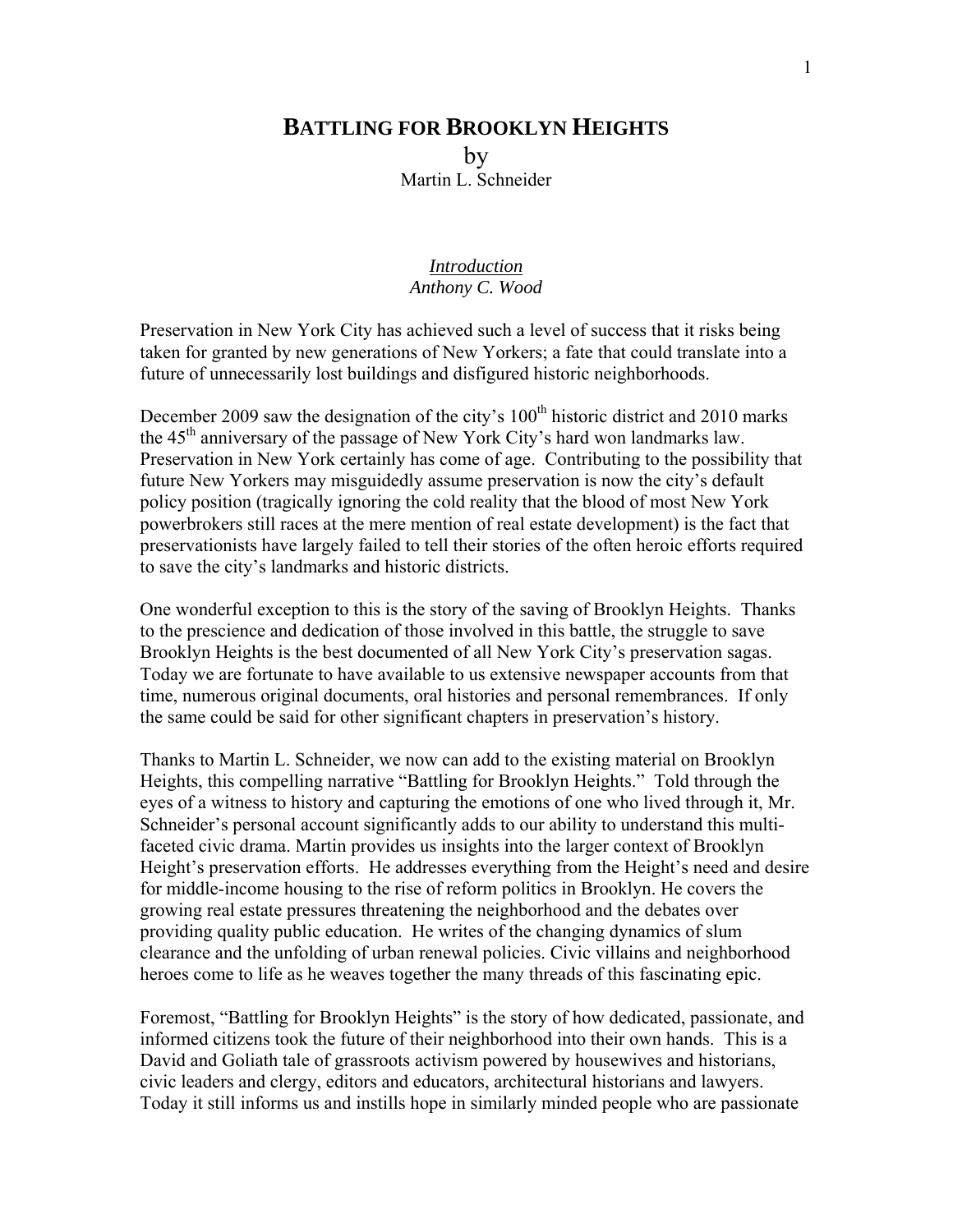# BATTLING FOR BROOKLYN HEIGHTS

by
Martin L. Schneider

## *Introduction*

*Anthony C. Wood*

Preservation in New York City has achieved such a level of success that it risks being taken for granted by new generations of New Yorkers; a fate that could translate into a future of unnecessarily lost buildings and disfigured historic neighborhoods.

December 2009 saw the designation of the city's 100th historic district and 2010 marks the 45th anniversary of the passage of New York City's hard won landmarks law. Preservation in New York certainly has come of age. Contributing to the possibility that future New Yorkers may misguidedly assume preservation is now the city's default policy position (tragically ignoring the cold reality that the blood of most New York powerbrokers still races at the mere mention of real estate development) is the fact that preservationists have largely failed to tell their stories of the often heroic efforts required to save the city's landmarks and historic districts.

One wonderful exception to this is the story of the saving of Brooklyn Heights. Thanks to the prescience and dedication of those involved in this battle, the struggle to save Brooklyn Heights is the best documented of all New York City's preservation sagas. Today we are fortunate to have available to us extensive newspaper accounts from that time, numerous original documents, oral histories and personal remembrances. If only the same could be said for other significant chapters in preservation's history.

Thanks to Martin L. Schneider, we now can add to the existing material on Brooklyn Heights, this compelling narrative "Battling for Brooklyn Heights." Told through the eyes of a witness to history and capturing the emotions of one who lived through it, Mr. Schneider's personal account significantly adds to our ability to understand this multi-faceted civic drama. Martin provides us insights into the larger context of Brooklyn Height's preservation efforts. He addresses everything from the Height's need and desire for middle-income housing to the rise of reform politics in Brooklyn. He covers the growing real estate pressures threatening the neighborhood and the debates over providing quality public education. He writes of the changing dynamics of slum clearance and the unfolding of urban renewal policies. Civic villains and neighborhood heroes come to life as he weaves together the many threads of this fascinating epic.

Foremost, "Battling for Brooklyn Heights" is the story of how dedicated, passionate, and informed citizens took the future of their neighborhood into their own hands. This is a David and Goliath tale of grassroots activism powered by housewives and historians, civic leaders and clergy, editors and educators, architectural historians and lawyers. Today it still informs us and instills hope in similarly minded people who are passionate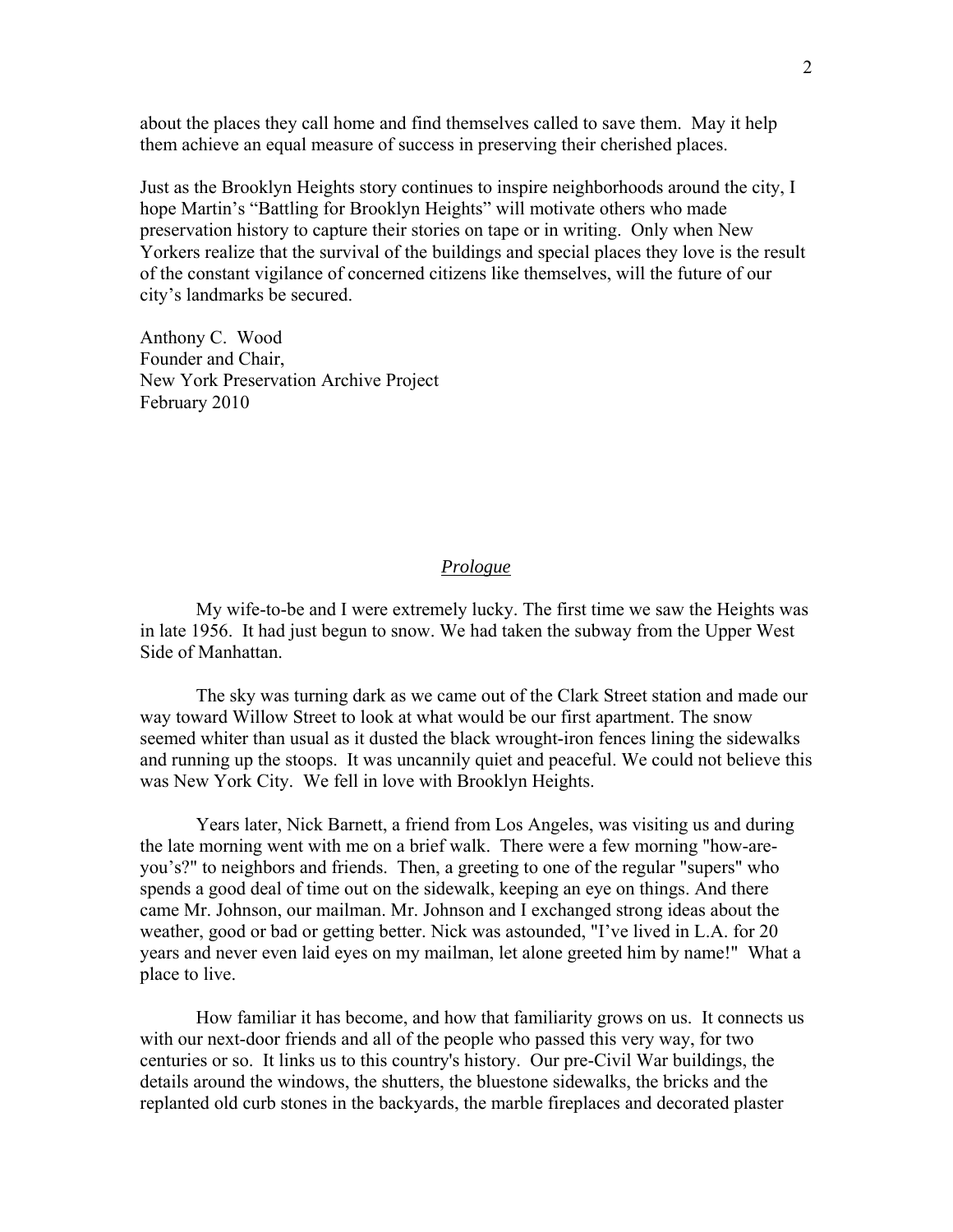about the places they call home and find themselves called to save them. May it help them achieve an equal measure of success in preserving their cherished places.

Just as the Brooklyn Heights story continues to inspire neighborhoods around the city, I hope Martin's "Battling for Brooklyn Heights" will motivate others who made preservation history to capture their stories on tape or in writing. Only when New Yorkers realize that the survival of the buildings and special places they love is the result of the constant vigilance of concerned citizens like themselves, will the future of our city's landmarks be secured.

Anthony C. Wood
Founder and Chair,
New York Preservation Archive Project
February 2010

## *Prologue*

My wife-to-be and I were extremely lucky. The first time we saw the Heights was in late 1956. It had just begun to snow. We had taken the subway from the Upper West Side of Manhattan.

The sky was turning dark as we came out of the Clark Street station and made our way toward Willow Street to look at what would be our first apartment. The snow seemed whiter than usual as it dusted the black wrought-iron fences lining the sidewalks and running up the stoops. It was uncannily quiet and peaceful. We could not believe this was New York City. We fell in love with Brooklyn Heights.

Years later, Nick Barnett, a friend from Los Angeles, was visiting us and during the late morning went with me on a brief walk. There were a few morning "how-are-you's?" to neighbors and friends. Then, a greeting to one of the regular "supers" who spends a good deal of time out on the sidewalk, keeping an eye on things. And there came Mr. Johnson, our mailman. Mr. Johnson and I exchanged strong ideas about the weather, good or bad or getting better. Nick was astounded, "I've lived in L.A. for 20 years and never even laid eyes on my mailman, let alone greeted him by name!" What a place to live.

How familiar it has become, and how that familiarity grows on us. It connects us with our next-door friends and all of the people who passed this very way, for two centuries or so. It links us to this country's history. Our pre-Civil War buildings, the details around the windows, the shutters, the bluestone sidewalks, the bricks and the replanted old curb stones in the backyards, the marble fireplaces and decorated plaster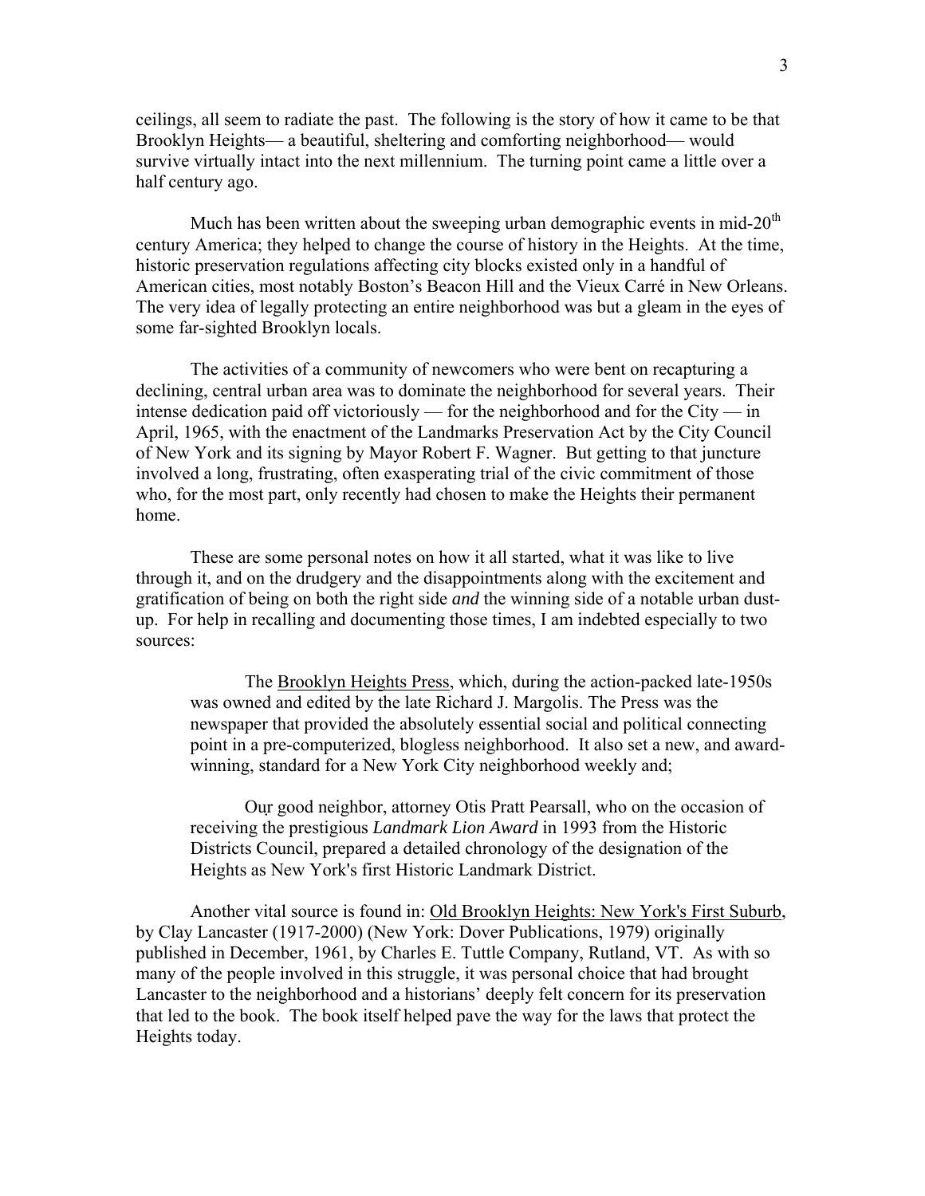ceilings, all seem to radiate the past. The following is the story of how it came to be that Brooklyn Heights— a beautiful, sheltering and comforting neighborhood— would survive virtually intact into the next millennium. The turning point came a little over a half century ago.

Much has been written about the sweeping urban demographic events in mid-20th century America; they helped to change the course of history in the Heights. At the time, historic preservation regulations affecting city blocks existed only in a handful of American cities, most notably Boston's Beacon Hill and the Vieux Carré in New Orleans. The very idea of legally protecting an entire neighborhood was but a gleam in the eyes of some far-sighted Brooklyn locals.

The activities of a community of newcomers who were bent on recapturing a declining, central urban area was to dominate the neighborhood for several years. Their intense dedication paid off victoriously — for the neighborhood and for the City — in April, 1965, with the enactment of the Landmarks Preservation Act by the City Council of New York and its signing by Mayor Robert F. Wagner. But getting to that juncture involved a long, frustrating, often exasperating trial of the civic commitment of those who, for the most part, only recently had chosen to make the Heights their permanent home.

These are some personal notes on how it all started, what it was like to live through it, and on the drudgery and the disappointments along with the excitement and gratification of being on both the right side *and* the winning side of a notable urban dust-up. For help in recalling and documenting those times, I am indebted especially to two sources:

> The Brooklyn Heights Press, which, during the action-packed late-1950s was owned and edited by the late Richard J. Margolis. The Press was the newspaper that provided the absolutely essential social and political connecting point in a pre-computerized, blogless neighborhood. It also set a new, and award-winning, standard for a New York City neighborhood weekly and;
>
> Our good neighbor, attorney Otis Pratt Pearsall, who on the occasion of receiving the prestigious *Landmark Lion Award* in 1993 from the Historic Districts Council, prepared a detailed chronology of the designation of the Heights as New York's first Historic Landmark District.

Another vital source is found in: Old Brooklyn Heights: New York's First Suburb, by Clay Lancaster (1917-2000) (New York: Dover Publications, 1979) originally published in December, 1961, by Charles E. Tuttle Company, Rutland, VT. As with so many of the people involved in this struggle, it was personal choice that had brought Lancaster to the neighborhood and a historians' deeply felt concern for its preservation that led to the book. The book itself helped pave the way for the laws that protect the Heights today.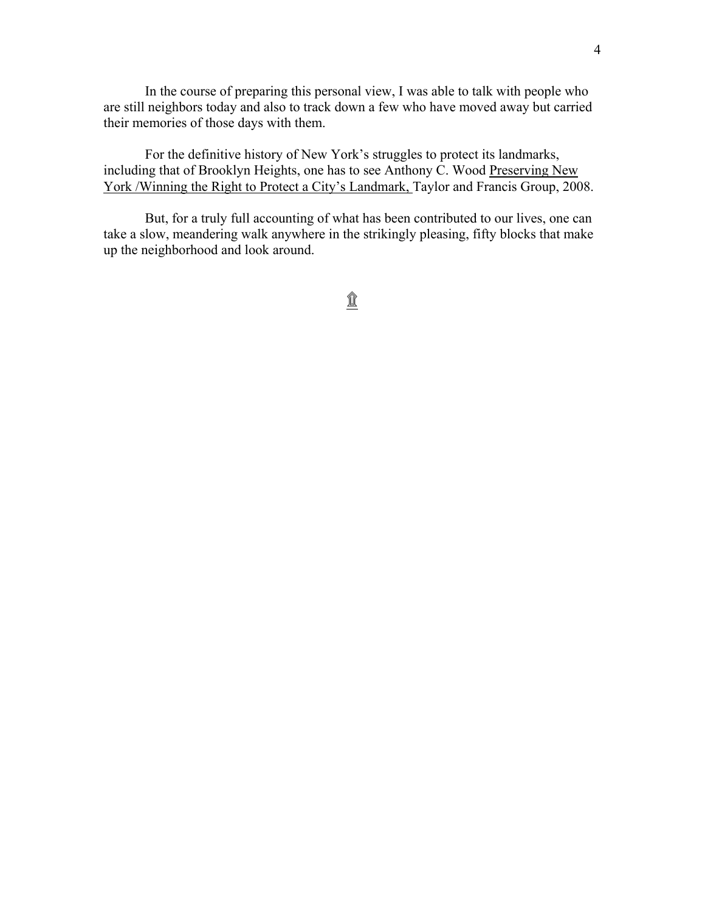In the course of preparing this personal view, I was able to talk with people who are still neighbors today and also to track down a few who have moved away but carried their memories of those days with them.

For the definitive history of New York's struggles to protect its landmarks, including that of Brooklyn Heights, one has to see Anthony C. Wood <u>Preserving New York /Winning the Right to Protect a City's Landmark,</u> Taylor and Francis Group, 2008.

But, for a truly full accounting of what has been contributed to our lives, one can take a slow, meandering walk anywhere in the strikingly pleasing, fifty blocks that make up the neighborhood and look around.

⇑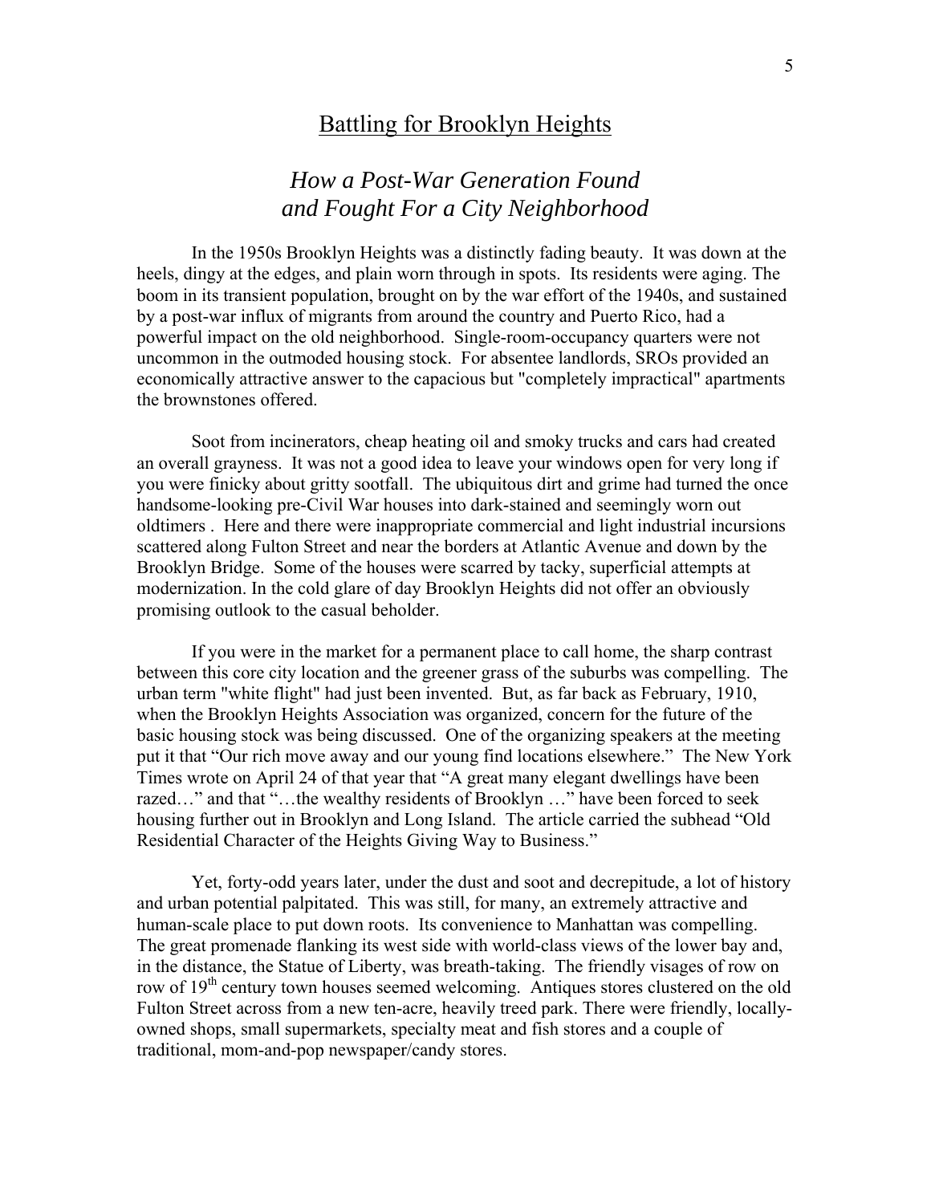# Battling for Brooklyn Heights

## *How a Post-War Generation Found and Fought For a City Neighborhood*

In the 1950s Brooklyn Heights was a distinctly fading beauty. It was down at the heels, dingy at the edges, and plain worn through in spots. Its residents were aging. The boom in its transient population, brought on by the war effort of the 1940s, and sustained by a post-war influx of migrants from around the country and Puerto Rico, had a powerful impact on the old neighborhood. Single-room-occupancy quarters were not uncommon in the outmoded housing stock. For absentee landlords, SROs provided an economically attractive answer to the capacious but "completely impractical" apartments the brownstones offered.

Soot from incinerators, cheap heating oil and smoky trucks and cars had created an overall grayness. It was not a good idea to leave your windows open for very long if you were finicky about gritty sootfall. The ubiquitous dirt and grime had turned the once handsome-looking pre-Civil War houses into dark-stained and seemingly worn out oldtimers . Here and there were inappropriate commercial and light industrial incursions scattered along Fulton Street and near the borders at Atlantic Avenue and down by the Brooklyn Bridge. Some of the houses were scarred by tacky, superficial attempts at modernization. In the cold glare of day Brooklyn Heights did not offer an obviously promising outlook to the casual beholder.

If you were in the market for a permanent place to call home, the sharp contrast between this core city location and the greener grass of the suburbs was compelling. The urban term "white flight" had just been invented. But, as far back as February, 1910, when the Brooklyn Heights Association was organized, concern for the future of the basic housing stock was being discussed. One of the organizing speakers at the meeting put it that "Our rich move away and our young find locations elsewhere." The New York Times wrote on April 24 of that year that "A great many elegant dwellings have been razed…" and that "…the wealthy residents of Brooklyn …" have been forced to seek housing further out in Brooklyn and Long Island. The article carried the subhead "Old Residential Character of the Heights Giving Way to Business."

Yet, forty-odd years later, under the dust and soot and decrepitude, a lot of history and urban potential palpitated. This was still, for many, an extremely attractive and human-scale place to put down roots. Its convenience to Manhattan was compelling. The great promenade flanking its west side with world-class views of the lower bay and, in the distance, the Statue of Liberty, was breath-taking. The friendly visages of row on row of 19th century town houses seemed welcoming. Antiques stores clustered on the old Fulton Street across from a new ten-acre, heavily treed park. There were friendly, locally-owned shops, small supermarkets, specialty meat and fish stores and a couple of traditional, mom-and-pop newspaper/candy stores.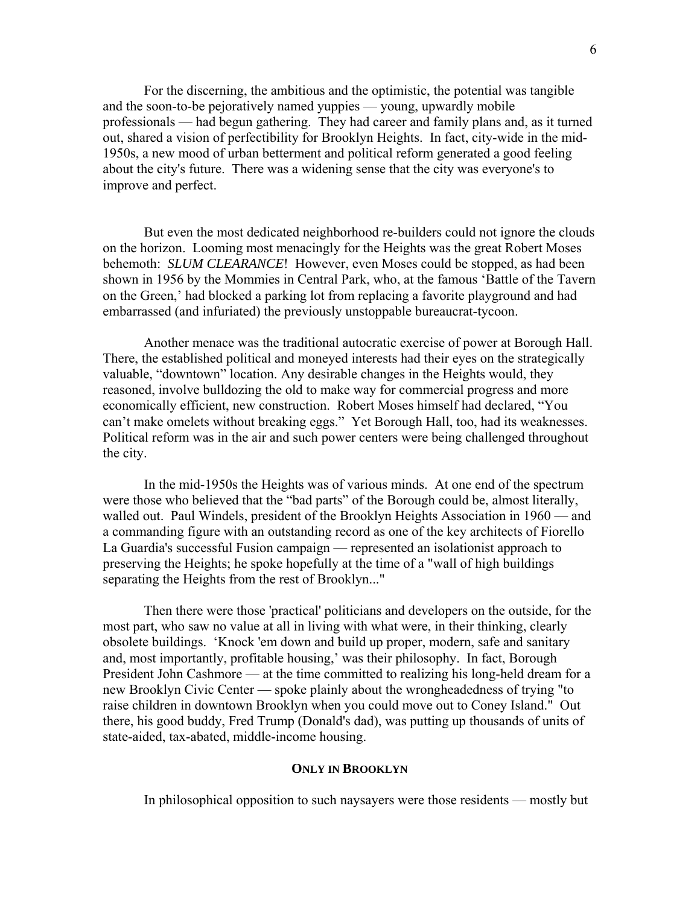For the discerning, the ambitious and the optimistic, the potential was tangible and the soon-to-be pejoratively named yuppies — young, upwardly mobile professionals — had begun gathering. They had career and family plans and, as it turned out, shared a vision of perfectibility for Brooklyn Heights. In fact, city-wide in the mid-1950s, a new mood of urban betterment and political reform generated a good feeling about the city's future. There was a widening sense that the city was everyone's to improve and perfect.

But even the most dedicated neighborhood re-builders could not ignore the clouds on the horizon. Looming most menacingly for the Heights was the great Robert Moses behemoth: *SLUM CLEARANCE*! However, even Moses could be stopped, as had been shown in 1956 by the Mommies in Central Park, who, at the famous 'Battle of the Tavern on the Green,' had blocked a parking lot from replacing a favorite playground and had embarrassed (and infuriated) the previously unstoppable bureaucrat-tycoon.

Another menace was the traditional autocratic exercise of power at Borough Hall. There, the established political and moneyed interests had their eyes on the strategically valuable, "downtown" location. Any desirable changes in the Heights would, they reasoned, involve bulldozing the old to make way for commercial progress and more economically efficient, new construction. Robert Moses himself had declared, "You can't make omelets without breaking eggs." Yet Borough Hall, too, had its weaknesses. Political reform was in the air and such power centers were being challenged throughout the city.

In the mid-1950s the Heights was of various minds. At one end of the spectrum were those who believed that the "bad parts" of the Borough could be, almost literally, walled out. Paul Windels, president of the Brooklyn Heights Association in 1960 — and a commanding figure with an outstanding record as one of the key architects of Fiorello La Guardia's successful Fusion campaign — represented an isolationist approach to preserving the Heights; he spoke hopefully at the time of a "wall of high buildings separating the Heights from the rest of Brooklyn..."

Then there were those 'practical' politicians and developers on the outside, for the most part, who saw no value at all in living with what were, in their thinking, clearly obsolete buildings. 'Knock 'em down and build up proper, modern, safe and sanitary and, most importantly, profitable housing,' was their philosophy. In fact, Borough President John Cashmore — at the time committed to realizing his long-held dream for a new Brooklyn Civic Center — spoke plainly about the wrongheadedness of trying "to raise children in downtown Brooklyn when you could move out to Coney Island." Out there, his good buddy, Fred Trump (Donald's dad), was putting up thousands of units of state-aided, tax-abated, middle-income housing.

### ONLY IN BROOKLYN

In philosophical opposition to such naysayers were those residents — mostly but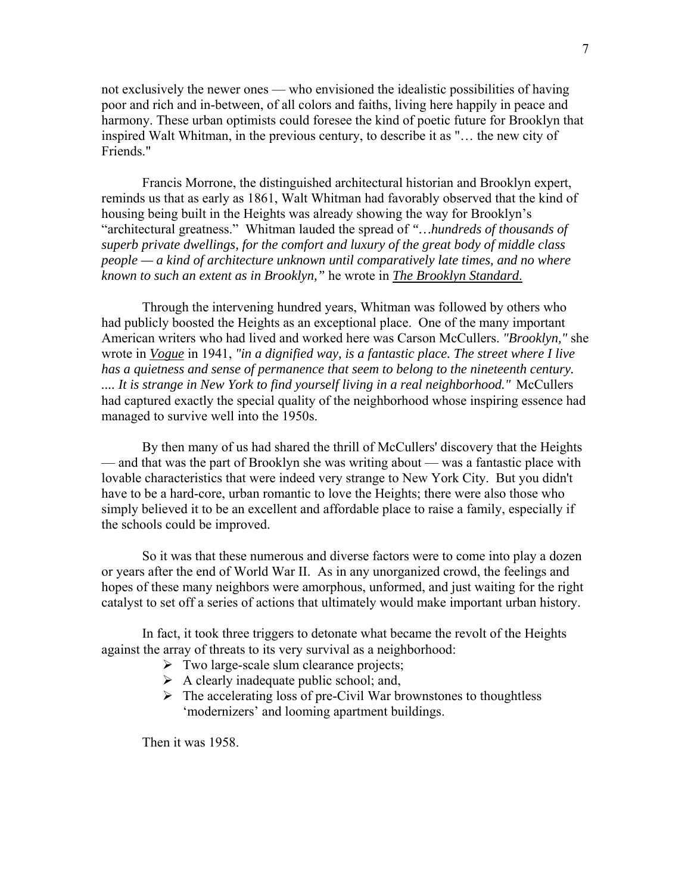not exclusively the newer ones — who envisioned the idealistic possibilities of having poor and rich and in-between, of all colors and faiths, living here happily in peace and harmony. These urban optimists could foresee the kind of poetic future for Brooklyn that inspired Walt Whitman, in the previous century, to describe it as "… the new city of Friends."

Francis Morrone, the distinguished architectural historian and Brooklyn expert, reminds us that as early as 1861, Walt Whitman had favorably observed that the kind of housing being built in the Heights was already showing the way for Brooklyn's "architectural greatness." Whitman lauded the spread of *"…hundreds of thousands of superb private dwellings, for the comfort and luxury of the great body of middle class people — a kind of architecture unknown until comparatively late times, and no where known to such an extent as in Brooklyn,"* he wrote in ***The Brooklyn Standard***.

Through the intervening hundred years, Whitman was followed by others who had publicly boosted the Heights as an exceptional place. One of the many important American writers who had lived and worked here was Carson McCullers. *"Brooklyn,"* she wrote in ***Vogue*** in 1941, *"in a dignified way, is a fantastic place. The street where I live has a quietness and sense of permanence that seem to belong to the nineteenth century. .... It is strange in New York to find yourself living in a real neighborhood."* McCullers had captured exactly the special quality of the neighborhood whose inspiring essence had managed to survive well into the 1950s.

By then many of us had shared the thrill of McCullers' discovery that the Heights — and that was the part of Brooklyn she was writing about — was a fantastic place with lovable characteristics that were indeed very strange to New York City. But you didn't have to be a hard-core, urban romantic to love the Heights; there were also those who simply believed it to be an excellent and affordable place to raise a family, especially if the schools could be improved.

So it was that these numerous and diverse factors were to come into play a dozen or years after the end of World War II. As in any unorganized crowd, the feelings and hopes of these many neighbors were amorphous, unformed, and just waiting for the right catalyst to set off a series of actions that ultimately would make important urban history.

In fact, it took three triggers to detonate what became the revolt of the Heights against the array of threats to its very survival as a neighborhood:

- Two large-scale slum clearance projects;
- A clearly inadequate public school; and,
- The accelerating loss of pre-Civil War brownstones to thoughtless 'modernizers' and looming apartment buildings.

Then it was 1958.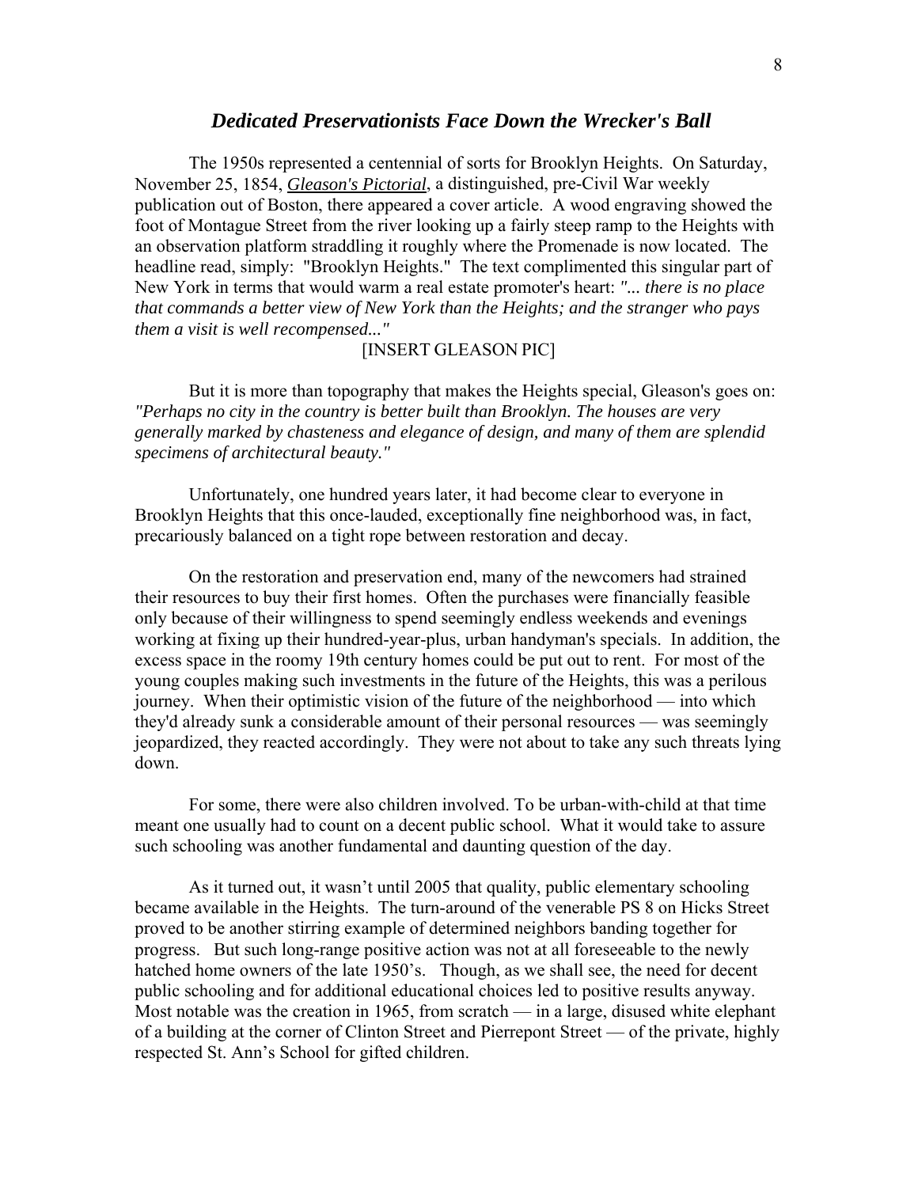## ***Dedicated Preservationists Face Down the Wrecker's Ball***

The 1950s represented a centennial of sorts for Brooklyn Heights. On Saturday, November 25, 1854, ***Gleason's Pictorial***, a distinguished, pre-Civil War weekly publication out of Boston, there appeared a cover article. A wood engraving showed the foot of Montague Street from the river looking up a fairly steep ramp to the Heights with an observation platform straddling it roughly where the Promenade is now located. The headline read, simply: "Brooklyn Heights." The text complimented this singular part of New York in terms that would warm a real estate promoter's heart: *"... there is no place that commands a better view of New York than the Heights; and the stranger who pays them a visit is well recompensed..."*

[INSERT GLEASON PIC]

But it is more than topography that makes the Heights special, Gleason's goes on: *"Perhaps no city in the country is better built than Brooklyn. The houses are very generally marked by chasteness and elegance of design, and many of them are splendid specimens of architectural beauty."*

Unfortunately, one hundred years later, it had become clear to everyone in Brooklyn Heights that this once-lauded, exceptionally fine neighborhood was, in fact, precariously balanced on a tight rope between restoration and decay.

On the restoration and preservation end, many of the newcomers had strained their resources to buy their first homes. Often the purchases were financially feasible only because of their willingness to spend seemingly endless weekends and evenings working at fixing up their hundred-year-plus, urban handyman's specials. In addition, the excess space in the roomy 19th century homes could be put out to rent. For most of the young couples making such investments in the future of the Heights, this was a perilous journey. When their optimistic vision of the future of the neighborhood — into which they'd already sunk a considerable amount of their personal resources — was seemingly jeopardized, they reacted accordingly. They were not about to take any such threats lying down.

For some, there were also children involved. To be urban-with-child at that time meant one usually had to count on a decent public school. What it would take to assure such schooling was another fundamental and daunting question of the day.

As it turned out, it wasn't until 2005 that quality, public elementary schooling became available in the Heights. The turn-around of the venerable PS 8 on Hicks Street proved to be another stirring example of determined neighbors banding together for progress. But such long-range positive action was not at all foreseeable to the newly hatched home owners of the late 1950's. Though, as we shall see, the need for decent public schooling and for additional educational choices led to positive results anyway. Most notable was the creation in 1965, from scratch — in a large, disused white elephant of a building at the corner of Clinton Street and Pierrepont Street — of the private, highly respected St. Ann's School for gifted children.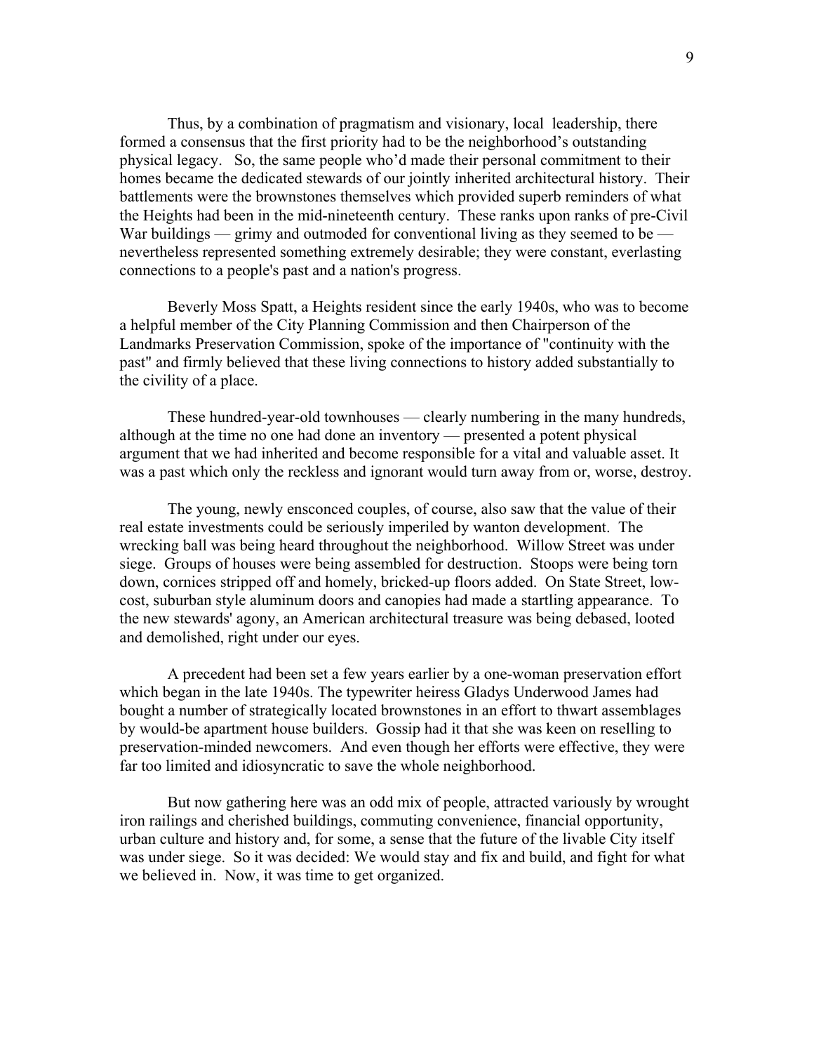Thus, by a combination of pragmatism and visionary, local leadership, there formed a consensus that the first priority had to be the neighborhood's outstanding physical legacy. So, the same people who'd made their personal commitment to their homes became the dedicated stewards of our jointly inherited architectural history. Their battlements were the brownstones themselves which provided superb reminders of what the Heights had been in the mid-nineteenth century. These ranks upon ranks of pre-Civil War buildings — grimy and outmoded for conventional living as they seemed to be — nevertheless represented something extremely desirable; they were constant, everlasting connections to a people's past and a nation's progress.

Beverly Moss Spatt, a Heights resident since the early 1940s, who was to become a helpful member of the City Planning Commission and then Chairperson of the Landmarks Preservation Commission, spoke of the importance of "continuity with the past" and firmly believed that these living connections to history added substantially to the civility of a place.

These hundred-year-old townhouses — clearly numbering in the many hundreds, although at the time no one had done an inventory — presented a potent physical argument that we had inherited and become responsible for a vital and valuable asset. It was a past which only the reckless and ignorant would turn away from or, worse, destroy.

The young, newly ensconced couples, of course, also saw that the value of their real estate investments could be seriously imperiled by wanton development. The wrecking ball was being heard throughout the neighborhood. Willow Street was under siege. Groups of houses were being assembled for destruction. Stoops were being torn down, cornices stripped off and homely, bricked-up floors added. On State Street, low-cost, suburban style aluminum doors and canopies had made a startling appearance. To the new stewards' agony, an American architectural treasure was being debased, looted and demolished, right under our eyes.

A precedent had been set a few years earlier by a one-woman preservation effort which began in the late 1940s. The typewriter heiress Gladys Underwood James had bought a number of strategically located brownstones in an effort to thwart assemblages by would-be apartment house builders. Gossip had it that she was keen on reselling to preservation-minded newcomers. And even though her efforts were effective, they were far too limited and idiosyncratic to save the whole neighborhood.

But now gathering here was an odd mix of people, attracted variously by wrought iron railings and cherished buildings, commuting convenience, financial opportunity, urban culture and history and, for some, a sense that the future of the livable City itself was under siege. So it was decided: We would stay and fix and build, and fight for what we believed in. Now, it was time to get organized.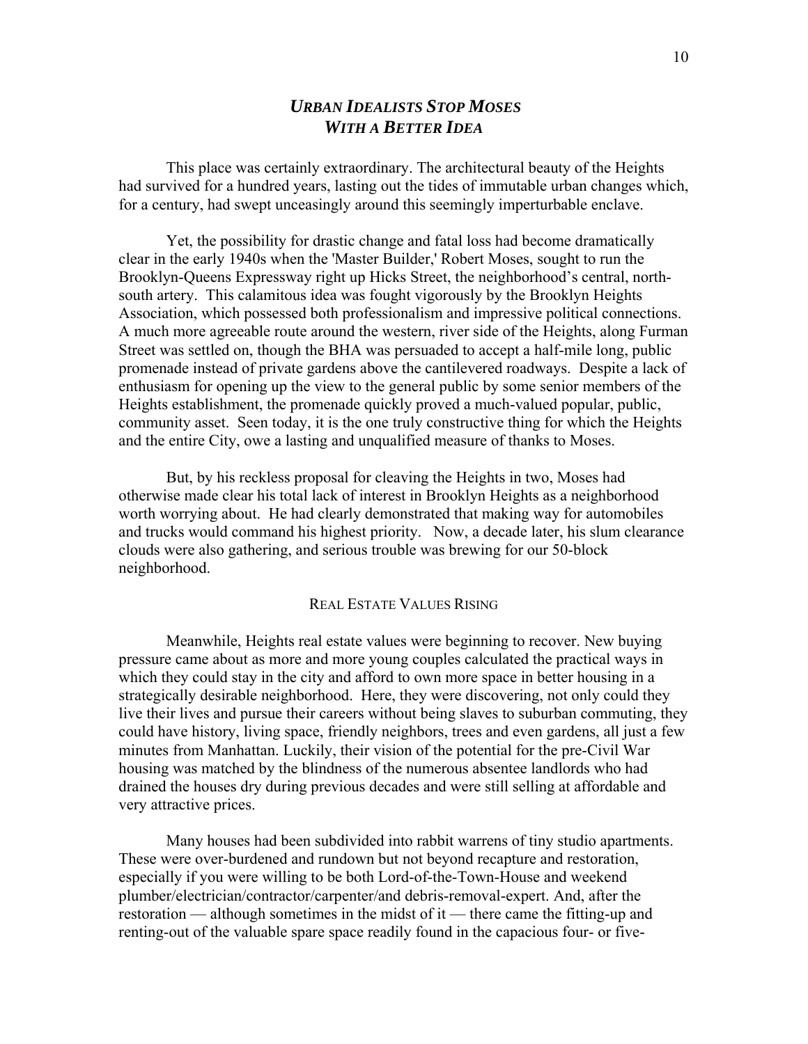## *URBAN IDEALISTS STOP MOSES WITH A BETTER IDEA*

This place was certainly extraordinary. The architectural beauty of the Heights had survived for a hundred years, lasting out the tides of immutable urban changes which, for a century, had swept unceasingly around this seemingly imperturbable enclave.

Yet, the possibility for drastic change and fatal loss had become dramatically clear in the early 1940s when the 'Master Builder,' Robert Moses, sought to run the Brooklyn-Queens Expressway right up Hicks Street, the neighborhood's central, north-south artery. This calamitous idea was fought vigorously by the Brooklyn Heights Association, which possessed both professionalism and impressive political connections. A much more agreeable route around the western, river side of the Heights, along Furman Street was settled on, though the BHA was persuaded to accept a half-mile long, public promenade instead of private gardens above the cantilevered roadways. Despite a lack of enthusiasm for opening up the view to the general public by some senior members of the Heights establishment, the promenade quickly proved a much-valued popular, public, community asset. Seen today, it is the one truly constructive thing for which the Heights and the entire City, owe a lasting and unqualified measure of thanks to Moses.

But, by his reckless proposal for cleaving the Heights in two, Moses had otherwise made clear his total lack of interest in Brooklyn Heights as a neighborhood worth worrying about. He had clearly demonstrated that making way for automobiles and trucks would command his highest priority. Now, a decade later, his slum clearance clouds were also gathering, and serious trouble was brewing for our 50-block neighborhood.

### REAL ESTATE VALUES RISING

Meanwhile, Heights real estate values were beginning to recover. New buying pressure came about as more and more young couples calculated the practical ways in which they could stay in the city and afford to own more space in better housing in a strategically desirable neighborhood. Here, they were discovering, not only could they live their lives and pursue their careers without being slaves to suburban commuting, they could have history, living space, friendly neighbors, trees and even gardens, all just a few minutes from Manhattan. Luckily, their vision of the potential for the pre-Civil War housing was matched by the blindness of the numerous absentee landlords who had drained the houses dry during previous decades and were still selling at affordable and very attractive prices.

Many houses had been subdivided into rabbit warrens of tiny studio apartments. These were over-burdened and rundown but not beyond recapture and restoration, especially if you were willing to be both Lord-of-the-Town-House and weekend plumber/electrician/contractor/carpenter/and debris-removal-expert. And, after the restoration — although sometimes in the midst of it — there came the fitting-up and renting-out of the valuable spare space readily found in the capacious four- or five-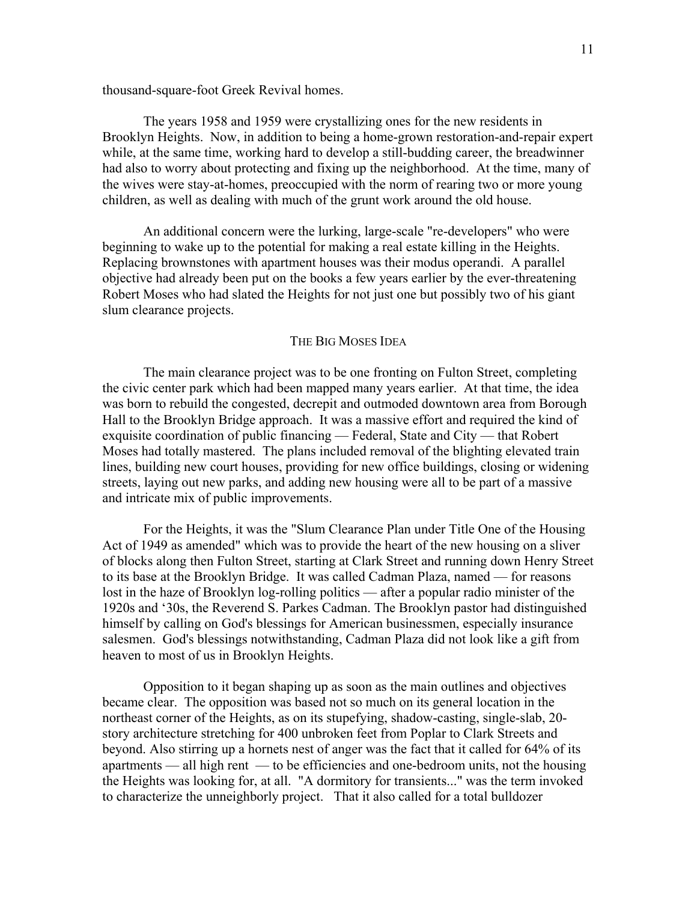thousand-square-foot Greek Revival homes.

The years 1958 and 1959 were crystallizing ones for the new residents in Brooklyn Heights. Now, in addition to being a home-grown restoration-and-repair expert while, at the same time, working hard to develop a still-budding career, the breadwinner had also to worry about protecting and fixing up the neighborhood. At the time, many of the wives were stay-at-homes, preoccupied with the norm of rearing two or more young children, as well as dealing with much of the grunt work around the old house.

An additional concern were the lurking, large-scale "re-developers" who were beginning to wake up to the potential for making a real estate killing in the Heights. Replacing brownstones with apartment houses was their modus operandi. A parallel objective had already been put on the books a few years earlier by the ever-threatening Robert Moses who had slated the Heights for not just one but possibly two of his giant slum clearance projects.

## THE BIG MOSES IDEA

The main clearance project was to be one fronting on Fulton Street, completing the civic center park which had been mapped many years earlier. At that time, the idea was born to rebuild the congested, decrepit and outmoded downtown area from Borough Hall to the Brooklyn Bridge approach. It was a massive effort and required the kind of exquisite coordination of public financing — Federal, State and City — that Robert Moses had totally mastered. The plans included removal of the blighting elevated train lines, building new court houses, providing for new office buildings, closing or widening streets, laying out new parks, and adding new housing were all to be part of a massive and intricate mix of public improvements.

For the Heights, it was the "Slum Clearance Plan under Title One of the Housing Act of 1949 as amended" which was to provide the heart of the new housing on a sliver of blocks along then Fulton Street, starting at Clark Street and running down Henry Street to its base at the Brooklyn Bridge. It was called Cadman Plaza, named — for reasons lost in the haze of Brooklyn log-rolling politics — after a popular radio minister of the 1920s and '30s, the Reverend S. Parkes Cadman. The Brooklyn pastor had distinguished himself by calling on God's blessings for American businessmen, especially insurance salesmen. God's blessings notwithstanding, Cadman Plaza did not look like a gift from heaven to most of us in Brooklyn Heights.

Opposition to it began shaping up as soon as the main outlines and objectives became clear. The opposition was based not so much on its general location in the northeast corner of the Heights, as on its stupefying, shadow-casting, single-slab, 20-story architecture stretching for 400 unbroken feet from Poplar to Clark Streets and beyond. Also stirring up a hornets nest of anger was the fact that it called for 64% of its apartments — all high rent — to be efficiencies and one-bedroom units, not the housing the Heights was looking for, at all. "A dormitory for transients..." was the term invoked to characterize the unneighborly project. That it also called for a total bulldozer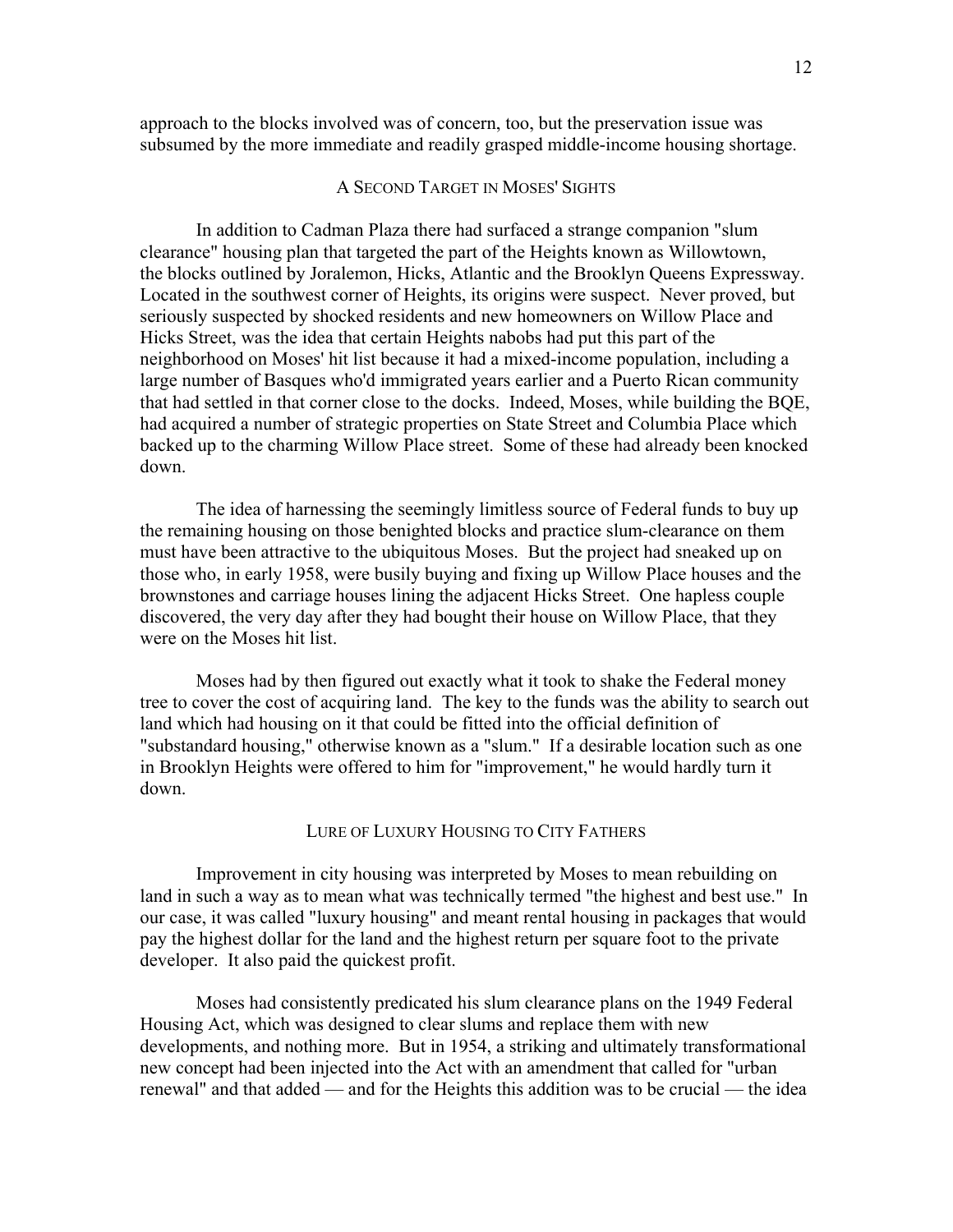approach to the blocks involved was of concern, too, but the preservation issue was subsumed by the more immediate and readily grasped middle-income housing shortage.

## A Second Target in Moses' Sights

In addition to Cadman Plaza there had surfaced a strange companion "slum clearance" housing plan that targeted the part of the Heights known as Willowtown, the blocks outlined by Joralemon, Hicks, Atlantic and the Brooklyn Queens Expressway. Located in the southwest corner of Heights, its origins were suspect. Never proved, but seriously suspected by shocked residents and new homeowners on Willow Place and Hicks Street, was the idea that certain Heights nabobs had put this part of the neighborhood on Moses' hit list because it had a mixed-income population, including a large number of Basques who'd immigrated years earlier and a Puerto Rican community that had settled in that corner close to the docks. Indeed, Moses, while building the BQE, had acquired a number of strategic properties on State Street and Columbia Place which backed up to the charming Willow Place street. Some of these had already been knocked down.

The idea of harnessing the seemingly limitless source of Federal funds to buy up the remaining housing on those benighted blocks and practice slum-clearance on them must have been attractive to the ubiquitous Moses. But the project had sneaked up on those who, in early 1958, were busily buying and fixing up Willow Place houses and the brownstones and carriage houses lining the adjacent Hicks Street. One hapless couple discovered, the very day after they had bought their house on Willow Place, that they were on the Moses hit list.

Moses had by then figured out exactly what it took to shake the Federal money tree to cover the cost of acquiring land. The key to the funds was the ability to search out land which had housing on it that could be fitted into the official definition of "substandard housing," otherwise known as a "slum." If a desirable location such as one in Brooklyn Heights were offered to him for "improvement," he would hardly turn it down.

## Lure of Luxury Housing to City Fathers

Improvement in city housing was interpreted by Moses to mean rebuilding on land in such a way as to mean what was technically termed "the highest and best use." In our case, it was called "luxury housing" and meant rental housing in packages that would pay the highest dollar for the land and the highest return per square foot to the private developer. It also paid the quickest profit.

Moses had consistently predicated his slum clearance plans on the 1949 Federal Housing Act, which was designed to clear slums and replace them with new developments, and nothing more. But in 1954, a striking and ultimately transformational new concept had been injected into the Act with an amendment that called for "urban renewal" and that added — and for the Heights this addition was to be crucial — the idea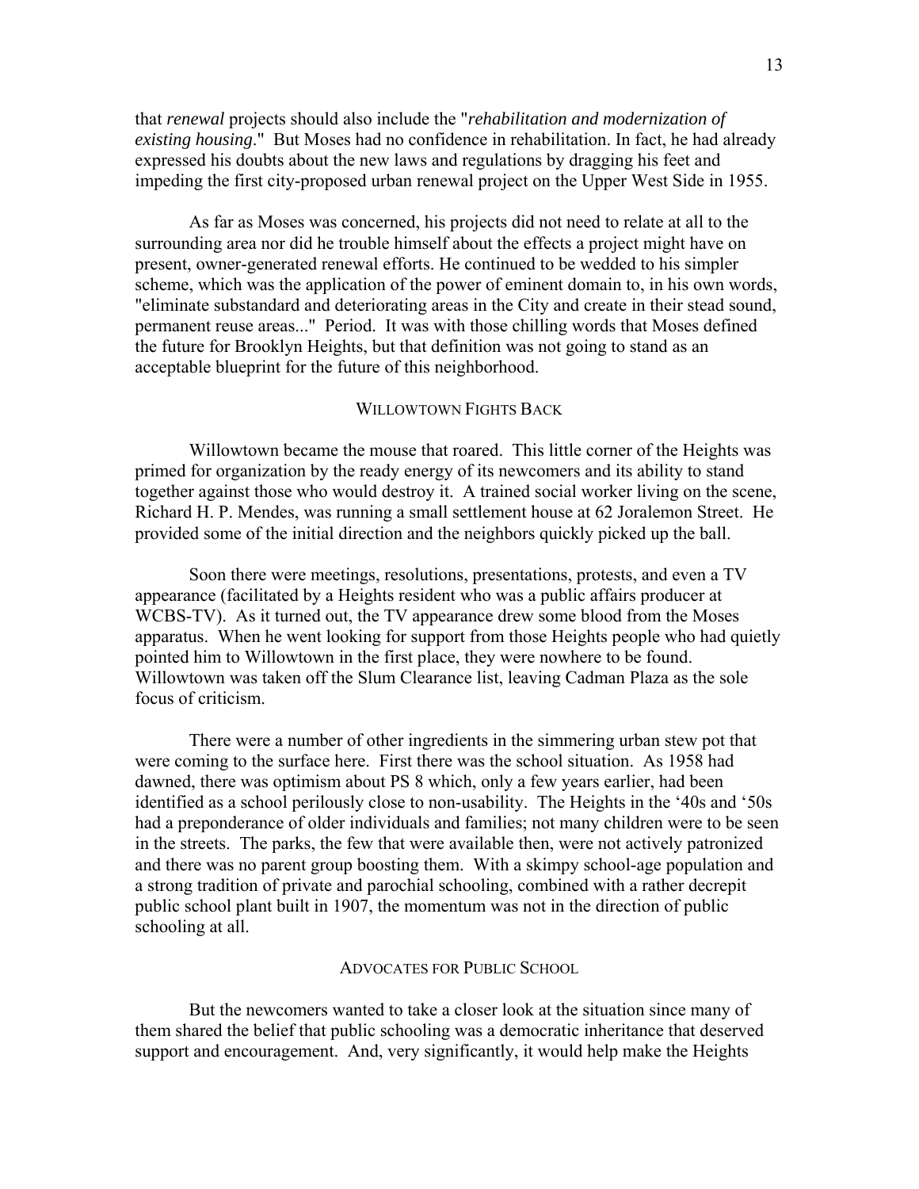that *renewal* projects should also include the "*rehabilitation and modernization of existing housing*." But Moses had no confidence in rehabilitation. In fact, he had already expressed his doubts about the new laws and regulations by dragging his feet and impeding the first city-proposed urban renewal project on the Upper West Side in 1955.

As far as Moses was concerned, his projects did not need to relate at all to the surrounding area nor did he trouble himself about the effects a project might have on present, owner-generated renewal efforts. He continued to be wedded to his simpler scheme, which was the application of the power of eminent domain to, in his own words, "eliminate substandard and deteriorating areas in the City and create in their stead sound, permanent reuse areas..." Period. It was with those chilling words that Moses defined the future for Brooklyn Heights, but that definition was not going to stand as an acceptable blueprint for the future of this neighborhood.

## WILLOWTOWN FIGHTS BACK

Willowtown became the mouse that roared. This little corner of the Heights was primed for organization by the ready energy of its newcomers and its ability to stand together against those who would destroy it. A trained social worker living on the scene, Richard H. P. Mendes, was running a small settlement house at 62 Joralemon Street. He provided some of the initial direction and the neighbors quickly picked up the ball.

Soon there were meetings, resolutions, presentations, protests, and even a TV appearance (facilitated by a Heights resident who was a public affairs producer at WCBS-TV). As it turned out, the TV appearance drew some blood from the Moses apparatus. When he went looking for support from those Heights people who had quietly pointed him to Willowtown in the first place, they were nowhere to be found. Willowtown was taken off the Slum Clearance list, leaving Cadman Plaza as the sole focus of criticism.

There were a number of other ingredients in the simmering urban stew pot that were coming to the surface here. First there was the school situation. As 1958 had dawned, there was optimism about PS 8 which, only a few years earlier, had been identified as a school perilously close to non-usability. The Heights in the '40s and '50s had a preponderance of older individuals and families; not many children were to be seen in the streets. The parks, the few that were available then, were not actively patronized and there was no parent group boosting them. With a skimpy school-age population and a strong tradition of private and parochial schooling, combined with a rather decrepit public school plant built in 1907, the momentum was not in the direction of public schooling at all.

## ADVOCATES FOR PUBLIC SCHOOL

But the newcomers wanted to take a closer look at the situation since many of them shared the belief that public schooling was a democratic inheritance that deserved support and encouragement. And, very significantly, it would help make the Heights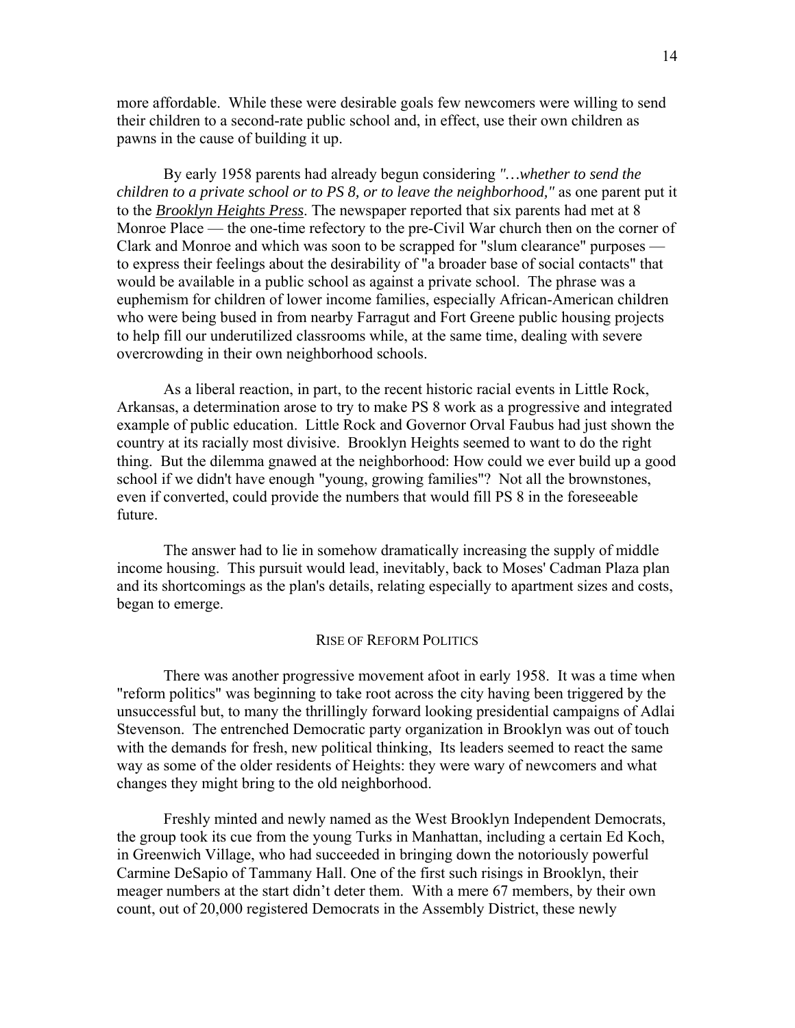more affordable. While these were desirable goals few newcomers were willing to send their children to a second-rate public school and, in effect, use their own children as pawns in the cause of building it up.

By early 1958 parents had already begun considering *"…whether to send the children to a private school or to PS 8, or to leave the neighborhood,"* as one parent put it to the ***Brooklyn Heights Press***. The newspaper reported that six parents had met at 8 Monroe Place — the one-time refectory to the pre-Civil War church then on the corner of Clark and Monroe and which was soon to be scrapped for "slum clearance" purposes — to express their feelings about the desirability of "a broader base of social contacts" that would be available in a public school as against a private school. The phrase was a euphemism for children of lower income families, especially African-American children who were being bused in from nearby Farragut and Fort Greene public housing projects to help fill our underutilized classrooms while, at the same time, dealing with severe overcrowding in their own neighborhood schools.

As a liberal reaction, in part, to the recent historic racial events in Little Rock, Arkansas, a determination arose to try to make PS 8 work as a progressive and integrated example of public education. Little Rock and Governor Orval Faubus had just shown the country at its racially most divisive. Brooklyn Heights seemed to want to do the right thing. But the dilemma gnawed at the neighborhood: How could we ever build up a good school if we didn't have enough "young, growing families"? Not all the brownstones, even if converted, could provide the numbers that would fill PS 8 in the foreseeable future.

The answer had to lie in somehow dramatically increasing the supply of middle income housing. This pursuit would lead, inevitably, back to Moses' Cadman Plaza plan and its shortcomings as the plan's details, relating especially to apartment sizes and costs, began to emerge.

## RISE OF REFORM POLITICS

There was another progressive movement afoot in early 1958. It was a time when "reform politics" was beginning to take root across the city having been triggered by the unsuccessful but, to many the thrillingly forward looking presidential campaigns of Adlai Stevenson. The entrenched Democratic party organization in Brooklyn was out of touch with the demands for fresh, new political thinking, Its leaders seemed to react the same way as some of the older residents of Heights: they were wary of newcomers and what changes they might bring to the old neighborhood.

Freshly minted and newly named as the West Brooklyn Independent Democrats, the group took its cue from the young Turks in Manhattan, including a certain Ed Koch, in Greenwich Village, who had succeeded in bringing down the notoriously powerful Carmine DeSapio of Tammany Hall. One of the first such risings in Brooklyn, their meager numbers at the start didn't deter them. With a mere 67 members, by their own count, out of 20,000 registered Democrats in the Assembly District, these newly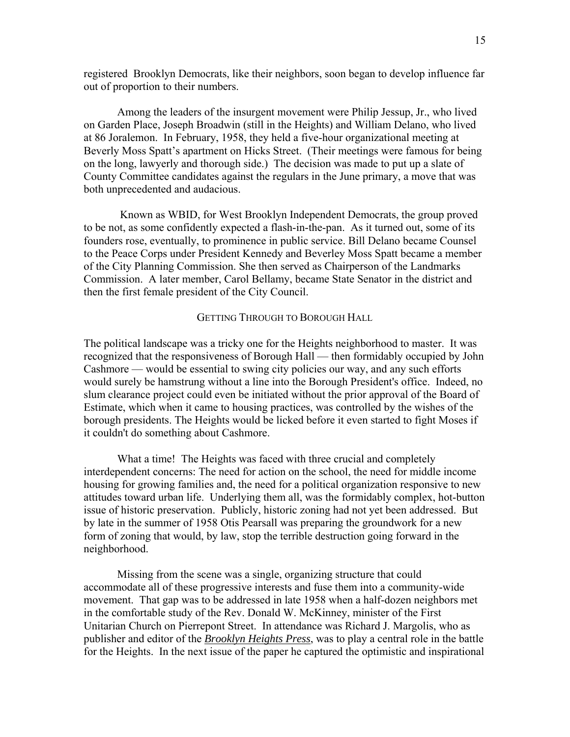registered Brooklyn Democrats, like their neighbors, soon began to develop influence far out of proportion to their numbers.

Among the leaders of the insurgent movement were Philip Jessup, Jr., who lived on Garden Place, Joseph Broadwin (still in the Heights) and William Delano, who lived at 86 Joralemon. In February, 1958, they held a five-hour organizational meeting at Beverly Moss Spatt's apartment on Hicks Street. (Their meetings were famous for being on the long, lawyerly and thorough side.) The decision was made to put up a slate of County Committee candidates against the regulars in the June primary, a move that was both unprecedented and audacious.

Known as WBID, for West Brooklyn Independent Democrats, the group proved to be not, as some confidently expected a flash-in-the-pan. As it turned out, some of its founders rose, eventually, to prominence in public service. Bill Delano became Counsel to the Peace Corps under President Kennedy and Beverley Moss Spatt became a member of the City Planning Commission. She then served as Chairperson of the Landmarks Commission. A later member, Carol Bellamy, became State Senator in the district and then the first female president of the City Council.

## GETTING THROUGH TO BOROUGH HALL

The political landscape was a tricky one for the Heights neighborhood to master. It was recognized that the responsiveness of Borough Hall — then formidably occupied by John Cashmore — would be essential to swing city policies our way, and any such efforts would surely be hamstrung without a line into the Borough President's office. Indeed, no slum clearance project could even be initiated without the prior approval of the Board of Estimate, which when it came to housing practices, was controlled by the wishes of the borough presidents. The Heights would be licked before it even started to fight Moses if it couldn't do something about Cashmore.

What a time! The Heights was faced with three crucial and completely interdependent concerns: The need for action on the school, the need for middle income housing for growing families and, the need for a political organization responsive to new attitudes toward urban life. Underlying them all, was the formidably complex, hot-button issue of historic preservation. Publicly, historic zoning had not yet been addressed. But by late in the summer of 1958 Otis Pearsall was preparing the groundwork for a new form of zoning that would, by law, stop the terrible destruction going forward in the neighborhood.

Missing from the scene was a single, organizing structure that could accommodate all of these progressive interests and fuse them into a community-wide movement. That gap was to be addressed in late 1958 when a half-dozen neighbors met in the comfortable study of the Rev. Donald W. McKinney, minister of the First Unitarian Church on Pierrepont Street. In attendance was Richard J. Margolis, who as publisher and editor of the ***Brooklyn Heights Press***, was to play a central role in the battle for the Heights. In the next issue of the paper he captured the optimistic and inspirational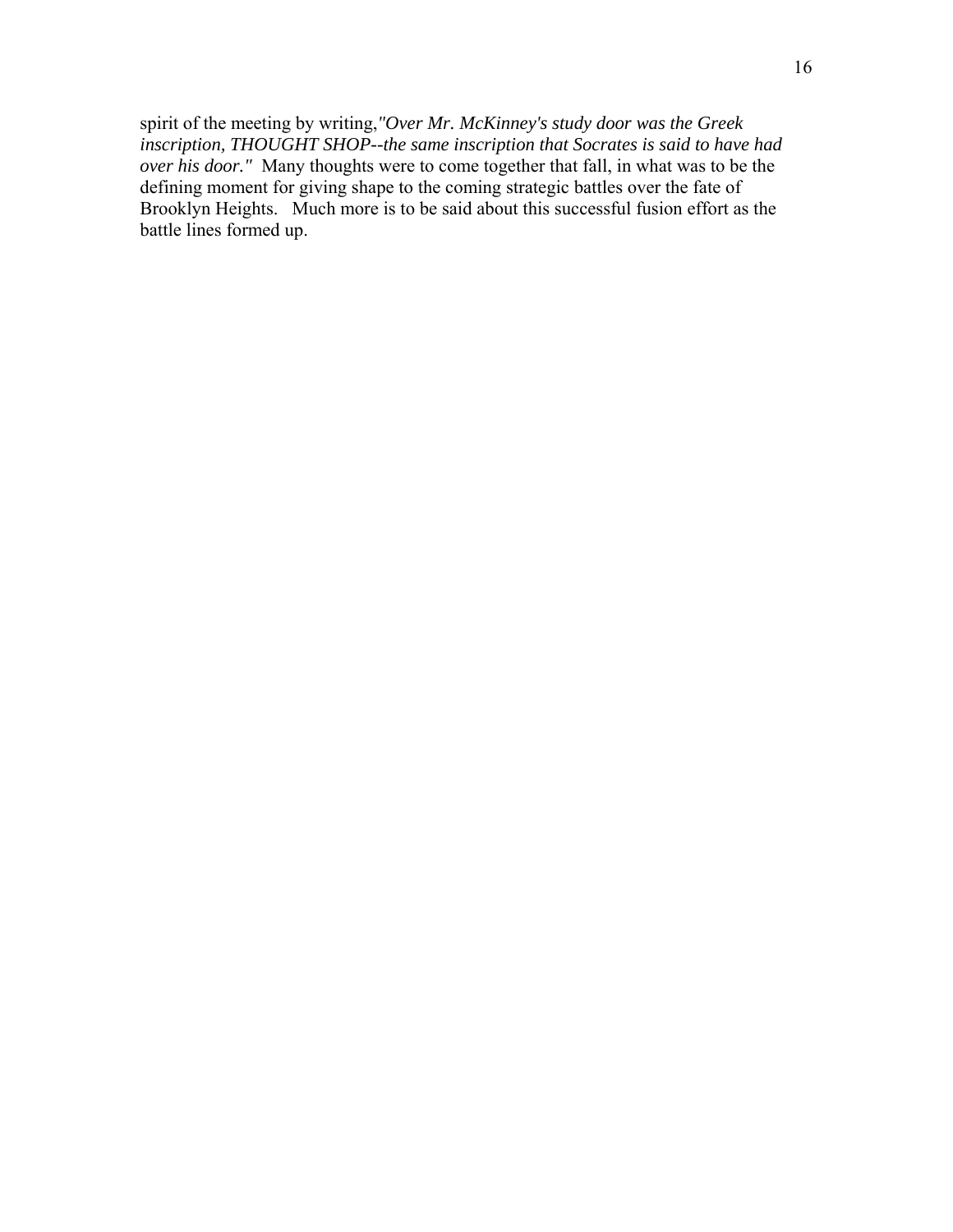spirit of the meeting by writing,*"Over Mr. McKinney's study door was the Greek inscription, THOUGHT SHOP--the same inscription that Socrates is said to have had over his door."* Many thoughts were to come together that fall, in what was to be the defining moment for giving shape to the coming strategic battles over the fate of Brooklyn Heights. Much more is to be said about this successful fusion effort as the battle lines formed up.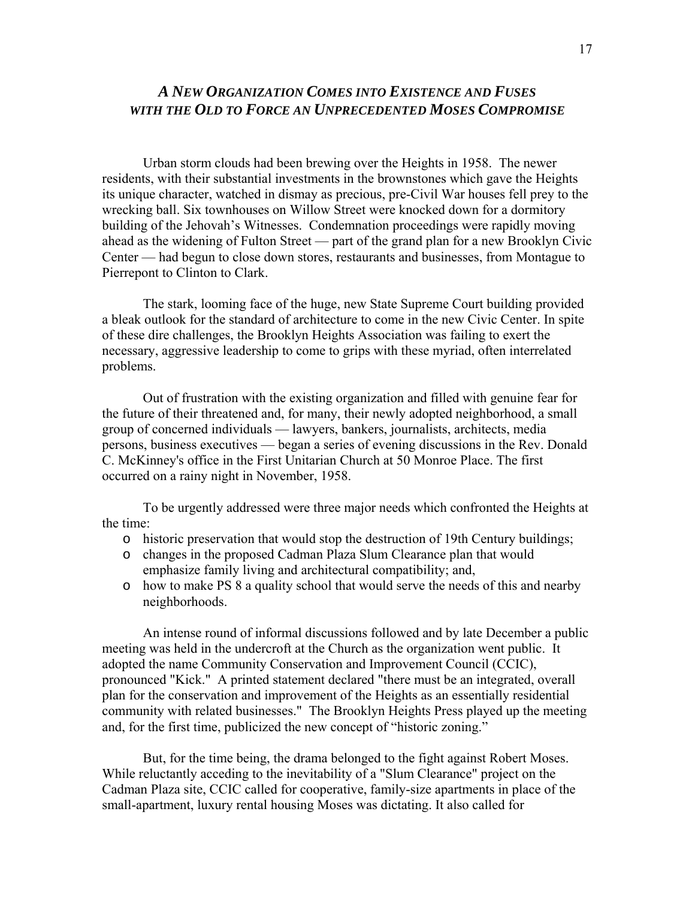## *A New Organization Comes into Existence and Fuses with the Old to Force an Unprecedented Moses Compromise*

Urban storm clouds had been brewing over the Heights in 1958. The newer residents, with their substantial investments in the brownstones which gave the Heights its unique character, watched in dismay as precious, pre-Civil War houses fell prey to the wrecking ball. Six townhouses on Willow Street were knocked down for a dormitory building of the Jehovah's Witnesses. Condemnation proceedings were rapidly moving ahead as the widening of Fulton Street — part of the grand plan for a new Brooklyn Civic Center — had begun to close down stores, restaurants and businesses, from Montague to Pierrepont to Clinton to Clark.

The stark, looming face of the huge, new State Supreme Court building provided a bleak outlook for the standard of architecture to come in the new Civic Center. In spite of these dire challenges, the Brooklyn Heights Association was failing to exert the necessary, aggressive leadership to come to grips with these myriad, often interrelated problems.

Out of frustration with the existing organization and filled with genuine fear for the future of their threatened and, for many, their newly adopted neighborhood, a small group of concerned individuals — lawyers, bankers, journalists, architects, media persons, business executives — began a series of evening discussions in the Rev. Donald C. McKinney's office in the First Unitarian Church at 50 Monroe Place. The first occurred on a rainy night in November, 1958.

To be urgently addressed were three major needs which confronted the Heights at the time:

- historic preservation that would stop the destruction of 19th Century buildings;
- changes in the proposed Cadman Plaza Slum Clearance plan that would emphasize family living and architectural compatibility; and,
- how to make PS 8 a quality school that would serve the needs of this and nearby neighborhoods.

An intense round of informal discussions followed and by late December a public meeting was held in the undercroft at the Church as the organization went public. It adopted the name Community Conservation and Improvement Council (CCIC), pronounced "Kick." A printed statement declared "there must be an integrated, overall plan for the conservation and improvement of the Heights as an essentially residential community with related businesses." The Brooklyn Heights Press played up the meeting and, for the first time, publicized the new concept of "historic zoning."

But, for the time being, the drama belonged to the fight against Robert Moses. While reluctantly acceding to the inevitability of a "Slum Clearance" project on the Cadman Plaza site, CCIC called for cooperative, family-size apartments in place of the small-apartment, luxury rental housing Moses was dictating. It also called for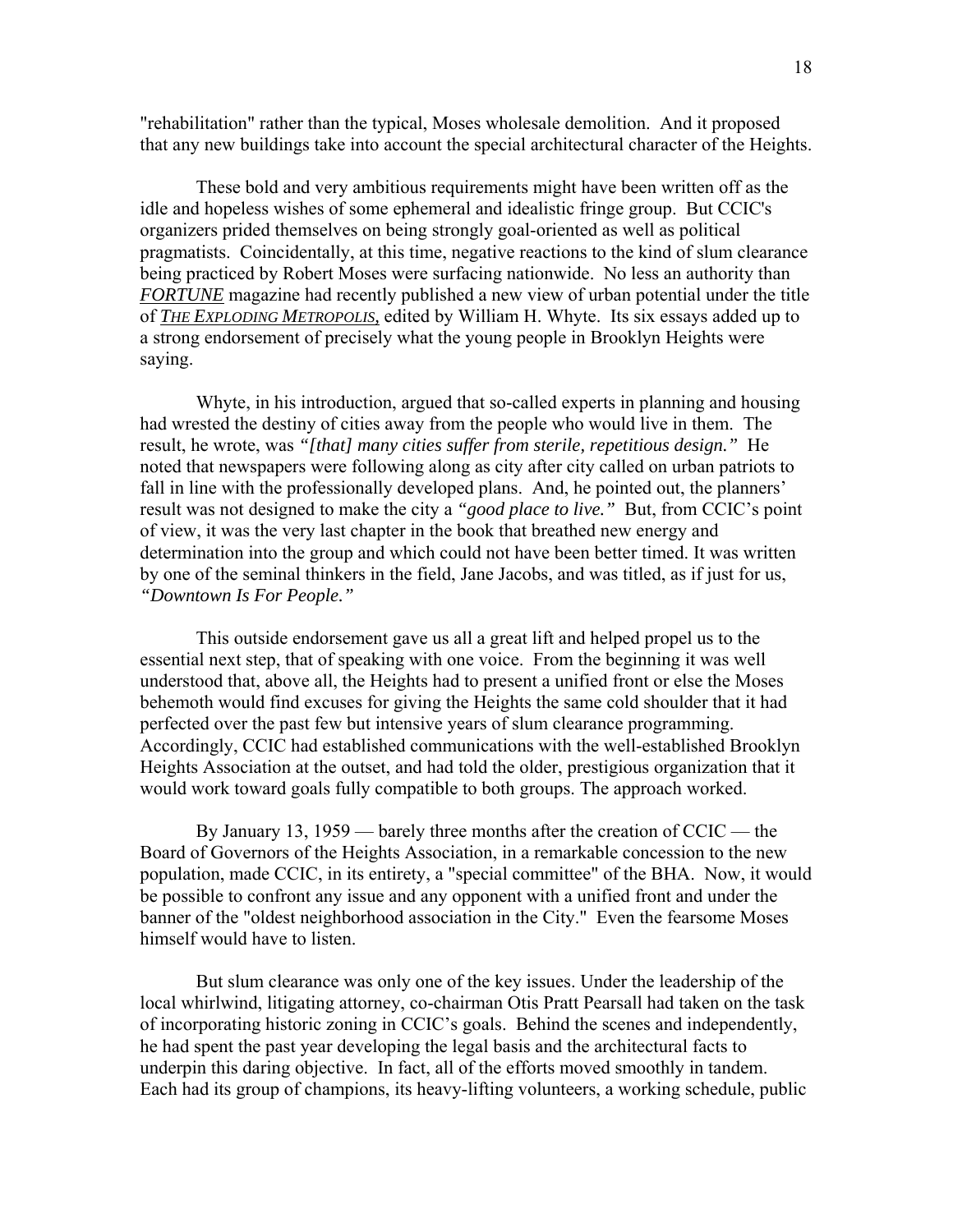"rehabilitation" rather than the typical, Moses wholesale demolition. And it proposed that any new buildings take into account the special architectural character of the Heights.

These bold and very ambitious requirements might have been written off as the idle and hopeless wishes of some ephemeral and idealistic fringe group. But CCIC's organizers prided themselves on being strongly goal-oriented as well as political pragmatists. Coincidentally, at this time, negative reactions to the kind of slum clearance being practiced by Robert Moses were surfacing nationwide. No less an authority than ***FORTUNE*** magazine had recently published a new view of urban potential under the title of ***THE EXPLODING METROPOLIS,*** edited by William H. Whyte. Its six essays added up to a strong endorsement of precisely what the young people in Brooklyn Heights were saying.

Whyte, in his introduction, argued that so-called experts in planning and housing had wrested the destiny of cities away from the people who would live in them. The result, he wrote, was *"[that] many cities suffer from sterile, repetitious design."* He noted that newspapers were following along as city after city called on urban patriots to fall in line with the professionally developed plans. And, he pointed out, the planners' result was not designed to make the city a *"good place to live."* But, from CCIC's point of view, it was the very last chapter in the book that breathed new energy and determination into the group and which could not have been better timed. It was written by one of the seminal thinkers in the field, Jane Jacobs, and was titled, as if just for us, *"Downtown Is For People."*

This outside endorsement gave us all a great lift and helped propel us to the essential next step, that of speaking with one voice. From the beginning it was well understood that, above all, the Heights had to present a unified front or else the Moses behemoth would find excuses for giving the Heights the same cold shoulder that it had perfected over the past few but intensive years of slum clearance programming. Accordingly, CCIC had established communications with the well-established Brooklyn Heights Association at the outset, and had told the older, prestigious organization that it would work toward goals fully compatible to both groups. The approach worked.

By January 13, 1959 — barely three months after the creation of CCIC — the Board of Governors of the Heights Association, in a remarkable concession to the new population, made CCIC, in its entirety, a "special committee" of the BHA. Now, it would be possible to confront any issue and any opponent with a unified front and under the banner of the "oldest neighborhood association in the City." Even the fearsome Moses himself would have to listen.

But slum clearance was only one of the key issues. Under the leadership of the local whirlwind, litigating attorney, co-chairman Otis Pratt Pearsall had taken on the task of incorporating historic zoning in CCIC's goals. Behind the scenes and independently, he had spent the past year developing the legal basis and the architectural facts to underpin this daring objective. In fact, all of the efforts moved smoothly in tandem. Each had its group of champions, its heavy-lifting volunteers, a working schedule, public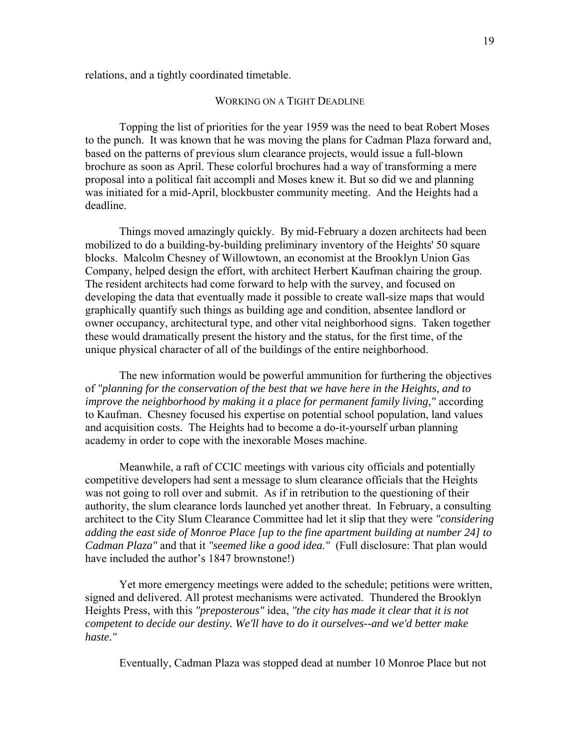relations, and a tightly coordinated timetable.

## Working on a Tight Deadline

Topping the list of priorities for the year 1959 was the need to beat Robert Moses to the punch. It was known that he was moving the plans for Cadman Plaza forward and, based on the patterns of previous slum clearance projects, would issue a full-blown brochure as soon as April. These colorful brochures had a way of transforming a mere proposal into a political fait accompli and Moses knew it. But so did we and planning was initiated for a mid-April, blockbuster community meeting. And the Heights had a deadline.

Things moved amazingly quickly. By mid-February a dozen architects had been mobilized to do a building-by-building preliminary inventory of the Heights' 50 square blocks. Malcolm Chesney of Willowtown, an economist at the Brooklyn Union Gas Company, helped design the effort, with architect Herbert Kaufman chairing the group. The resident architects had come forward to help with the survey, and focused on developing the data that eventually made it possible to create wall-size maps that would graphically quantify such things as building age and condition, absentee landlord or owner occupancy, architectural type, and other vital neighborhood signs. Taken together these would dramatically present the history and the status, for the first time, of the unique physical character of all of the buildings of the entire neighborhood.

The new information would be powerful ammunition for furthering the objectives of *"planning for the conservation of the best that we have here in the Heights, and to improve the neighborhood by making it a place for permanent family living,"* according to Kaufman. Chesney focused his expertise on potential school population, land values and acquisition costs. The Heights had to become a do-it-yourself urban planning academy in order to cope with the inexorable Moses machine.

Meanwhile, a raft of CCIC meetings with various city officials and potentially competitive developers had sent a message to slum clearance officials that the Heights was not going to roll over and submit. As if in retribution to the questioning of their authority, the slum clearance lords launched yet another threat. In February, a consulting architect to the City Slum Clearance Committee had let it slip that they were *"considering adding the east side of Monroe Place [up to the fine apartment building at number 24] to Cadman Plaza"* and that it *"seemed like a good idea."* (Full disclosure: That plan would have included the author's 1847 brownstone!)

Yet more emergency meetings were added to the schedule; petitions were written, signed and delivered. All protest mechanisms were activated. Thundered the Brooklyn Heights Press, with this *"preposterous"* idea, *"the city has made it clear that it is not competent to decide our destiny. We'll have to do it ourselves--and we'd better make haste."*

Eventually, Cadman Plaza was stopped dead at number 10 Monroe Place but not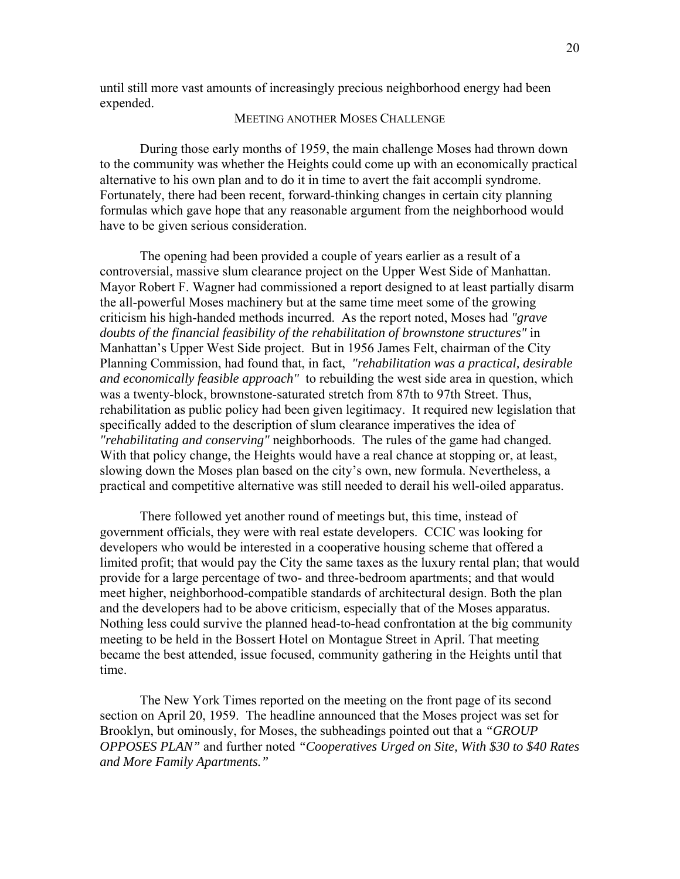until still more vast amounts of increasingly precious neighborhood energy had been expended.

## MEETING ANOTHER MOSES CHALLENGE

During those early months of 1959, the main challenge Moses had thrown down to the community was whether the Heights could come up with an economically practical alternative to his own plan and to do it in time to avert the fait accompli syndrome. Fortunately, there had been recent, forward-thinking changes in certain city planning formulas which gave hope that any reasonable argument from the neighborhood would have to be given serious consideration.

The opening had been provided a couple of years earlier as a result of a controversial, massive slum clearance project on the Upper West Side of Manhattan. Mayor Robert F. Wagner had commissioned a report designed to at least partially disarm the all-powerful Moses machinery but at the same time meet some of the growing criticism his high-handed methods incurred. As the report noted, Moses had *"grave doubts of the financial feasibility of the rehabilitation of brownstone structures"* in Manhattan's Upper West Side project. But in 1956 James Felt, chairman of the City Planning Commission, had found that, in fact, *"rehabilitation was a practical, desirable and economically feasible approach"* to rebuilding the west side area in question, which was a twenty-block, brownstone-saturated stretch from 87th to 97th Street. Thus, rehabilitation as public policy had been given legitimacy. It required new legislation that specifically added to the description of slum clearance imperatives the idea of *"rehabilitating and conserving"* neighborhoods. The rules of the game had changed. With that policy change, the Heights would have a real chance at stopping or, at least, slowing down the Moses plan based on the city's own, new formula. Nevertheless, a practical and competitive alternative was still needed to derail his well-oiled apparatus.

There followed yet another round of meetings but, this time, instead of government officials, they were with real estate developers. CCIC was looking for developers who would be interested in a cooperative housing scheme that offered a limited profit; that would pay the City the same taxes as the luxury rental plan; that would provide for a large percentage of two- and three-bedroom apartments; and that would meet higher, neighborhood-compatible standards of architectural design. Both the plan and the developers had to be above criticism, especially that of the Moses apparatus. Nothing less could survive the planned head-to-head confrontation at the big community meeting to be held in the Bossert Hotel on Montague Street in April. That meeting became the best attended, issue focused, community gathering in the Heights until that time.

The New York Times reported on the meeting on the front page of its second section on April 20, 1959. The headline announced that the Moses project was set for Brooklyn, but ominously, for Moses, the subheadings pointed out that a *"GROUP OPPOSES PLAN"* and further noted *"Cooperatives Urged on Site, With $30 to $40 Rates and More Family Apartments."*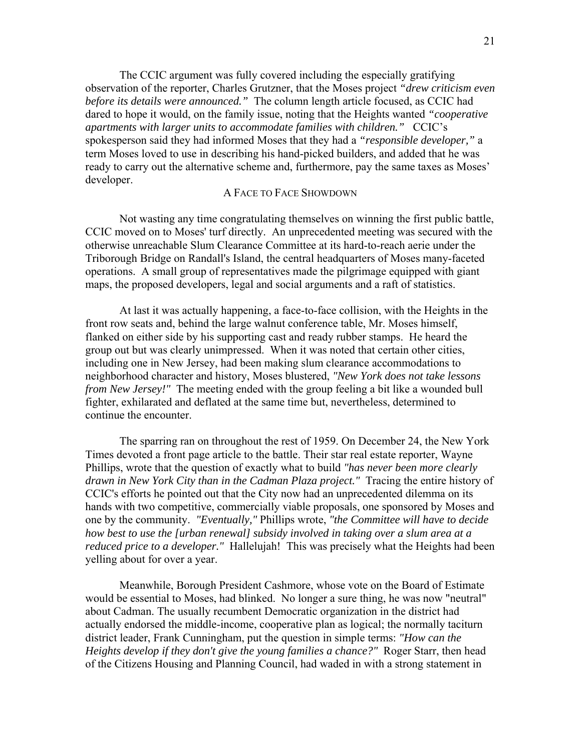The CCIC argument was fully covered including the especially gratifying observation of the reporter, Charles Grutzner, that the Moses project *"drew criticism even before its details were announced."* The column length article focused, as CCIC had dared to hope it would, on the family issue, noting that the Heights wanted *"cooperative apartments with larger units to accommodate families with children."* CCIC's spokesperson said they had informed Moses that they had a *"responsible developer,"* a term Moses loved to use in describing his hand-picked builders, and added that he was ready to carry out the alternative scheme and, furthermore, pay the same taxes as Moses' developer.

## A Face to Face Showdown

Not wasting any time congratulating themselves on winning the first public battle, CCIC moved on to Moses' turf directly. An unprecedented meeting was secured with the otherwise unreachable Slum Clearance Committee at its hard-to-reach aerie under the Triborough Bridge on Randall's Island, the central headquarters of Moses many-faceted operations. A small group of representatives made the pilgrimage equipped with giant maps, the proposed developers, legal and social arguments and a raft of statistics.

At last it was actually happening, a face-to-face collision, with the Heights in the front row seats and, behind the large walnut conference table, Mr. Moses himself, flanked on either side by his supporting cast and ready rubber stamps. He heard the group out but was clearly unimpressed. When it was noted that certain other cities, including one in New Jersey, had been making slum clearance accommodations to neighborhood character and history, Moses blustered, *"New York does not take lessons from New Jersey!"* The meeting ended with the group feeling a bit like a wounded bull fighter, exhilarated and deflated at the same time but, nevertheless, determined to continue the encounter.

The sparring ran on throughout the rest of 1959. On December 24, the New York Times devoted a front page article to the battle. Their star real estate reporter, Wayne Phillips, wrote that the question of exactly what to build *"has never been more clearly drawn in New York City than in the Cadman Plaza project."* Tracing the entire history of CCIC's efforts he pointed out that the City now had an unprecedented dilemma on its hands with two competitive, commercially viable proposals, one sponsored by Moses and one by the community. *"Eventually,"* Phillips wrote, *"the Committee will have to decide how best to use the [urban renewal] subsidy involved in taking over a slum area at a reduced price to a developer."* Hallelujah! This was precisely what the Heights had been yelling about for over a year.

Meanwhile, Borough President Cashmore, whose vote on the Board of Estimate would be essential to Moses, had blinked. No longer a sure thing, he was now "neutral" about Cadman. The usually recumbent Democratic organization in the district had actually endorsed the middle-income, cooperative plan as logical; the normally taciturn district leader, Frank Cunningham, put the question in simple terms: *"How can the Heights develop if they don't give the young families a chance?"* Roger Starr, then head of the Citizens Housing and Planning Council, had waded in with a strong statement in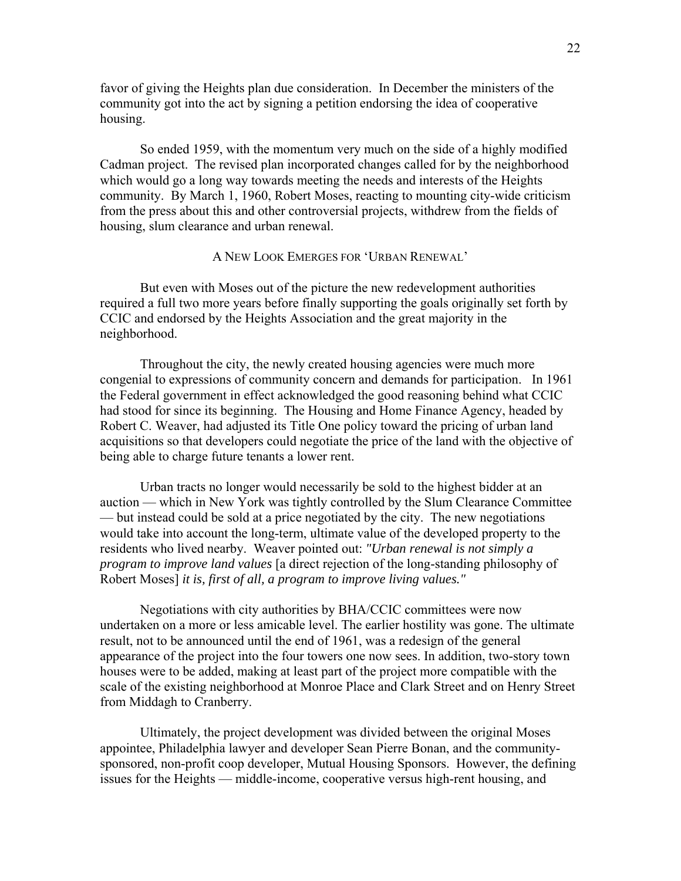favor of giving the Heights plan due consideration. In December the ministers of the community got into the act by signing a petition endorsing the idea of cooperative housing.

So ended 1959, with the momentum very much on the side of a highly modified Cadman project. The revised plan incorporated changes called for by the neighborhood which would go a long way towards meeting the needs and interests of the Heights community. By March 1, 1960, Robert Moses, reacting to mounting city-wide criticism from the press about this and other controversial projects, withdrew from the fields of housing, slum clearance and urban renewal.

## A New Look Emerges for 'Urban Renewal'

But even with Moses out of the picture the new redevelopment authorities required a full two more years before finally supporting the goals originally set forth by CCIC and endorsed by the Heights Association and the great majority in the neighborhood.

Throughout the city, the newly created housing agencies were much more congenial to expressions of community concern and demands for participation. In 1961 the Federal government in effect acknowledged the good reasoning behind what CCIC had stood for since its beginning. The Housing and Home Finance Agency, headed by Robert C. Weaver, had adjusted its Title One policy toward the pricing of urban land acquisitions so that developers could negotiate the price of the land with the objective of being able to charge future tenants a lower rent.

Urban tracts no longer would necessarily be sold to the highest bidder at an auction — which in New York was tightly controlled by the Slum Clearance Committee — but instead could be sold at a price negotiated by the city. The new negotiations would take into account the long-term, ultimate value of the developed property to the residents who lived nearby. Weaver pointed out: *"Urban renewal is not simply a program to improve land values* [a direct rejection of the long-standing philosophy of Robert Moses] *it is, first of all, a program to improve living values."*

Negotiations with city authorities by BHA/CCIC committees were now undertaken on a more or less amicable level. The earlier hostility was gone. The ultimate result, not to be announced until the end of 1961, was a redesign of the general appearance of the project into the four towers one now sees. In addition, two-story town houses were to be added, making at least part of the project more compatible with the scale of the existing neighborhood at Monroe Place and Clark Street and on Henry Street from Middagh to Cranberry.

Ultimately, the project development was divided between the original Moses appointee, Philadelphia lawyer and developer Sean Pierre Bonan, and the community-sponsored, non-profit coop developer, Mutual Housing Sponsors. However, the defining issues for the Heights — middle-income, cooperative versus high-rent housing, and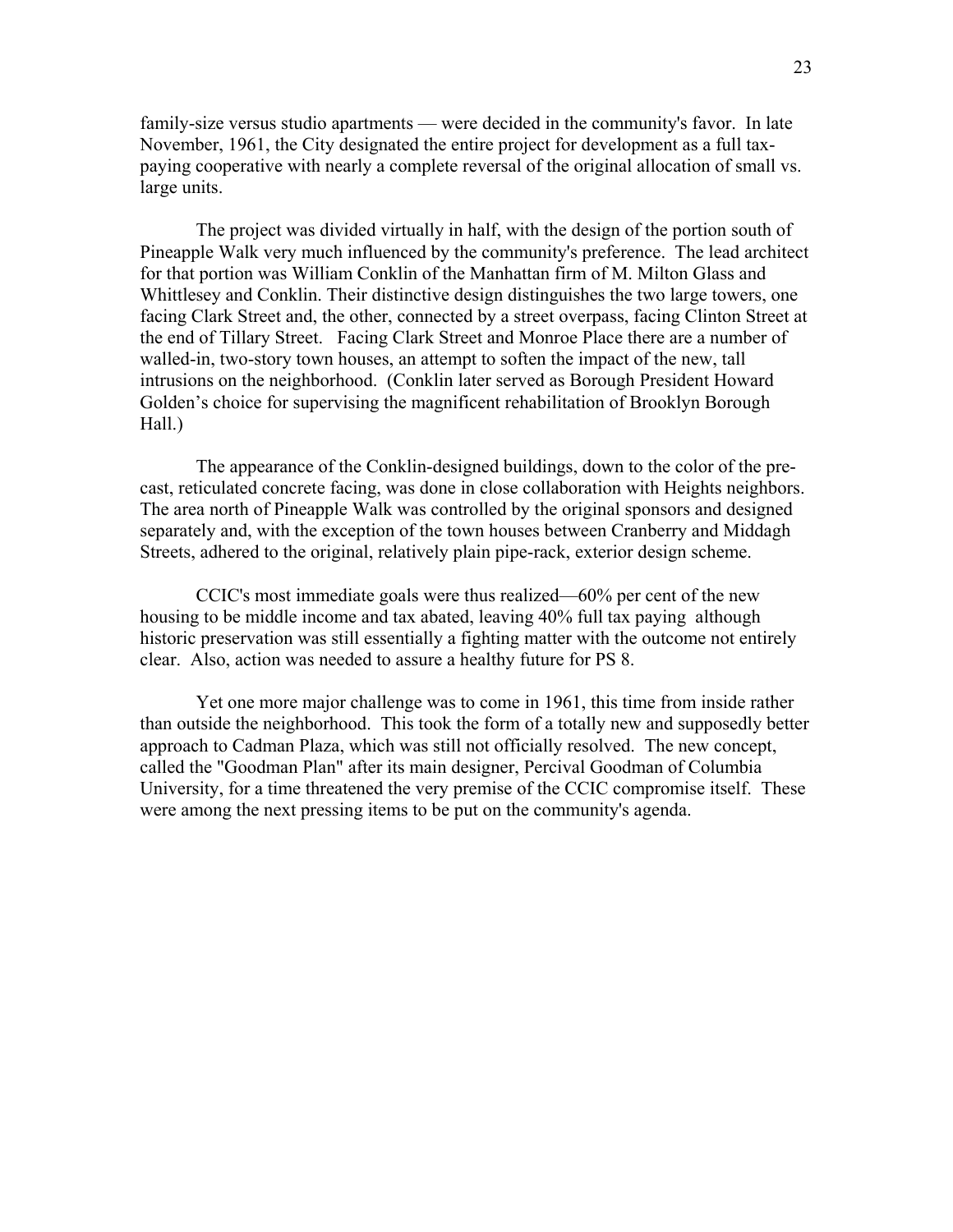family-size versus studio apartments — were decided in the community's favor. In late November, 1961, the City designated the entire project for development as a full tax-paying cooperative with nearly a complete reversal of the original allocation of small vs. large units.

The project was divided virtually in half, with the design of the portion south of Pineapple Walk very much influenced by the community's preference. The lead architect for that portion was William Conklin of the Manhattan firm of M. Milton Glass and Whittlesey and Conklin. Their distinctive design distinguishes the two large towers, one facing Clark Street and, the other, connected by a street overpass, facing Clinton Street at the end of Tillary Street. Facing Clark Street and Monroe Place there are a number of walled-in, two-story town houses, an attempt to soften the impact of the new, tall intrusions on the neighborhood. (Conklin later served as Borough President Howard Golden's choice for supervising the magnificent rehabilitation of Brooklyn Borough Hall.)

The appearance of the Conklin-designed buildings, down to the color of the pre-cast, reticulated concrete facing, was done in close collaboration with Heights neighbors. The area north of Pineapple Walk was controlled by the original sponsors and designed separately and, with the exception of the town houses between Cranberry and Middagh Streets, adhered to the original, relatively plain pipe-rack, exterior design scheme.

CCIC's most immediate goals were thus realized—60% per cent of the new housing to be middle income and tax abated, leaving 40% full tax paying although historic preservation was still essentially a fighting matter with the outcome not entirely clear. Also, action was needed to assure a healthy future for PS 8.

Yet one more major challenge was to come in 1961, this time from inside rather than outside the neighborhood. This took the form of a totally new and supposedly better approach to Cadman Plaza, which was still not officially resolved. The new concept, called the "Goodman Plan" after its main designer, Percival Goodman of Columbia University, for a time threatened the very premise of the CCIC compromise itself. These were among the next pressing items to be put on the community's agenda.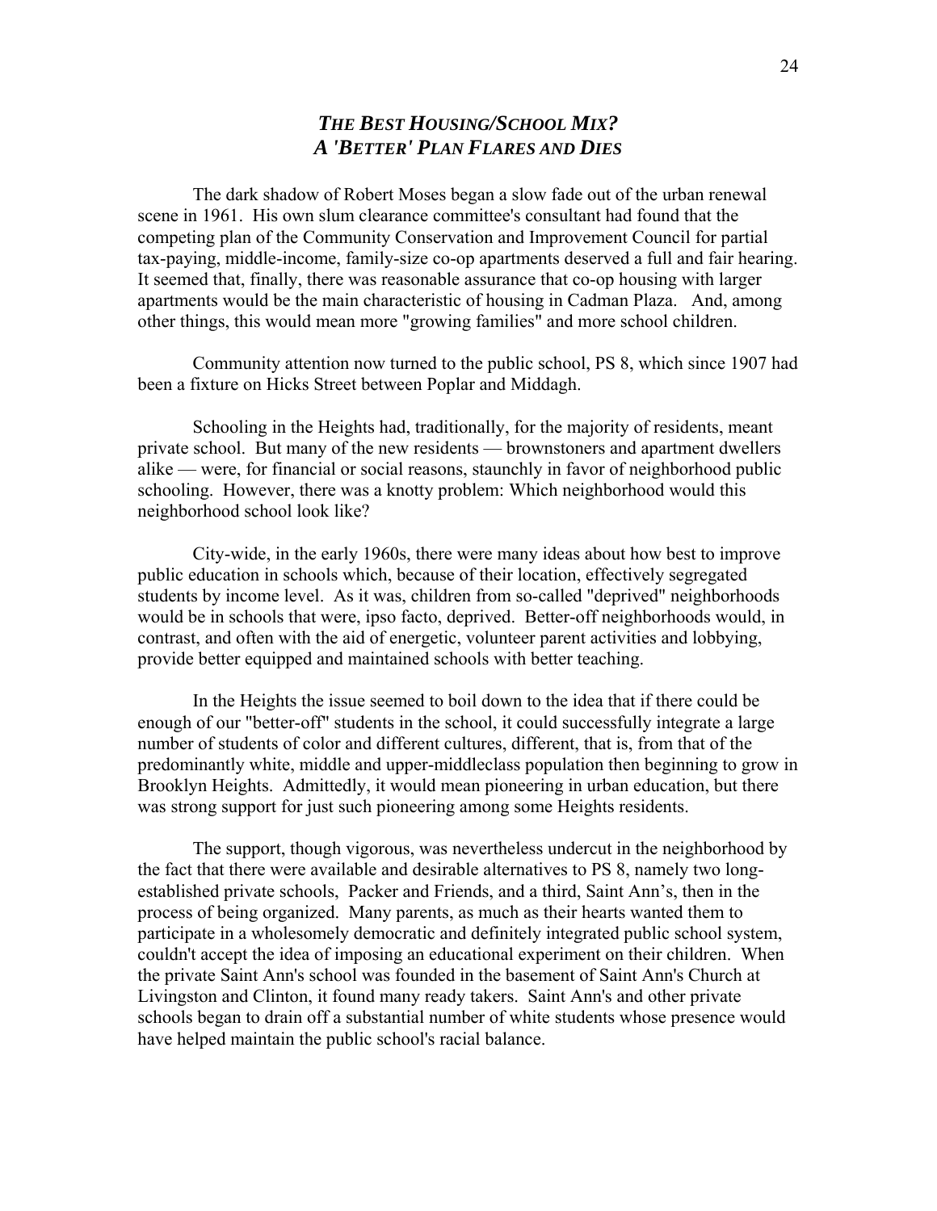## *The Best Housing/School Mix?*
## *A 'Better' Plan Flares and Dies*

The dark shadow of Robert Moses began a slow fade out of the urban renewal scene in 1961. His own slum clearance committee's consultant had found that the competing plan of the Community Conservation and Improvement Council for partial tax-paying, middle-income, family-size co-op apartments deserved a full and fair hearing. It seemed that, finally, there was reasonable assurance that co-op housing with larger apartments would be the main characteristic of housing in Cadman Plaza. And, among other things, this would mean more "growing families" and more school children.

Community attention now turned to the public school, PS 8, which since 1907 had been a fixture on Hicks Street between Poplar and Middagh.

Schooling in the Heights had, traditionally, for the majority of residents, meant private school. But many of the new residents — brownstoners and apartment dwellers alike — were, for financial or social reasons, staunchly in favor of neighborhood public schooling. However, there was a knotty problem: Which neighborhood would this neighborhood school look like?

City-wide, in the early 1960s, there were many ideas about how best to improve public education in schools which, because of their location, effectively segregated students by income level. As it was, children from so-called "deprived" neighborhoods would be in schools that were, ipso facto, deprived. Better-off neighborhoods would, in contrast, and often with the aid of energetic, volunteer parent activities and lobbying, provide better equipped and maintained schools with better teaching.

In the Heights the issue seemed to boil down to the idea that if there could be enough of our "better-off" students in the school, it could successfully integrate a large number of students of color and different cultures, different, that is, from that of the predominantly white, middle and upper-middleclass population then beginning to grow in Brooklyn Heights. Admittedly, it would mean pioneering in urban education, but there was strong support for just such pioneering among some Heights residents.

The support, though vigorous, was nevertheless undercut in the neighborhood by the fact that there were available and desirable alternatives to PS 8, namely two long-established private schools, Packer and Friends, and a third, Saint Ann's, then in the process of being organized. Many parents, as much as their hearts wanted them to participate in a wholesomely democratic and definitely integrated public school system, couldn't accept the idea of imposing an educational experiment on their children. When the private Saint Ann's school was founded in the basement of Saint Ann's Church at Livingston and Clinton, it found many ready takers. Saint Ann's and other private schools began to drain off a substantial number of white students whose presence would have helped maintain the public school's racial balance.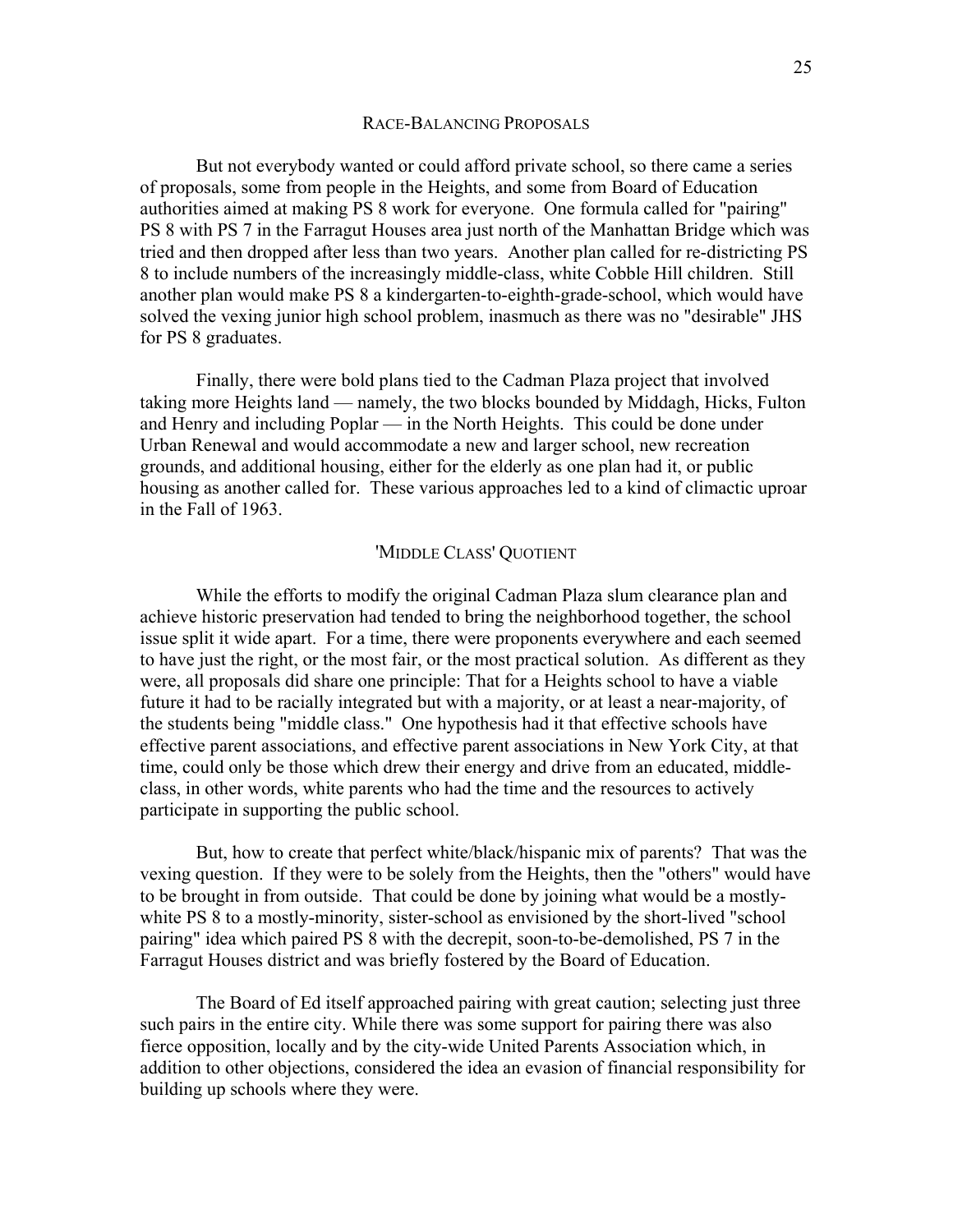## Race-Balancing Proposals

But not everybody wanted or could afford private school, so there came a series of proposals, some from people in the Heights, and some from Board of Education authorities aimed at making PS 8 work for everyone. One formula called for "pairing" PS 8 with PS 7 in the Farragut Houses area just north of the Manhattan Bridge which was tried and then dropped after less than two years. Another plan called for re-districting PS 8 to include numbers of the increasingly middle-class, white Cobble Hill children. Still another plan would make PS 8 a kindergarten-to-eighth-grade-school, which would have solved the vexing junior high school problem, inasmuch as there was no "desirable" JHS for PS 8 graduates.

Finally, there were bold plans tied to the Cadman Plaza project that involved taking more Heights land — namely, the two blocks bounded by Middagh, Hicks, Fulton and Henry and including Poplar — in the North Heights. This could be done under Urban Renewal and would accommodate a new and larger school, new recreation grounds, and additional housing, either for the elderly as one plan had it, or public housing as another called for. These various approaches led to a kind of climactic uproar in the Fall of 1963.

## 'Middle Class' Quotient

While the efforts to modify the original Cadman Plaza slum clearance plan and achieve historic preservation had tended to bring the neighborhood together, the school issue split it wide apart. For a time, there were proponents everywhere and each seemed to have just the right, or the most fair, or the most practical solution. As different as they were, all proposals did share one principle: That for a Heights school to have a viable future it had to be racially integrated but with a majority, or at least a near-majority, of the students being "middle class." One hypothesis had it that effective schools have effective parent associations, and effective parent associations in New York City, at that time, could only be those which drew their energy and drive from an educated, middle-class, in other words, white parents who had the time and the resources to actively participate in supporting the public school.

But, how to create that perfect white/black/hispanic mix of parents? That was the vexing question. If they were to be solely from the Heights, then the "others" would have to be brought in from outside. That could be done by joining what would be a mostly-white PS 8 to a mostly-minority, sister-school as envisioned by the short-lived "school pairing" idea which paired PS 8 with the decrepit, soon-to-be-demolished, PS 7 in the Farragut Houses district and was briefly fostered by the Board of Education.

The Board of Ed itself approached pairing with great caution; selecting just three such pairs in the entire city. While there was some support for pairing there was also fierce opposition, locally and by the city-wide United Parents Association which, in addition to other objections, considered the idea an evasion of financial responsibility for building up schools where they were.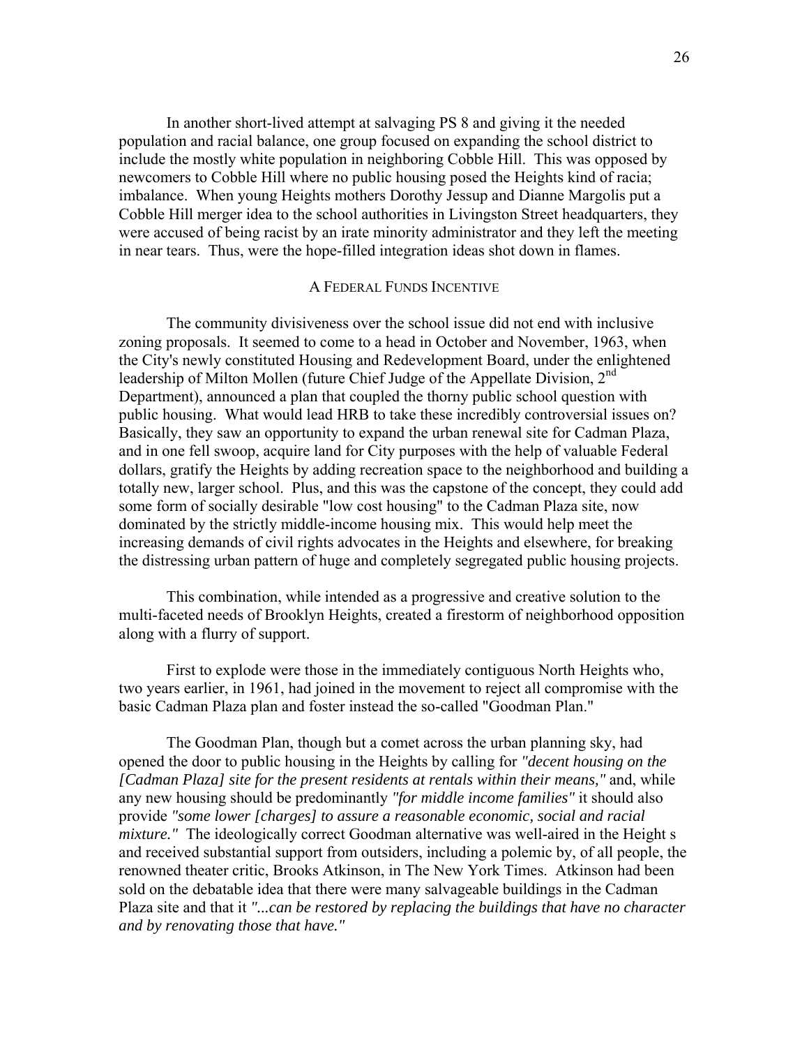In another short-lived attempt at salvaging PS 8 and giving it the needed population and racial balance, one group focused on expanding the school district to include the mostly white population in neighboring Cobble Hill. This was opposed by newcomers to Cobble Hill where no public housing posed the Heights kind of racia; imbalance. When young Heights mothers Dorothy Jessup and Dianne Margolis put a Cobble Hill merger idea to the school authorities in Livingston Street headquarters, they were accused of being racist by an irate minority administrator and they left the meeting in near tears. Thus, were the hope-filled integration ideas shot down in flames.

## A Federal Funds Incentive

The community divisiveness over the school issue did not end with inclusive zoning proposals. It seemed to come to a head in October and November, 1963, when the City's newly constituted Housing and Redevelopment Board, under the enlightened leadership of Milton Mollen (future Chief Judge of the Appellate Division, 2nd Department), announced a plan that coupled the thorny public school question with public housing. What would lead HRB to take these incredibly controversial issues on? Basically, they saw an opportunity to expand the urban renewal site for Cadman Plaza, and in one fell swoop, acquire land for City purposes with the help of valuable Federal dollars, gratify the Heights by adding recreation space to the neighborhood and building a totally new, larger school. Plus, and this was the capstone of the concept, they could add some form of socially desirable "low cost housing" to the Cadman Plaza site, now dominated by the strictly middle-income housing mix. This would help meet the increasing demands of civil rights advocates in the Heights and elsewhere, for breaking the distressing urban pattern of huge and completely segregated public housing projects.

This combination, while intended as a progressive and creative solution to the multi-faceted needs of Brooklyn Heights, created a firestorm of neighborhood opposition along with a flurry of support.

First to explode were those in the immediately contiguous North Heights who, two years earlier, in 1961, had joined in the movement to reject all compromise with the basic Cadman Plaza plan and foster instead the so-called "Goodman Plan."

The Goodman Plan, though but a comet across the urban planning sky, had opened the door to public housing in the Heights by calling for *"decent housing on the [Cadman Plaza] site for the present residents at rentals within their means,"* and, while any new housing should be predominantly *"for middle income families"* it should also provide *"some lower [charges] to assure a reasonable economic, social and racial mixture."* The ideologically correct Goodman alternative was well-aired in the Height s and received substantial support from outsiders, including a polemic by, of all people, the renowned theater critic, Brooks Atkinson, in The New York Times. Atkinson had been sold on the debatable idea that there were many salvageable buildings in the Cadman Plaza site and that it *"...can be restored by replacing the buildings that have no character and by renovating those that have."*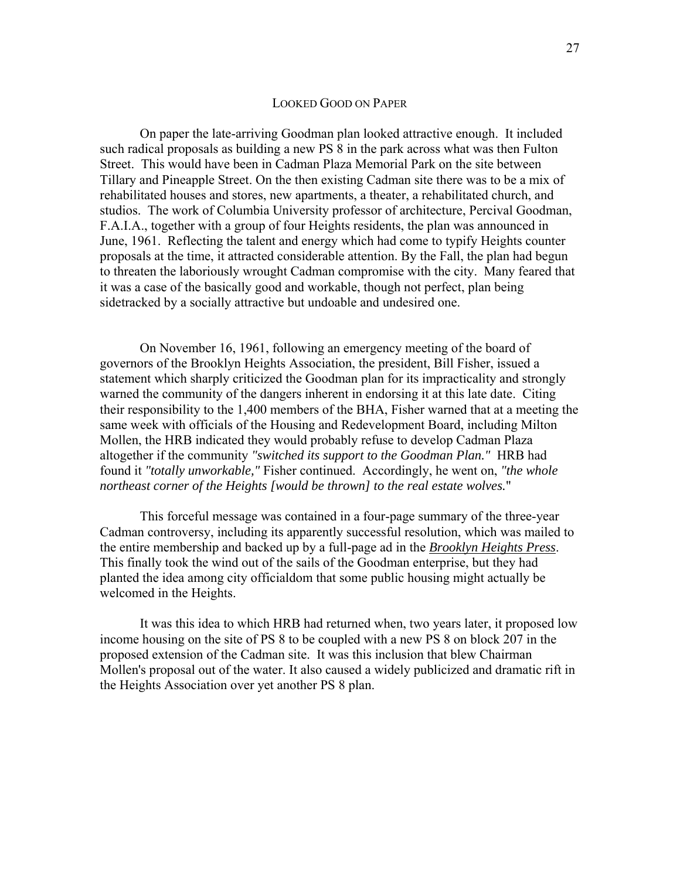## LOOKED GOOD ON PAPER

On paper the late-arriving Goodman plan looked attractive enough. It included such radical proposals as building a new PS 8 in the park across what was then Fulton Street. This would have been in Cadman Plaza Memorial Park on the site between Tillary and Pineapple Street. On the then existing Cadman site there was to be a mix of rehabilitated houses and stores, new apartments, a theater, a rehabilitated church, and studios. The work of Columbia University professor of architecture, Percival Goodman, F.A.I.A., together with a group of four Heights residents, the plan was announced in June, 1961. Reflecting the talent and energy which had come to typify Heights counter proposals at the time, it attracted considerable attention. By the Fall, the plan had begun to threaten the laboriously wrought Cadman compromise with the city. Many feared that it was a case of the basically good and workable, though not perfect, plan being sidetracked by a socially attractive but undoable and undesired one.

On November 16, 1961, following an emergency meeting of the board of governors of the Brooklyn Heights Association, the president, Bill Fisher, issued a statement which sharply criticized the Goodman plan for its impracticality and strongly warned the community of the dangers inherent in endorsing it at this late date. Citing their responsibility to the 1,400 members of the BHA, Fisher warned that at a meeting the same week with officials of the Housing and Redevelopment Board, including Milton Mollen, the HRB indicated they would probably refuse to develop Cadman Plaza altogether if the community *"switched its support to the Goodman Plan."* HRB had found it *"totally unworkable,"* Fisher continued. Accordingly, he went on, *"the whole northeast corner of the Heights [would be thrown] to the real estate wolves.*"

This forceful message was contained in a four-page summary of the three-year Cadman controversy, including its apparently successful resolution, which was mailed to the entire membership and backed up by a full-page ad in the ***Brooklyn Heights Press***. This finally took the wind out of the sails of the Goodman enterprise, but they had planted the idea among city officialdom that some public housing might actually be welcomed in the Heights.

It was this idea to which HRB had returned when, two years later, it proposed low income housing on the site of PS 8 to be coupled with a new PS 8 on block 207 in the proposed extension of the Cadman site. It was this inclusion that blew Chairman Mollen's proposal out of the water. It also caused a widely publicized and dramatic rift in the Heights Association over yet another PS 8 plan.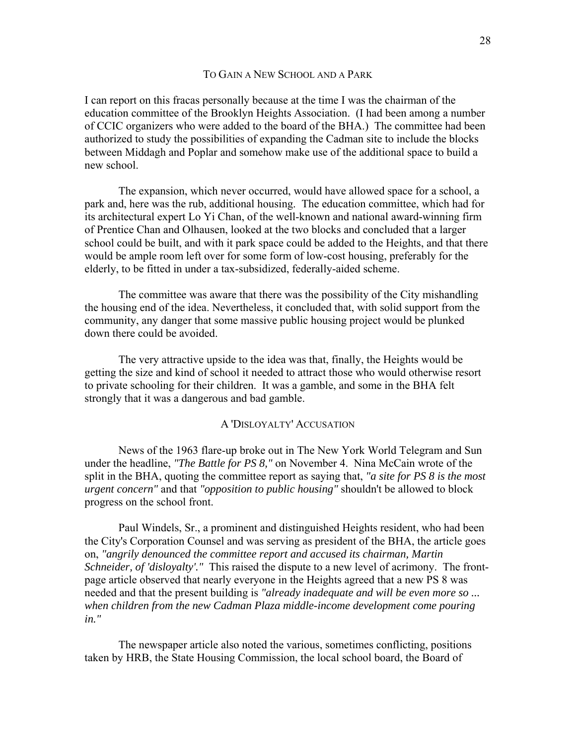## TO GAIN A NEW SCHOOL AND A PARK

I can report on this fracas personally because at the time I was the chairman of the education committee of the Brooklyn Heights Association. (I had been among a number of CCIC organizers who were added to the board of the BHA.) The committee had been authorized to study the possibilities of expanding the Cadman site to include the blocks between Middagh and Poplar and somehow make use of the additional space to build a new school.

The expansion, which never occurred, would have allowed space for a school, a park and, here was the rub, additional housing. The education committee, which had for its architectural expert Lo Yi Chan, of the well-known and national award-winning firm of Prentice Chan and Olhausen, looked at the two blocks and concluded that a larger school could be built, and with it park space could be added to the Heights, and that there would be ample room left over for some form of low-cost housing, preferably for the elderly, to be fitted in under a tax-subsidized, federally-aided scheme.

The committee was aware that there was the possibility of the City mishandling the housing end of the idea. Nevertheless, it concluded that, with solid support from the community, any danger that some massive public housing project would be plunked down there could be avoided.

The very attractive upside to the idea was that, finally, the Heights would be getting the size and kind of school it needed to attract those who would otherwise resort to private schooling for their children. It was a gamble, and some in the BHA felt strongly that it was a dangerous and bad gamble.

## A 'DISLOYALTY' ACCUSATION

News of the 1963 flare-up broke out in The New York World Telegram and Sun under the headline, *"The Battle for PS 8,"* on November 4. Nina McCain wrote of the split in the BHA, quoting the committee report as saying that, *"a site for PS 8 is the most urgent concern"* and that *"opposition to public housing"* shouldn't be allowed to block progress on the school front.

Paul Windels, Sr., a prominent and distinguished Heights resident, who had been the City's Corporation Counsel and was serving as president of the BHA, the article goes on, *"angrily denounced the committee report and accused its chairman, Martin Schneider, of 'disloyalty'."* This raised the dispute to a new level of acrimony. The front-page article observed that nearly everyone in the Heights agreed that a new PS 8 was needed and that the present building is *"already inadequate and will be even more so ... when children from the new Cadman Plaza middle-income development come pouring in."*

The newspaper article also noted the various, sometimes conflicting, positions taken by HRB, the State Housing Commission, the local school board, the Board of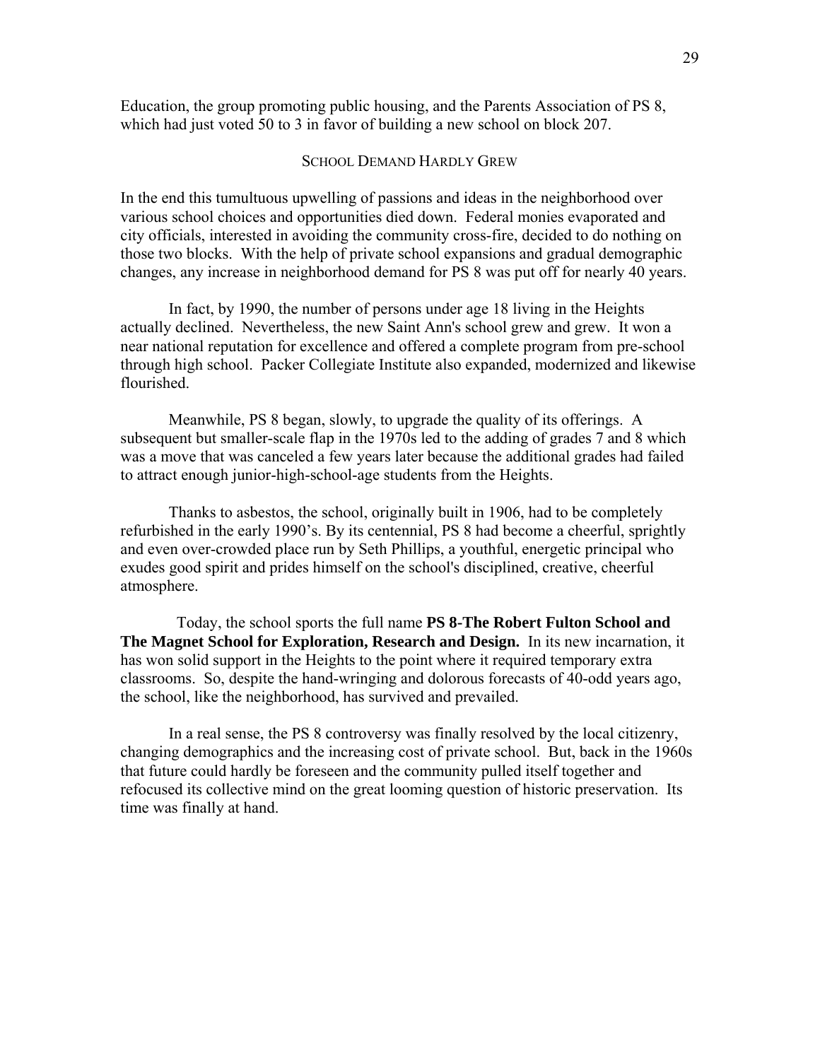Education, the group promoting public housing, and the Parents Association of PS 8, which had just voted 50 to 3 in favor of building a new school on block 207.

## School Demand Hardly Grew

In the end this tumultuous upwelling of passions and ideas in the neighborhood over various school choices and opportunities died down. Federal monies evaporated and city officials, interested in avoiding the community cross-fire, decided to do nothing on those two blocks. With the help of private school expansions and gradual demographic changes, any increase in neighborhood demand for PS 8 was put off for nearly 40 years.

In fact, by 1990, the number of persons under age 18 living in the Heights actually declined. Nevertheless, the new Saint Ann's school grew and grew. It won a near national reputation for excellence and offered a complete program from pre-school through high school. Packer Collegiate Institute also expanded, modernized and likewise flourished.

Meanwhile, PS 8 began, slowly, to upgrade the quality of its offerings. A subsequent but smaller-scale flap in the 1970s led to the adding of grades 7 and 8 which was a move that was canceled a few years later because the additional grades had failed to attract enough junior-high-school-age students from the Heights.

Thanks to asbestos, the school, originally built in 1906, had to be completely refurbished in the early 1990's. By its centennial, PS 8 had become a cheerful, sprightly and even over-crowded place run by Seth Phillips, a youthful, energetic principal who exudes good spirit and prides himself on the school's disciplined, creative, cheerful atmosphere.

Today, the school sports the full name **PS 8-The Robert Fulton School and The Magnet School for Exploration, Research and Design.** In its new incarnation, it has won solid support in the Heights to the point where it required temporary extra classrooms. So, despite the hand-wringing and dolorous forecasts of 40-odd years ago, the school, like the neighborhood, has survived and prevailed.

In a real sense, the PS 8 controversy was finally resolved by the local citizenry, changing demographics and the increasing cost of private school. But, back in the 1960s that future could hardly be foreseen and the community pulled itself together and refocused its collective mind on the great looming question of historic preservation. Its time was finally at hand.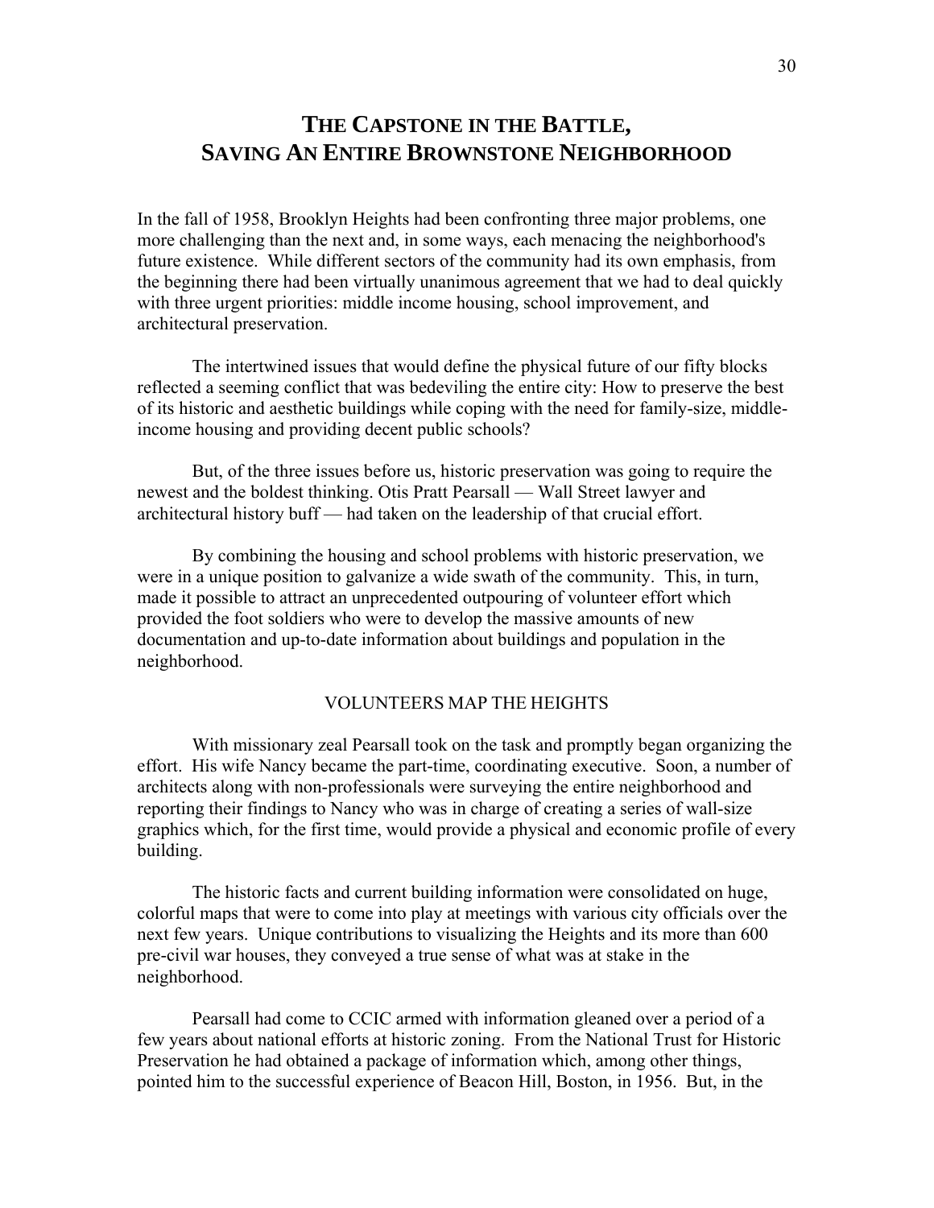# THE CAPSTONE IN THE BATTLE, SAVING AN ENTIRE BROWNSTONE NEIGHBORHOOD

In the fall of 1958, Brooklyn Heights had been confronting three major problems, one more challenging than the next and, in some ways, each menacing the neighborhood's future existence. While different sectors of the community had its own emphasis, from the beginning there had been virtually unanimous agreement that we had to deal quickly with three urgent priorities: middle income housing, school improvement, and architectural preservation.

The intertwined issues that would define the physical future of our fifty blocks reflected a seeming conflict that was bedeviling the entire city: How to preserve the best of its historic and aesthetic buildings while coping with the need for family-size, middle-income housing and providing decent public schools?

But, of the three issues before us, historic preservation was going to require the newest and the boldest thinking. Otis Pratt Pearsall — Wall Street lawyer and architectural history buff — had taken on the leadership of that crucial effort.

By combining the housing and school problems with historic preservation, we were in a unique position to galvanize a wide swath of the community. This, in turn, made it possible to attract an unprecedented outpouring of volunteer effort which provided the foot soldiers who were to develop the massive amounts of new documentation and up-to-date information about buildings and population in the neighborhood.

## VOLUNTEERS MAP THE HEIGHTS

With missionary zeal Pearsall took on the task and promptly began organizing the effort. His wife Nancy became the part-time, coordinating executive. Soon, a number of architects along with non-professionals were surveying the entire neighborhood and reporting their findings to Nancy who was in charge of creating a series of wall-size graphics which, for the first time, would provide a physical and economic profile of every building.

The historic facts and current building information were consolidated on huge, colorful maps that were to come into play at meetings with various city officials over the next few years. Unique contributions to visualizing the Heights and its more than 600 pre-civil war houses, they conveyed a true sense of what was at stake in the neighborhood.

Pearsall had come to CCIC armed with information gleaned over a period of a few years about national efforts at historic zoning. From the National Trust for Historic Preservation he had obtained a package of information which, among other things, pointed him to the successful experience of Beacon Hill, Boston, in 1956. But, in the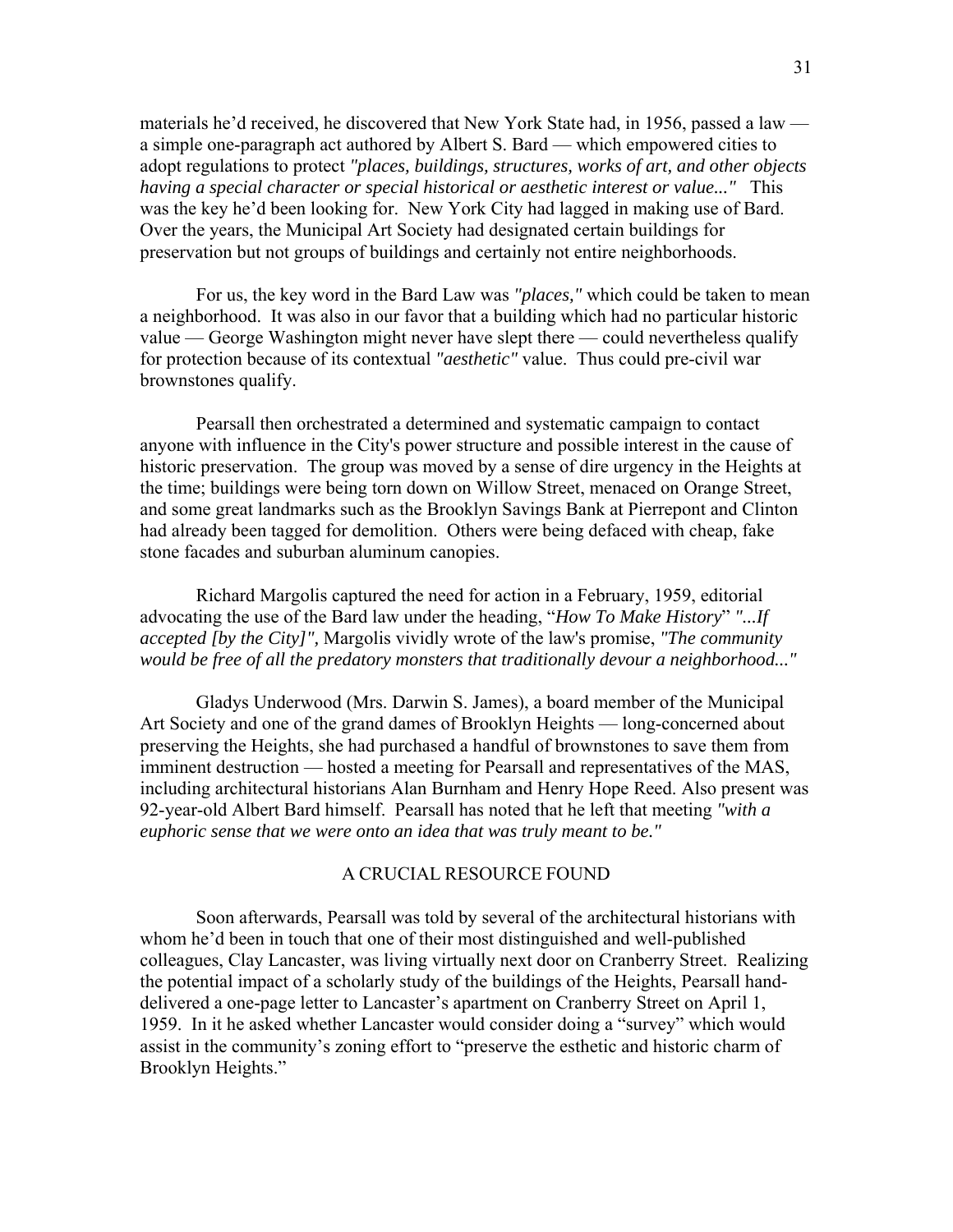materials he'd received, he discovered that New York State had, in 1956, passed a law — a simple one-paragraph act authored by Albert S. Bard — which empowered cities to adopt regulations to protect *"places, buildings, structures, works of art, and other objects having a special character or special historical or aesthetic interest or value..."* This was the key he'd been looking for. New York City had lagged in making use of Bard. Over the years, the Municipal Art Society had designated certain buildings for preservation but not groups of buildings and certainly not entire neighborhoods.

For us, the key word in the Bard Law was *"places,"* which could be taken to mean a neighborhood. It was also in our favor that a building which had no particular historic value — George Washington might never have slept there — could nevertheless qualify for protection because of its contextual *"aesthetic"* value. Thus could pre-civil war brownstones qualify.

Pearsall then orchestrated a determined and systematic campaign to contact anyone with influence in the City's power structure and possible interest in the cause of historic preservation. The group was moved by a sense of dire urgency in the Heights at the time; buildings were being torn down on Willow Street, menaced on Orange Street, and some great landmarks such as the Brooklyn Savings Bank at Pierrepont and Clinton had already been tagged for demolition. Others were being defaced with cheap, fake stone facades and suburban aluminum canopies.

Richard Margolis captured the need for action in a February, 1959, editorial advocating the use of the Bard law under the heading, "*How To Make History*" *"...If accepted [by the City]",* Margolis vividly wrote of the law's promise, *"The community would be free of all the predatory monsters that traditionally devour a neighborhood..."*

Gladys Underwood (Mrs. Darwin S. James), a board member of the Municipal Art Society and one of the grand dames of Brooklyn Heights — long-concerned about preserving the Heights, she had purchased a handful of brownstones to save them from imminent destruction — hosted a meeting for Pearsall and representatives of the MAS, including architectural historians Alan Burnham and Henry Hope Reed. Also present was 92-year-old Albert Bard himself. Pearsall has noted that he left that meeting *"with a euphoric sense that we were onto an idea that was truly meant to be."*

## A CRUCIAL RESOURCE FOUND

Soon afterwards, Pearsall was told by several of the architectural historians with whom he'd been in touch that one of their most distinguished and well-published colleagues, Clay Lancaster, was living virtually next door on Cranberry Street. Realizing the potential impact of a scholarly study of the buildings of the Heights, Pearsall hand-delivered a one-page letter to Lancaster's apartment on Cranberry Street on April 1, 1959. In it he asked whether Lancaster would consider doing a "survey" which would assist in the community's zoning effort to "preserve the esthetic and historic charm of Brooklyn Heights."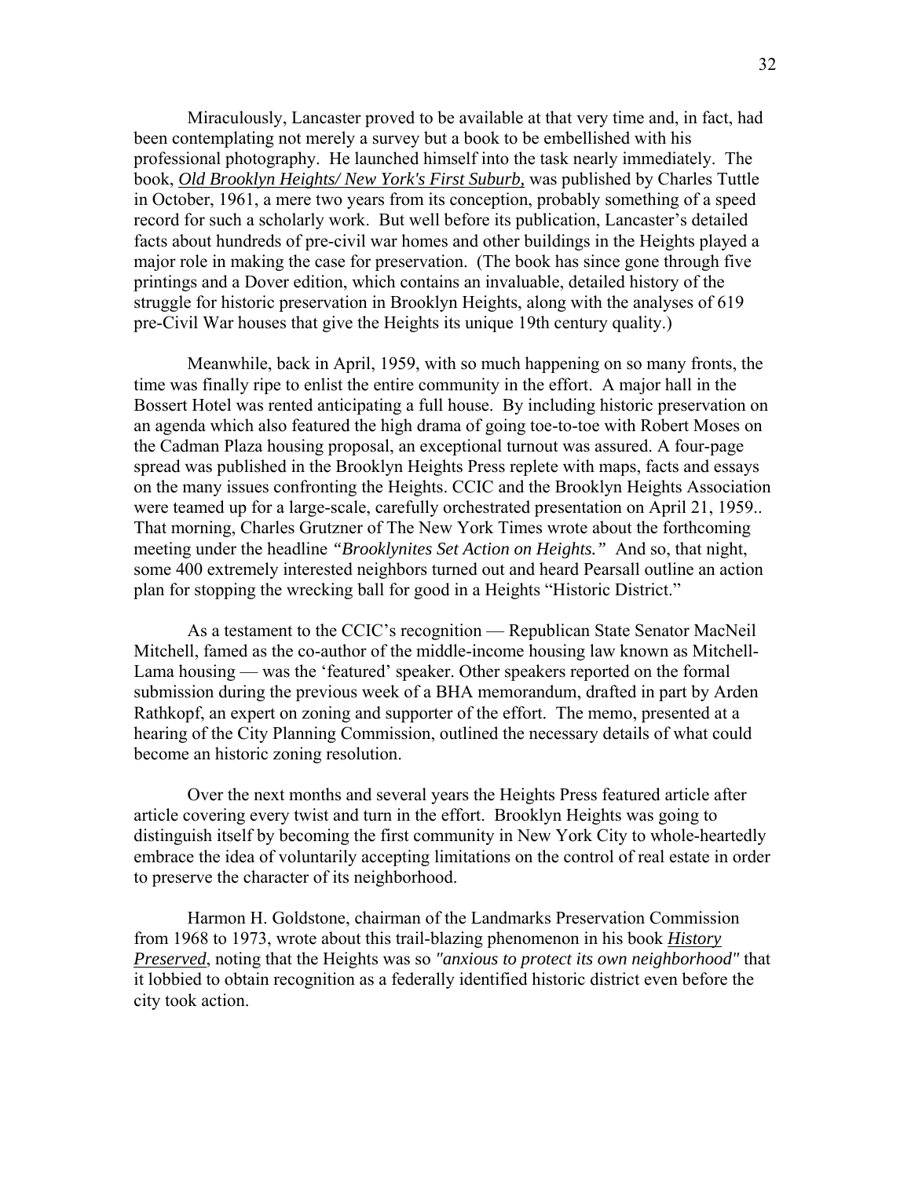Miraculously, Lancaster proved to be available at that very time and, in fact, had been contemplating not merely a survey but a book to be embellished with his professional photography. He launched himself into the task nearly immediately. The book, ***Old Brooklyn Heights/ New York's First Suburb,*** was published by Charles Tuttle in October, 1961, a mere two years from its conception, probably something of a speed record for such a scholarly work. But well before its publication, Lancaster's detailed facts about hundreds of pre-civil war homes and other buildings in the Heights played a major role in making the case for preservation. (The book has since gone through five printings and a Dover edition, which contains an invaluable, detailed history of the struggle for historic preservation in Brooklyn Heights, along with the analyses of 619 pre-Civil War houses that give the Heights its unique 19th century quality.)

Meanwhile, back in April, 1959, with so much happening on so many fronts, the time was finally ripe to enlist the entire community in the effort. A major hall in the Bossert Hotel was rented anticipating a full house. By including historic preservation on an agenda which also featured the high drama of going toe-to-toe with Robert Moses on the Cadman Plaza housing proposal, an exceptional turnout was assured. A four-page spread was published in the Brooklyn Heights Press replete with maps, facts and essays on the many issues confronting the Heights. CCIC and the Brooklyn Heights Association were teamed up for a large-scale, carefully orchestrated presentation on April 21, 1959.. That morning, Charles Grutzner of The New York Times wrote about the forthcoming meeting under the headline *"Brooklynites Set Action on Heights."* And so, that night, some 400 extremely interested neighbors turned out and heard Pearsall outline an action plan for stopping the wrecking ball for good in a Heights "Historic District."

As a testament to the CCIC's recognition — Republican State Senator MacNeil Mitchell, famed as the co-author of the middle-income housing law known as Mitchell-Lama housing — was the 'featured' speaker. Other speakers reported on the formal submission during the previous week of a BHA memorandum, drafted in part by Arden Rathkopf, an expert on zoning and supporter of the effort. The memo, presented at a hearing of the City Planning Commission, outlined the necessary details of what could become an historic zoning resolution.

Over the next months and several years the Heights Press featured article after article covering every twist and turn in the effort. Brooklyn Heights was going to distinguish itself by becoming the first community in New York City to whole-heartedly embrace the idea of voluntarily accepting limitations on the control of real estate in order to preserve the character of its neighborhood.

Harmon H. Goldstone, chairman of the Landmarks Preservation Commission from 1968 to 1973, wrote about this trail-blazing phenomenon in his book ***History Preserved***, noting that the Heights was so *"anxious to protect its own neighborhood"* that it lobbied to obtain recognition as a federally identified historic district even before the city took action.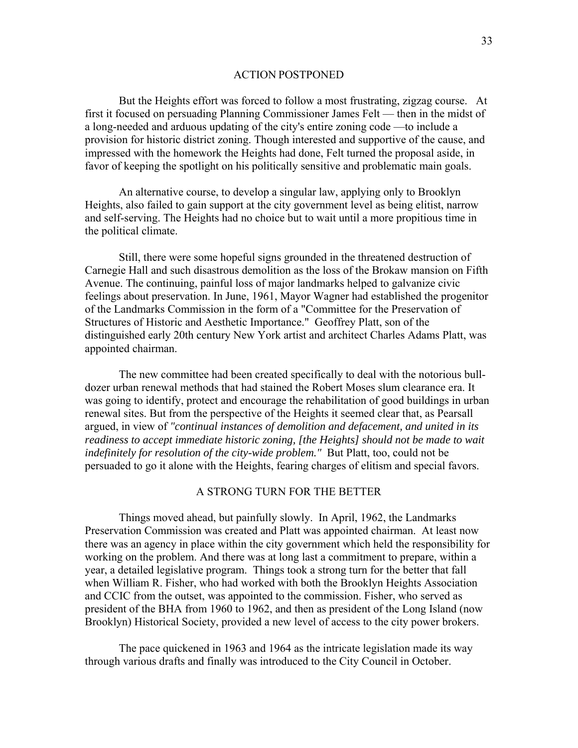## ACTION POSTPONED

But the Heights effort was forced to follow a most frustrating, zigzag course. At first it focused on persuading Planning Commissioner James Felt — then in the midst of a long-needed and arduous updating of the city's entire zoning code —to include a provision for historic district zoning. Though interested and supportive of the cause, and impressed with the homework the Heights had done, Felt turned the proposal aside, in favor of keeping the spotlight on his politically sensitive and problematic main goals.

An alternative course, to develop a singular law, applying only to Brooklyn Heights, also failed to gain support at the city government level as being elitist, narrow and self-serving. The Heights had no choice but to wait until a more propitious time in the political climate.

Still, there were some hopeful signs grounded in the threatened destruction of Carnegie Hall and such disastrous demolition as the loss of the Brokaw mansion on Fifth Avenue. The continuing, painful loss of major landmarks helped to galvanize civic feelings about preservation. In June, 1961, Mayor Wagner had established the progenitor of the Landmarks Commission in the form of a "Committee for the Preservation of Structures of Historic and Aesthetic Importance." Geoffrey Platt, son of the distinguished early 20th century New York artist and architect Charles Adams Platt, was appointed chairman.

The new committee had been created specifically to deal with the notorious bull-dozer urban renewal methods that had stained the Robert Moses slum clearance era. It was going to identify, protect and encourage the rehabilitation of good buildings in urban renewal sites. But from the perspective of the Heights it seemed clear that, as Pearsall argued, in view of *"continual instances of demolition and defacement, and united in its readiness to accept immediate historic zoning, [the Heights] should not be made to wait indefinitely for resolution of the city-wide problem."* But Platt, too, could not be persuaded to go it alone with the Heights, fearing charges of elitism and special favors.

## A STRONG TURN FOR THE BETTER

Things moved ahead, but painfully slowly. In April, 1962, the Landmarks Preservation Commission was created and Platt was appointed chairman. At least now there was an agency in place within the city government which held the responsibility for working on the problem. And there was at long last a commitment to prepare, within a year, a detailed legislative program. Things took a strong turn for the better that fall when William R. Fisher, who had worked with both the Brooklyn Heights Association and CCIC from the outset, was appointed to the commission. Fisher, who served as president of the BHA from 1960 to 1962, and then as president of the Long Island (now Brooklyn) Historical Society, provided a new level of access to the city power brokers.

The pace quickened in 1963 and 1964 as the intricate legislation made its way through various drafts and finally was introduced to the City Council in October.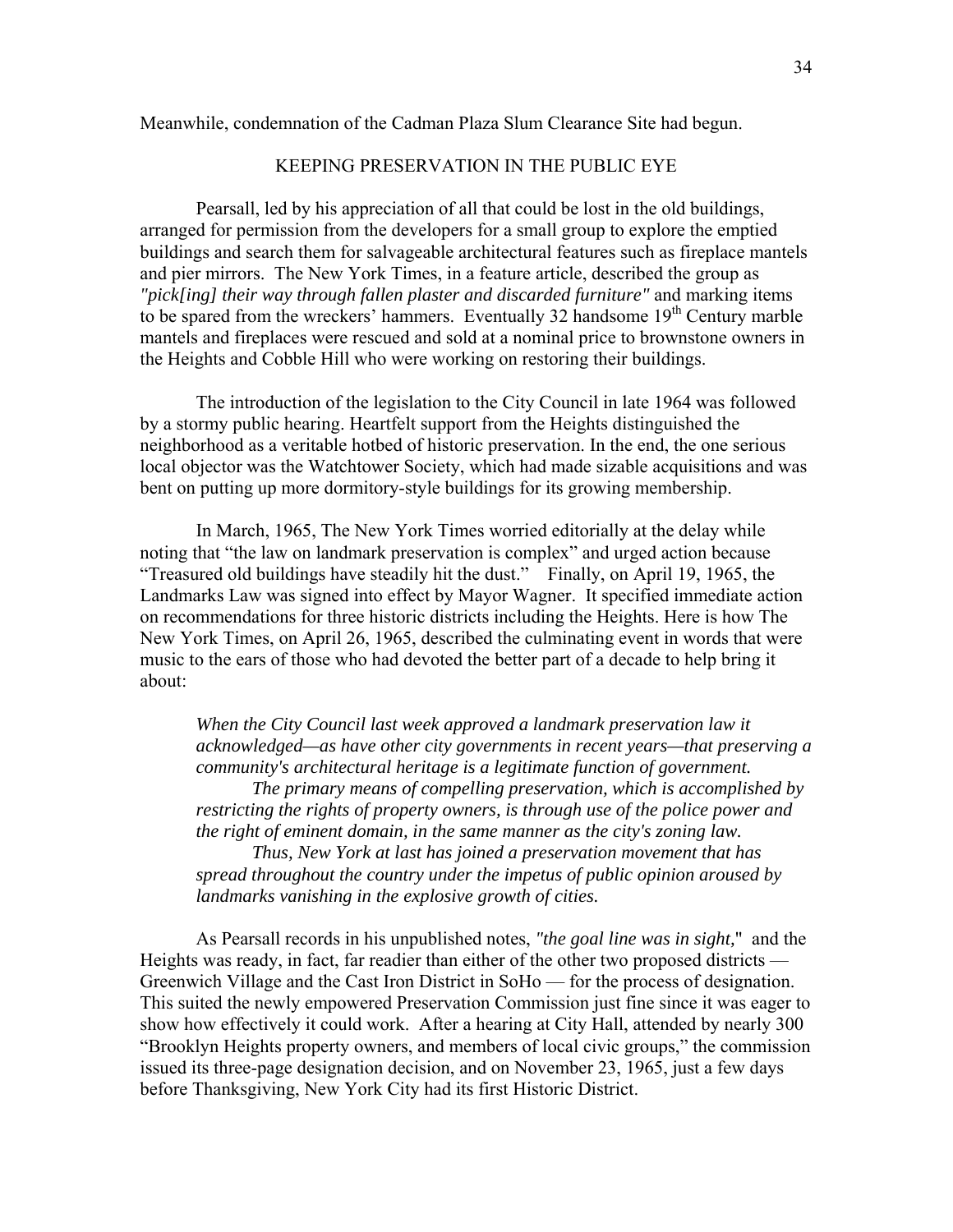Meanwhile, condemnation of the Cadman Plaza Slum Clearance Site had begun.

## KEEPING PRESERVATION IN THE PUBLIC EYE

Pearsall, led by his appreciation of all that could be lost in the old buildings, arranged for permission from the developers for a small group to explore the emptied buildings and search them for salvageable architectural features such as fireplace mantels and pier mirrors. The New York Times, in a feature article, described the group as *"pick[ing] their way through fallen plaster and discarded furniture"* and marking items to be spared from the wreckers' hammers. Eventually 32 handsome 19th Century marble mantels and fireplaces were rescued and sold at a nominal price to brownstone owners in the Heights and Cobble Hill who were working on restoring their buildings.

The introduction of the legislation to the City Council in late 1964 was followed by a stormy public hearing. Heartfelt support from the Heights distinguished the neighborhood as a veritable hotbed of historic preservation. In the end, the one serious local objector was the Watchtower Society, which had made sizable acquisitions and was bent on putting up more dormitory-style buildings for its growing membership.

In March, 1965, The New York Times worried editorially at the delay while noting that "the law on landmark preservation is complex" and urged action because "Treasured old buildings have steadily hit the dust." Finally, on April 19, 1965, the Landmarks Law was signed into effect by Mayor Wagner. It specified immediate action on recommendations for three historic districts including the Heights. Here is how The New York Times, on April 26, 1965, described the culminating event in words that were music to the ears of those who had devoted the better part of a decade to help bring it about:

> *When the City Council last week approved a landmark preservation law it acknowledged—as have other city governments in recent years—that preserving a community's architectural heritage is a legitimate function of government.*
>
> *The primary means of compelling preservation, which is accomplished by restricting the rights of property owners, is through use of the police power and the right of eminent domain, in the same manner as the city's zoning law.*
>
> *Thus, New York at last has joined a preservation movement that has spread throughout the country under the impetus of public opinion aroused by landmarks vanishing in the explosive growth of cities.*

As Pearsall records in his unpublished notes, *"the goal line was in sight,"* and the Heights was ready, in fact, far readier than either of the other two proposed districts — Greenwich Village and the Cast Iron District in SoHo — for the process of designation. This suited the newly empowered Preservation Commission just fine since it was eager to show how effectively it could work. After a hearing at City Hall, attended by nearly 300 "Brooklyn Heights property owners, and members of local civic groups," the commission issued its three-page designation decision, and on November 23, 1965, just a few days before Thanksgiving, New York City had its first Historic District.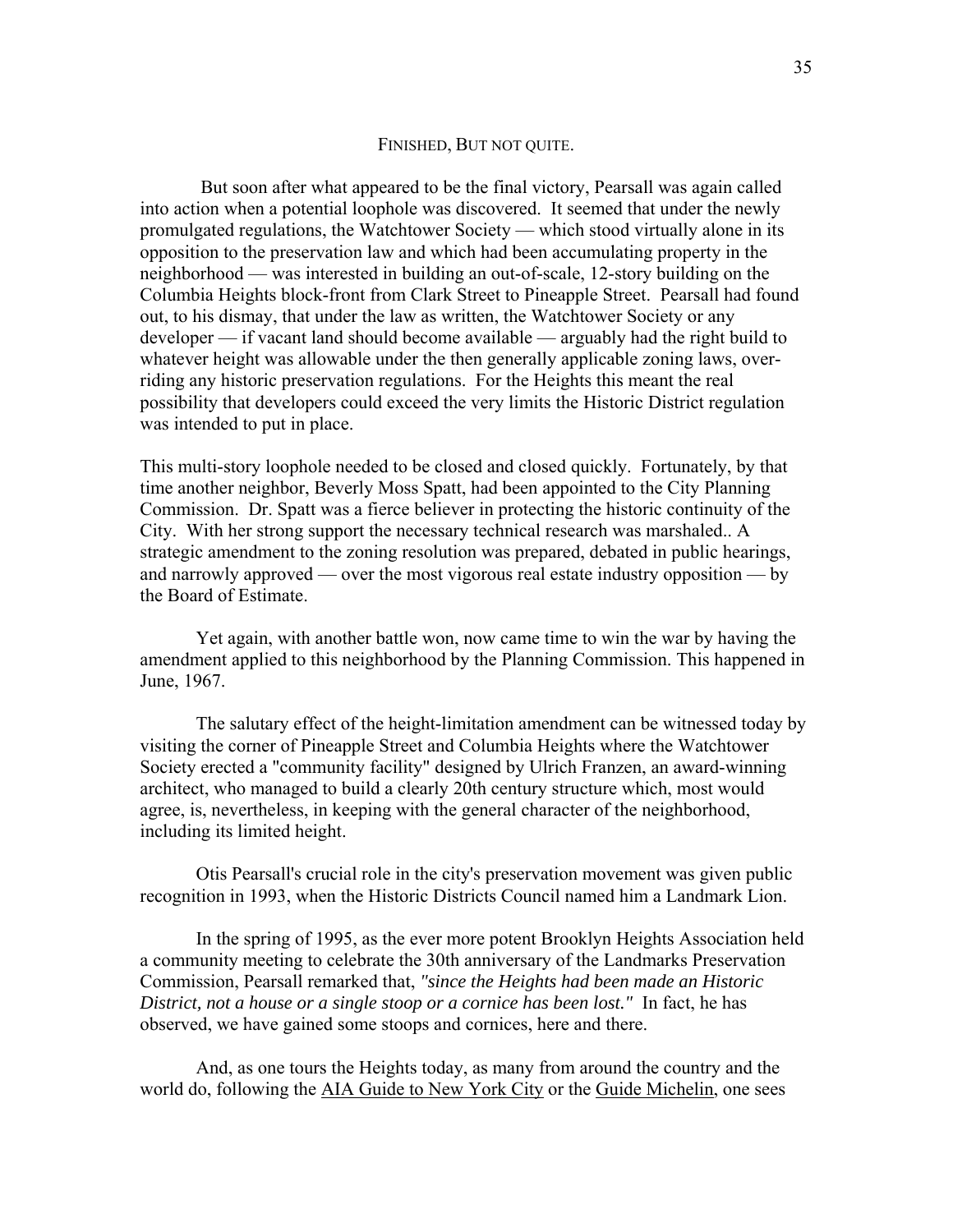## FINISHED, BUT NOT QUITE.

But soon after what appeared to be the final victory, Pearsall was again called into action when a potential loophole was discovered. It seemed that under the newly promulgated regulations, the Watchtower Society — which stood virtually alone in its opposition to the preservation law and which had been accumulating property in the neighborhood — was interested in building an out-of-scale, 12-story building on the Columbia Heights block-front from Clark Street to Pineapple Street. Pearsall had found out, to his dismay, that under the law as written, the Watchtower Society or any developer — if vacant land should become available — arguably had the right build to whatever height was allowable under the then generally applicable zoning laws, over-riding any historic preservation regulations. For the Heights this meant the real possibility that developers could exceed the very limits the Historic District regulation was intended to put in place.

This multi-story loophole needed to be closed and closed quickly. Fortunately, by that time another neighbor, Beverly Moss Spatt, had been appointed to the City Planning Commission. Dr. Spatt was a fierce believer in protecting the historic continuity of the City. With her strong support the necessary technical research was marshaled.. A strategic amendment to the zoning resolution was prepared, debated in public hearings, and narrowly approved — over the most vigorous real estate industry opposition — by the Board of Estimate.

Yet again, with another battle won, now came time to win the war by having the amendment applied to this neighborhood by the Planning Commission. This happened in June, 1967.

The salutary effect of the height-limitation amendment can be witnessed today by visiting the corner of Pineapple Street and Columbia Heights where the Watchtower Society erected a "community facility" designed by Ulrich Franzen, an award-winning architect, who managed to build a clearly 20th century structure which, most would agree, is, nevertheless, in keeping with the general character of the neighborhood, including its limited height.

Otis Pearsall's crucial role in the city's preservation movement was given public recognition in 1993, when the Historic Districts Council named him a Landmark Lion.

In the spring of 1995, as the ever more potent Brooklyn Heights Association held a community meeting to celebrate the 30th anniversary of the Landmarks Preservation Commission, Pearsall remarked that, *"since the Heights had been made an Historic District, not a house or a single stoop or a cornice has been lost."* In fact, he has observed, we have gained some stoops and cornices, here and there.

And, as one tours the Heights today, as many from around the country and the world do, following the AIA Guide to New York City or the Guide Michelin, one sees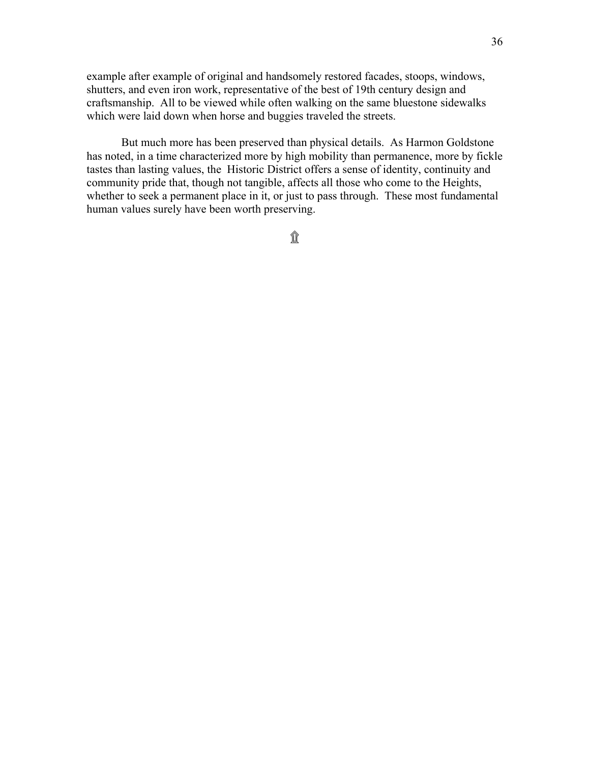example after example of original and handsomely restored facades, stoops, windows, shutters, and even iron work, representative of the best of 19th century design and craftsmanship. All to be viewed while often walking on the same bluestone sidewalks which were laid down when horse and buggies traveled the streets.

But much more has been preserved than physical details. As Harmon Goldstone has noted, in a time characterized more by high mobility than permanence, more by fickle tastes than lasting values, the Historic District offers a sense of identity, continuity and community pride that, though not tangible, affects all those who come to the Heights, whether to seek a permanent place in it, or just to pass through. These most fundamental human values surely have been worth preserving.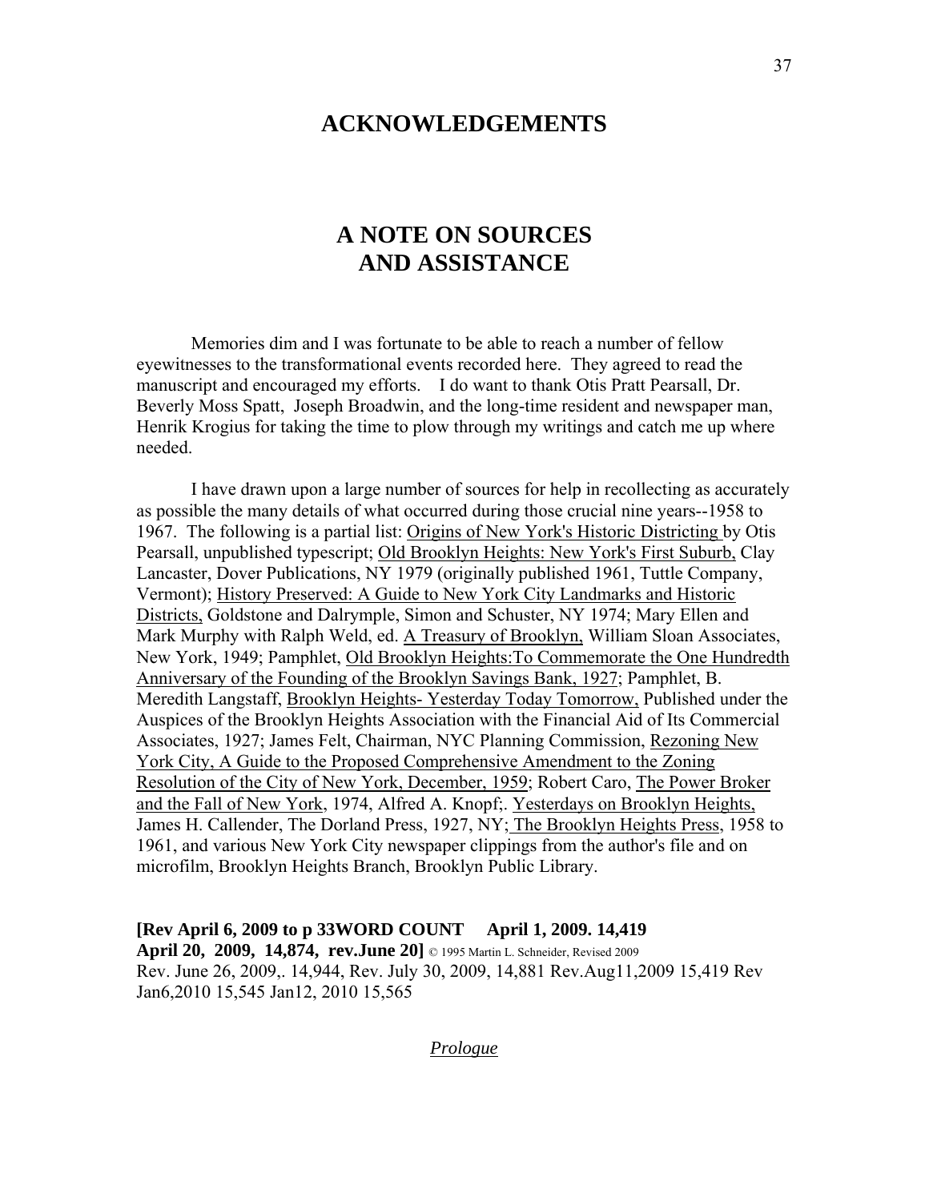## ACKNOWLEDGEMENTS

## A NOTE ON SOURCES AND ASSISTANCE

Memories dim and I was fortunate to be able to reach a number of fellow eyewitnesses to the transformational events recorded here. They agreed to read the manuscript and encouraged my efforts. I do want to thank Otis Pratt Pearsall, Dr. Beverly Moss Spatt, Joseph Broadwin, and the long-time resident and newspaper man, Henrik Krogius for taking the time to plow through my writings and catch me up where needed.

I have drawn upon a large number of sources for help in recollecting as accurately as possible the many details of what occurred during those crucial nine years--1958 to 1967. The following is a partial list: Origins of New York's Historic Districting by Otis Pearsall, unpublished typescript; Old Brooklyn Heights: New York's First Suburb, Clay Lancaster, Dover Publications, NY 1979 (originally published 1961, Tuttle Company, Vermont); History Preserved: A Guide to New York City Landmarks and Historic Districts, Goldstone and Dalrymple, Simon and Schuster, NY 1974; Mary Ellen and Mark Murphy with Ralph Weld, ed. A Treasury of Brooklyn, William Sloan Associates, New York, 1949; Pamphlet, Old Brooklyn Heights:To Commemorate the One Hundredth Anniversary of the Founding of the Brooklyn Savings Bank, 1927; Pamphlet, B. Meredith Langstaff, Brooklyn Heights- Yesterday Today Tomorrow, Published under the Auspices of the Brooklyn Heights Association with the Financial Aid of Its Commercial Associates, 1927; James Felt, Chairman, NYC Planning Commission, Rezoning New York City, A Guide to the Proposed Comprehensive Amendment to the Zoning Resolution of the City of New York, December, 1959; Robert Caro, The Power Broker and the Fall of New York, 1974, Alfred A. Knopf;. Yesterdays on Brooklyn Heights, James H. Callender, The Dorland Press, 1927, NY; The Brooklyn Heights Press, 1958 to 1961, and various New York City newspaper clippings from the author's file and on microfilm, Brooklyn Heights Branch, Brooklyn Public Library.

**[Rev April 6, 2009 to p 33WORD COUNT April 1, 2009. 14,419 April 20, 2009, 14,874, rev.June 20]** © 1995 Martin L. Schneider, Revised 2009 Rev. June 26, 2009,. 14,944, Rev. July 30, 2009, 14,881 Rev.Aug11,2009 15,419 Rev Jan6,2010 15,545 Jan12, 2010 15,565

*Prologue*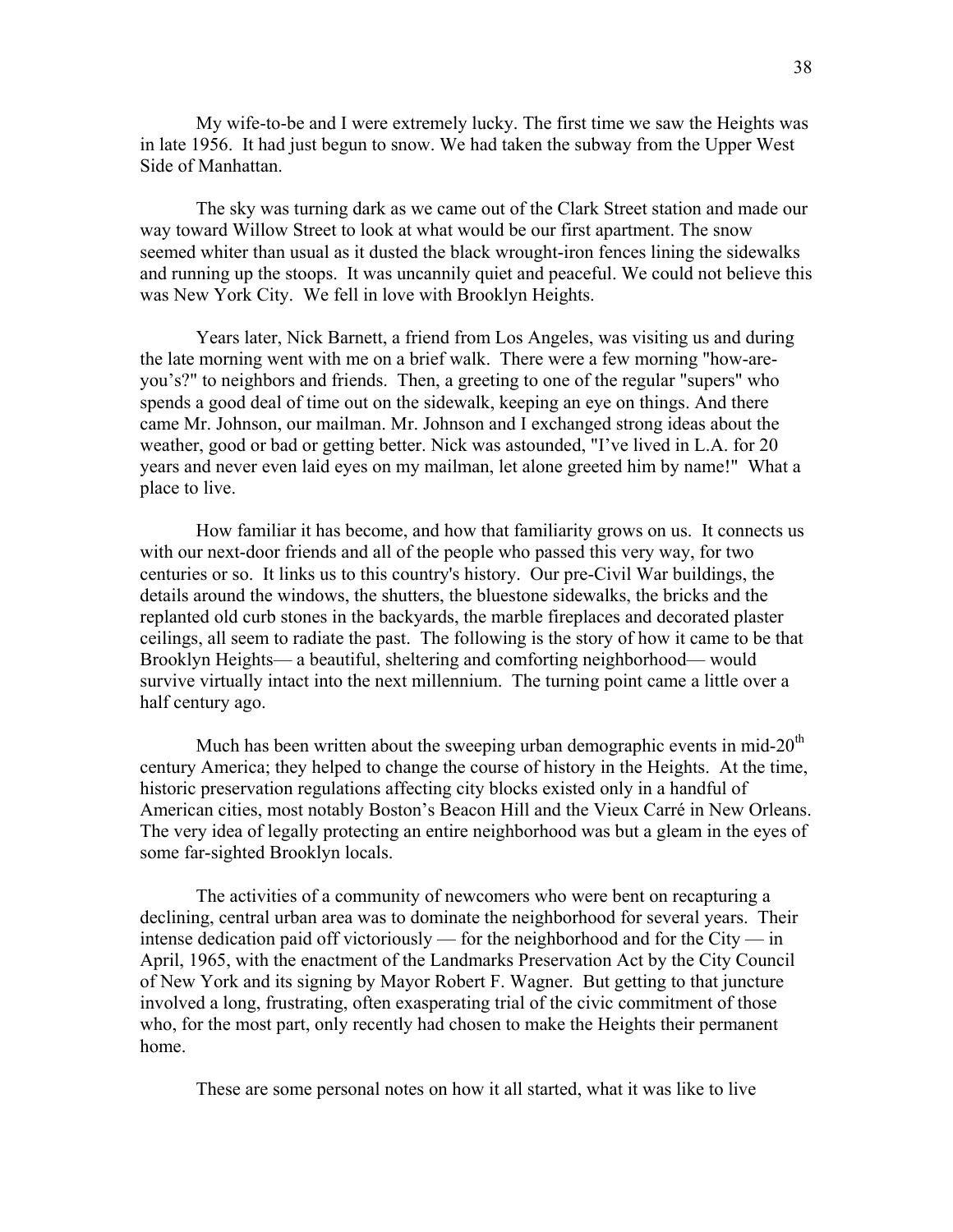My wife-to-be and I were extremely lucky. The first time we saw the Heights was in late 1956. It had just begun to snow. We had taken the subway from the Upper West Side of Manhattan.

The sky was turning dark as we came out of the Clark Street station and made our way toward Willow Street to look at what would be our first apartment. The snow seemed whiter than usual as it dusted the black wrought-iron fences lining the sidewalks and running up the stoops. It was uncannily quiet and peaceful. We could not believe this was New York City. We fell in love with Brooklyn Heights.

Years later, Nick Barnett, a friend from Los Angeles, was visiting us and during the late morning went with me on a brief walk. There were a few morning "how-are-you's?" to neighbors and friends. Then, a greeting to one of the regular "supers" who spends a good deal of time out on the sidewalk, keeping an eye on things. And there came Mr. Johnson, our mailman. Mr. Johnson and I exchanged strong ideas about the weather, good or bad or getting better. Nick was astounded, "I've lived in L.A. for 20 years and never even laid eyes on my mailman, let alone greeted him by name!" What a place to live.

How familiar it has become, and how that familiarity grows on us. It connects us with our next-door friends and all of the people who passed this very way, for two centuries or so. It links us to this country's history. Our pre-Civil War buildings, the details around the windows, the shutters, the bluestone sidewalks, the bricks and the replanted old curb stones in the backyards, the marble fireplaces and decorated plaster ceilings, all seem to radiate the past. The following is the story of how it came to be that Brooklyn Heights— a beautiful, sheltering and comforting neighborhood— would survive virtually intact into the next millennium. The turning point came a little over a half century ago.

Much has been written about the sweeping urban demographic events in mid-20th century America; they helped to change the course of history in the Heights. At the time, historic preservation regulations affecting city blocks existed only in a handful of American cities, most notably Boston's Beacon Hill and the Vieux Carré in New Orleans. The very idea of legally protecting an entire neighborhood was but a gleam in the eyes of some far-sighted Brooklyn locals.

The activities of a community of newcomers who were bent on recapturing a declining, central urban area was to dominate the neighborhood for several years. Their intense dedication paid off victoriously — for the neighborhood and for the City — in April, 1965, with the enactment of the Landmarks Preservation Act by the City Council of New York and its signing by Mayor Robert F. Wagner. But getting to that juncture involved a long, frustrating, often exasperating trial of the civic commitment of those who, for the most part, only recently had chosen to make the Heights their permanent home.

These are some personal notes on how it all started, what it was like to live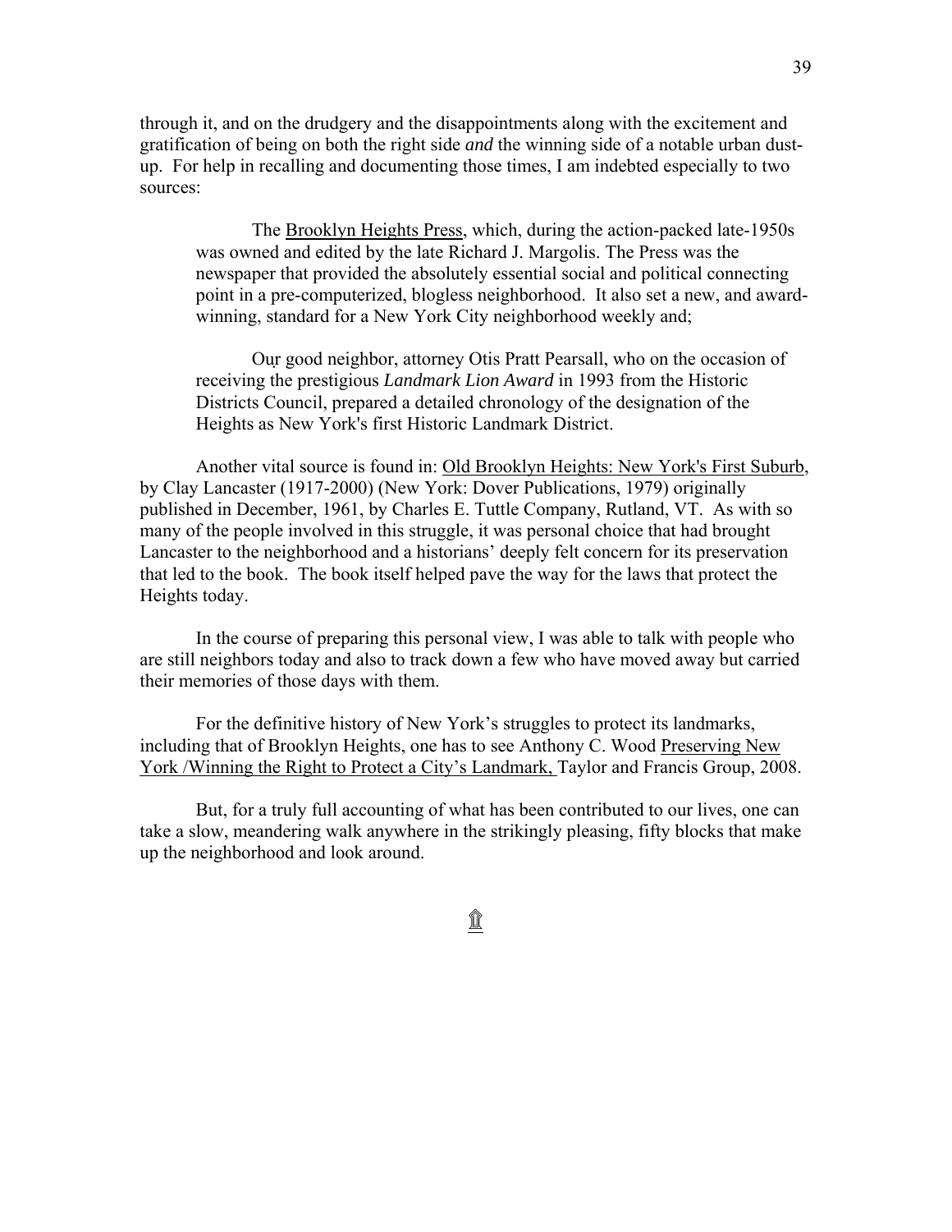through it, and on the drudgery and the disappointments along with the excitement and gratification of being on both the right side *and* the winning side of a notable urban dust-up. For help in recalling and documenting those times, I am indebted especially to two sources:

> The Brooklyn Heights Press, which, during the action-packed late-1950s was owned and edited by the late Richard J. Margolis. The Press was the newspaper that provided the absolutely essential social and political connecting point in a pre-computerized, blogless neighborhood. It also set a new, and award-winning, standard for a New York City neighborhood weekly and;
>
> Our good neighbor, attorney Otis Pratt Pearsall, who on the occasion of receiving the prestigious *Landmark Lion Award* in 1993 from the Historic Districts Council, prepared a detailed chronology of the designation of the Heights as New York's first Historic Landmark District.

Another vital source is found in: Old Brooklyn Heights: New York's First Suburb, by Clay Lancaster (1917-2000) (New York: Dover Publications, 1979) originally published in December, 1961, by Charles E. Tuttle Company, Rutland, VT. As with so many of the people involved in this struggle, it was personal choice that had brought Lancaster to the neighborhood and a historians' deeply felt concern for its preservation that led to the book. The book itself helped pave the way for the laws that protect the Heights today.

In the course of preparing this personal view, I was able to talk with people who are still neighbors today and also to track down a few who have moved away but carried their memories of those days with them.

For the definitive history of New York's struggles to protect its landmarks, including that of Brooklyn Heights, one has to see Anthony C. Wood Preserving New York /Winning the Right to Protect a City's Landmark, Taylor and Francis Group, 2008.

But, for a truly full accounting of what has been contributed to our lives, one can take a slow, meandering walk anywhere in the strikingly pleasing, fifty blocks that make up the neighborhood and look around.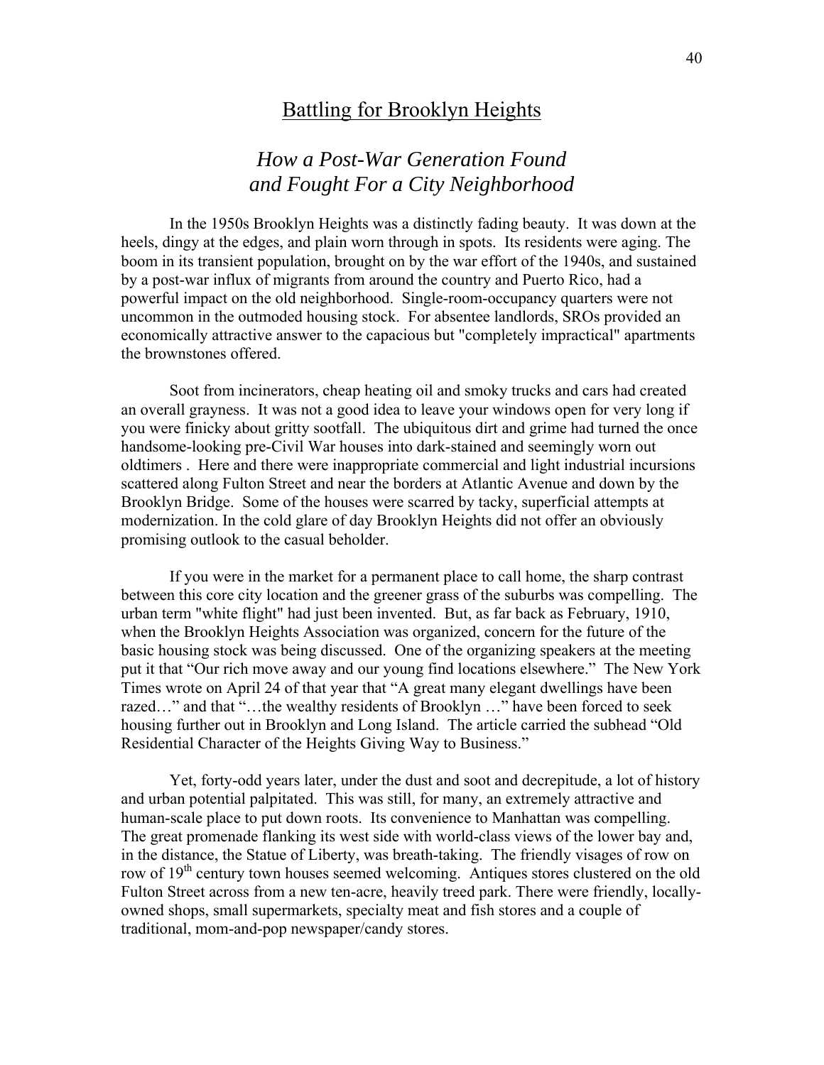# Battling for Brooklyn Heights

## *How a Post-War Generation Found and Fought For a City Neighborhood*

In the 1950s Brooklyn Heights was a distinctly fading beauty. It was down at the heels, dingy at the edges, and plain worn through in spots. Its residents were aging. The boom in its transient population, brought on by the war effort of the 1940s, and sustained by a post-war influx of migrants from around the country and Puerto Rico, had a powerful impact on the old neighborhood. Single-room-occupancy quarters were not uncommon in the outmoded housing stock. For absentee landlords, SROs provided an economically attractive answer to the capacious but "completely impractical" apartments the brownstones offered.

Soot from incinerators, cheap heating oil and smoky trucks and cars had created an overall grayness. It was not a good idea to leave your windows open for very long if you were finicky about gritty sootfall. The ubiquitous dirt and grime had turned the once handsome-looking pre-Civil War houses into dark-stained and seemingly worn out oldtimers . Here and there were inappropriate commercial and light industrial incursions scattered along Fulton Street and near the borders at Atlantic Avenue and down by the Brooklyn Bridge. Some of the houses were scarred by tacky, superficial attempts at modernization. In the cold glare of day Brooklyn Heights did not offer an obviously promising outlook to the casual beholder.

If you were in the market for a permanent place to call home, the sharp contrast between this core city location and the greener grass of the suburbs was compelling. The urban term "white flight" had just been invented. But, as far back as February, 1910, when the Brooklyn Heights Association was organized, concern for the future of the basic housing stock was being discussed. One of the organizing speakers at the meeting put it that "Our rich move away and our young find locations elsewhere." The New York Times wrote on April 24 of that year that "A great many elegant dwellings have been razed…" and that "…the wealthy residents of Brooklyn …" have been forced to seek housing further out in Brooklyn and Long Island. The article carried the subhead "Old Residential Character of the Heights Giving Way to Business."

Yet, forty-odd years later, under the dust and soot and decrepitude, a lot of history and urban potential palpitated. This was still, for many, an extremely attractive and human-scale place to put down roots. Its convenience to Manhattan was compelling. The great promenade flanking its west side with world-class views of the lower bay and, in the distance, the Statue of Liberty, was breath-taking. The friendly visages of row on row of 19th century town houses seemed welcoming. Antiques stores clustered on the old Fulton Street across from a new ten-acre, heavily treed park. There were friendly, locally-owned shops, small supermarkets, specialty meat and fish stores and a couple of traditional, mom-and-pop newspaper/candy stores.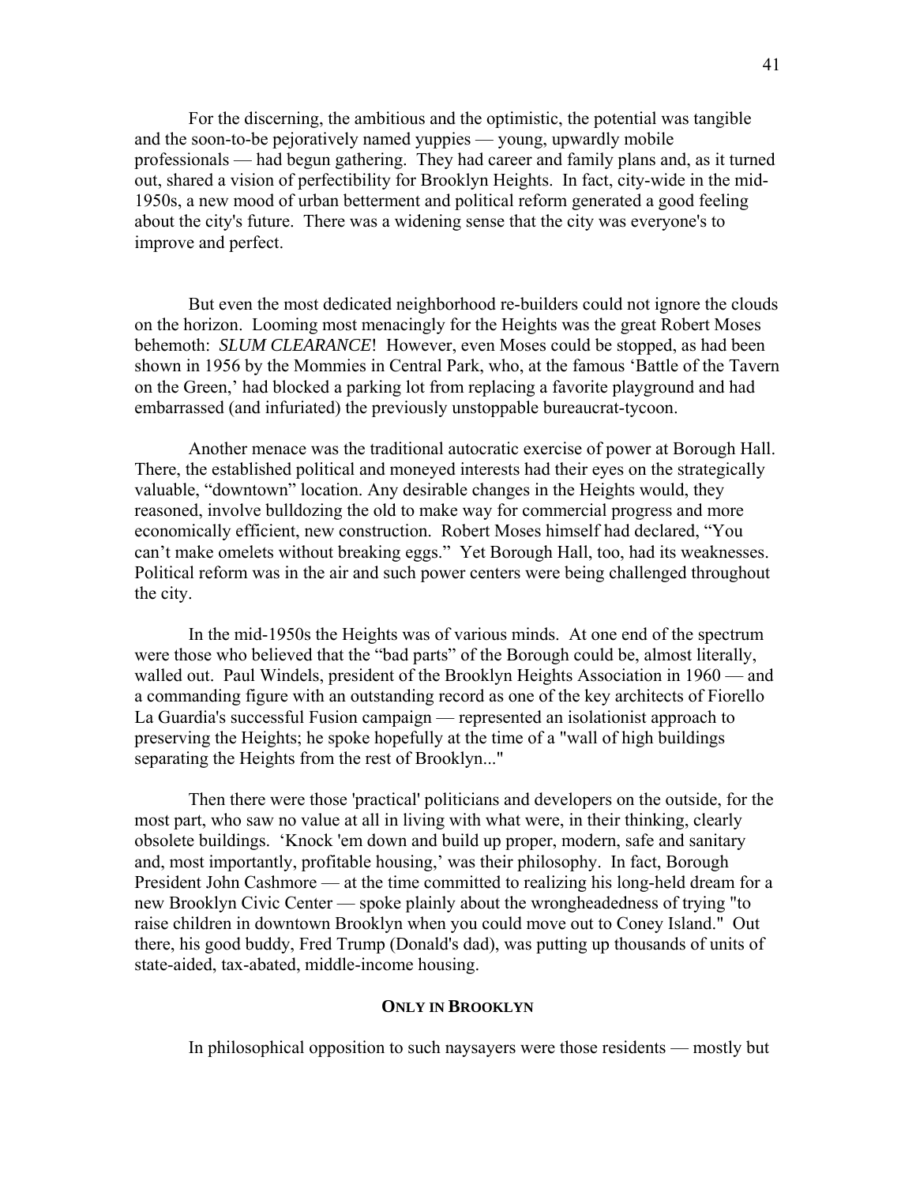For the discerning, the ambitious and the optimistic, the potential was tangible and the soon-to-be pejoratively named yuppies — young, upwardly mobile professionals — had begun gathering. They had career and family plans and, as it turned out, shared a vision of perfectibility for Brooklyn Heights. In fact, city-wide in the mid-1950s, a new mood of urban betterment and political reform generated a good feeling about the city's future. There was a widening sense that the city was everyone's to improve and perfect.

But even the most dedicated neighborhood re-builders could not ignore the clouds on the horizon. Looming most menacingly for the Heights was the great Robert Moses behemoth: *SLUM CLEARANCE*! However, even Moses could be stopped, as had been shown in 1956 by the Mommies in Central Park, who, at the famous 'Battle of the Tavern on the Green,' had blocked a parking lot from replacing a favorite playground and had embarrassed (and infuriated) the previously unstoppable bureaucrat-tycoon.

Another menace was the traditional autocratic exercise of power at Borough Hall. There, the established political and moneyed interests had their eyes on the strategically valuable, "downtown" location. Any desirable changes in the Heights would, they reasoned, involve bulldozing the old to make way for commercial progress and more economically efficient, new construction. Robert Moses himself had declared, "You can't make omelets without breaking eggs." Yet Borough Hall, too, had its weaknesses. Political reform was in the air and such power centers were being challenged throughout the city.

In the mid-1950s the Heights was of various minds. At one end of the spectrum were those who believed that the "bad parts" of the Borough could be, almost literally, walled out. Paul Windels, president of the Brooklyn Heights Association in 1960 — and a commanding figure with an outstanding record as one of the key architects of Fiorello La Guardia's successful Fusion campaign — represented an isolationist approach to preserving the Heights; he spoke hopefully at the time of a "wall of high buildings separating the Heights from the rest of Brooklyn..."

Then there were those 'practical' politicians and developers on the outside, for the most part, who saw no value at all in living with what were, in their thinking, clearly obsolete buildings. 'Knock 'em down and build up proper, modern, safe and sanitary and, most importantly, profitable housing,' was their philosophy. In fact, Borough President John Cashmore — at the time committed to realizing his long-held dream for a new Brooklyn Civic Center — spoke plainly about the wrongheadedness of trying "to raise children in downtown Brooklyn when you could move out to Coney Island." Out there, his good buddy, Fred Trump (Donald's dad), was putting up thousands of units of state-aided, tax-abated, middle-income housing.

## ONLY IN BROOKLYN

In philosophical opposition to such naysayers were those residents — mostly but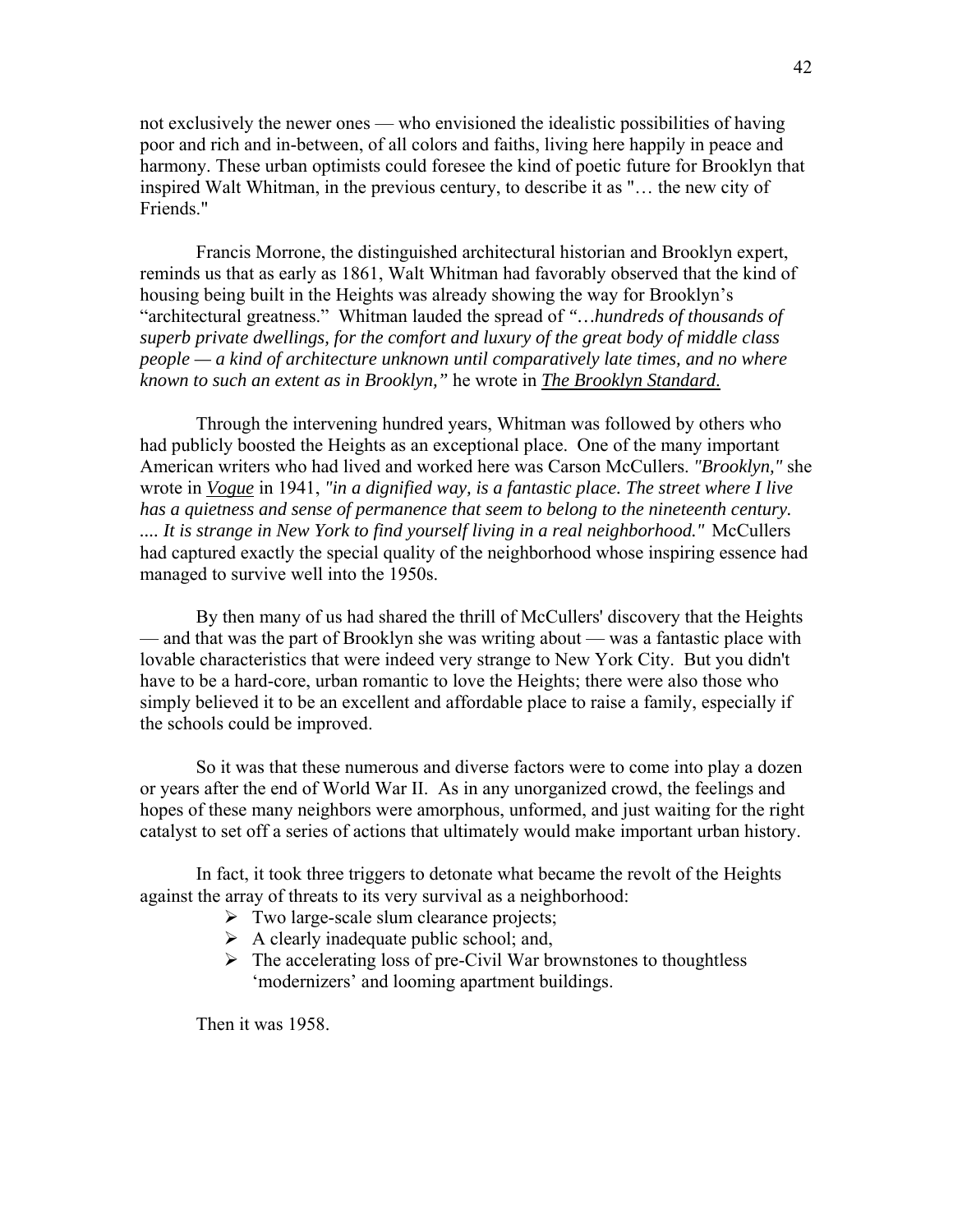not exclusively the newer ones — who envisioned the idealistic possibilities of having poor and rich and in-between, of all colors and faiths, living here happily in peace and harmony. These urban optimists could foresee the kind of poetic future for Brooklyn that inspired Walt Whitman, in the previous century, to describe it as "… the new city of Friends."

Francis Morrone, the distinguished architectural historian and Brooklyn expert, reminds us that as early as 1861, Walt Whitman had favorably observed that the kind of housing being built in the Heights was already showing the way for Brooklyn's "architectural greatness." Whitman lauded the spread of *"…hundreds of thousands of superb private dwellings, for the comfort and luxury of the great body of middle class people — a kind of architecture unknown until comparatively late times, and no where known to such an extent as in Brooklyn,"* he wrote in ***The Brooklyn Standard***.

Through the intervening hundred years, Whitman was followed by others who had publicly boosted the Heights as an exceptional place. One of the many important American writers who had lived and worked here was Carson McCullers. *"Brooklyn,"* she wrote in ***Vogue*** in 1941, *"in a dignified way, is a fantastic place. The street where I live has a quietness and sense of permanence that seem to belong to the nineteenth century. .... It is strange in New York to find yourself living in a real neighborhood."* McCullers had captured exactly the special quality of the neighborhood whose inspiring essence had managed to survive well into the 1950s.

By then many of us had shared the thrill of McCullers' discovery that the Heights — and that was the part of Brooklyn she was writing about — was a fantastic place with lovable characteristics that were indeed very strange to New York City. But you didn't have to be a hard-core, urban romantic to love the Heights; there were also those who simply believed it to be an excellent and affordable place to raise a family, especially if the schools could be improved.

So it was that these numerous and diverse factors were to come into play a dozen or years after the end of World War II. As in any unorganized crowd, the feelings and hopes of these many neighbors were amorphous, unformed, and just waiting for the right catalyst to set off a series of actions that ultimately would make important urban history.

In fact, it took three triggers to detonate what became the revolt of the Heights against the array of threats to its very survival as a neighborhood:

- Two large-scale slum clearance projects;
- A clearly inadequate public school; and,
- The accelerating loss of pre-Civil War brownstones to thoughtless 'modernizers' and looming apartment buildings.

Then it was 1958.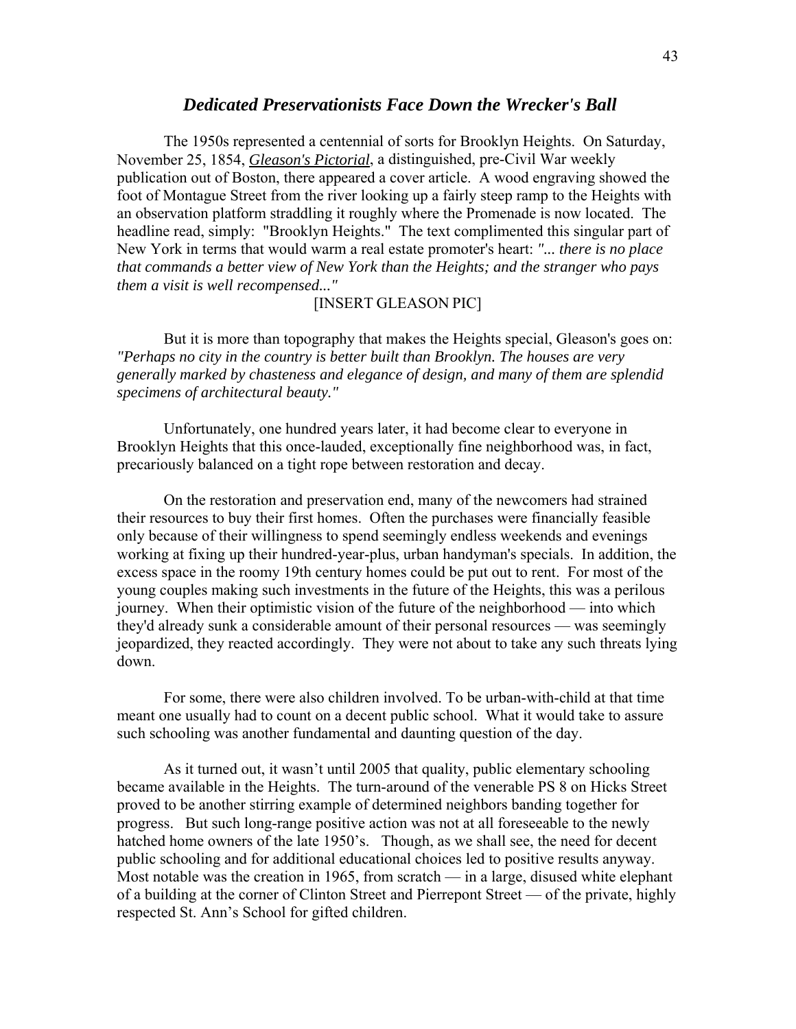## ***Dedicated Preservationists Face Down the Wrecker's Ball***

The 1950s represented a centennial of sorts for Brooklyn Heights. On Saturday, November 25, 1854, ***Gleason's Pictorial***, a distinguished, pre-Civil War weekly publication out of Boston, there appeared a cover article. A wood engraving showed the foot of Montague Street from the river looking up a fairly steep ramp to the Heights with an observation platform straddling it roughly where the Promenade is now located. The headline read, simply: "Brooklyn Heights." The text complimented this singular part of New York in terms that would warm a real estate promoter's heart: *"... there is no place that commands a better view of New York than the Heights; and the stranger who pays them a visit is well recompensed..."*

[INSERT GLEASON PIC]

But it is more than topography that makes the Heights special, Gleason's goes on: *"Perhaps no city in the country is better built than Brooklyn. The houses are very generally marked by chasteness and elegance of design, and many of them are splendid specimens of architectural beauty."*

Unfortunately, one hundred years later, it had become clear to everyone in Brooklyn Heights that this once-lauded, exceptionally fine neighborhood was, in fact, precariously balanced on a tight rope between restoration and decay.

On the restoration and preservation end, many of the newcomers had strained their resources to buy their first homes. Often the purchases were financially feasible only because of their willingness to spend seemingly endless weekends and evenings working at fixing up their hundred-year-plus, urban handyman's specials. In addition, the excess space in the roomy 19th century homes could be put out to rent. For most of the young couples making such investments in the future of the Heights, this was a perilous journey. When their optimistic vision of the future of the neighborhood — into which they'd already sunk a considerable amount of their personal resources — was seemingly jeopardized, they reacted accordingly. They were not about to take any such threats lying down.

For some, there were also children involved. To be urban-with-child at that time meant one usually had to count on a decent public school. What it would take to assure such schooling was another fundamental and daunting question of the day.

As it turned out, it wasn't until 2005 that quality, public elementary schooling became available in the Heights. The turn-around of the venerable PS 8 on Hicks Street proved to be another stirring example of determined neighbors banding together for progress. But such long-range positive action was not at all foreseeable to the newly hatched home owners of the late 1950's. Though, as we shall see, the need for decent public schooling and for additional educational choices led to positive results anyway. Most notable was the creation in 1965, from scratch — in a large, disused white elephant of a building at the corner of Clinton Street and Pierrepont Street — of the private, highly respected St. Ann's School for gifted children.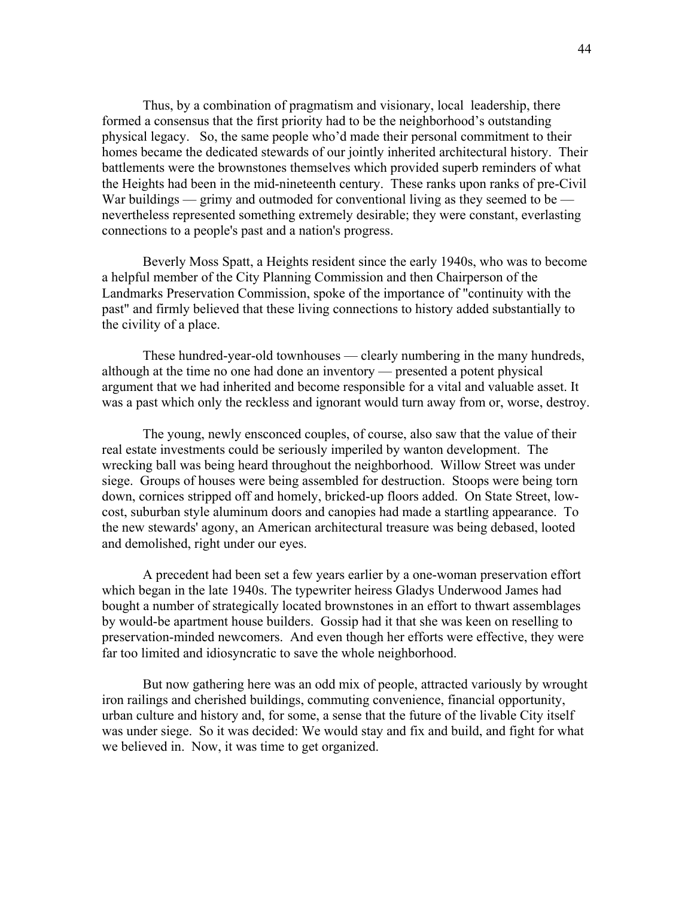Thus, by a combination of pragmatism and visionary, local leadership, there formed a consensus that the first priority had to be the neighborhood's outstanding physical legacy. So, the same people who'd made their personal commitment to their homes became the dedicated stewards of our jointly inherited architectural history. Their battlements were the brownstones themselves which provided superb reminders of what the Heights had been in the mid-nineteenth century. These ranks upon ranks of pre-Civil War buildings — grimy and outmoded for conventional living as they seemed to be — nevertheless represented something extremely desirable; they were constant, everlasting connections to a people's past and a nation's progress.

Beverly Moss Spatt, a Heights resident since the early 1940s, who was to become a helpful member of the City Planning Commission and then Chairperson of the Landmarks Preservation Commission, spoke of the importance of "continuity with the past" and firmly believed that these living connections to history added substantially to the civility of a place.

These hundred-year-old townhouses — clearly numbering in the many hundreds, although at the time no one had done an inventory — presented a potent physical argument that we had inherited and become responsible for a vital and valuable asset. It was a past which only the reckless and ignorant would turn away from or, worse, destroy.

The young, newly ensconced couples, of course, also saw that the value of their real estate investments could be seriously imperiled by wanton development. The wrecking ball was being heard throughout the neighborhood. Willow Street was under siege. Groups of houses were being assembled for destruction. Stoops were being torn down, cornices stripped off and homely, bricked-up floors added. On State Street, low-cost, suburban style aluminum doors and canopies had made a startling appearance. To the new stewards' agony, an American architectural treasure was being debased, looted and demolished, right under our eyes.

A precedent had been set a few years earlier by a one-woman preservation effort which began in the late 1940s. The typewriter heiress Gladys Underwood James had bought a number of strategically located brownstones in an effort to thwart assemblages by would-be apartment house builders. Gossip had it that she was keen on reselling to preservation-minded newcomers. And even though her efforts were effective, they were far too limited and idiosyncratic to save the whole neighborhood.

But now gathering here was an odd mix of people, attracted variously by wrought iron railings and cherished buildings, commuting convenience, financial opportunity, urban culture and history and, for some, a sense that the future of the livable City itself was under siege. So it was decided: We would stay and fix and build, and fight for what we believed in. Now, it was time to get organized.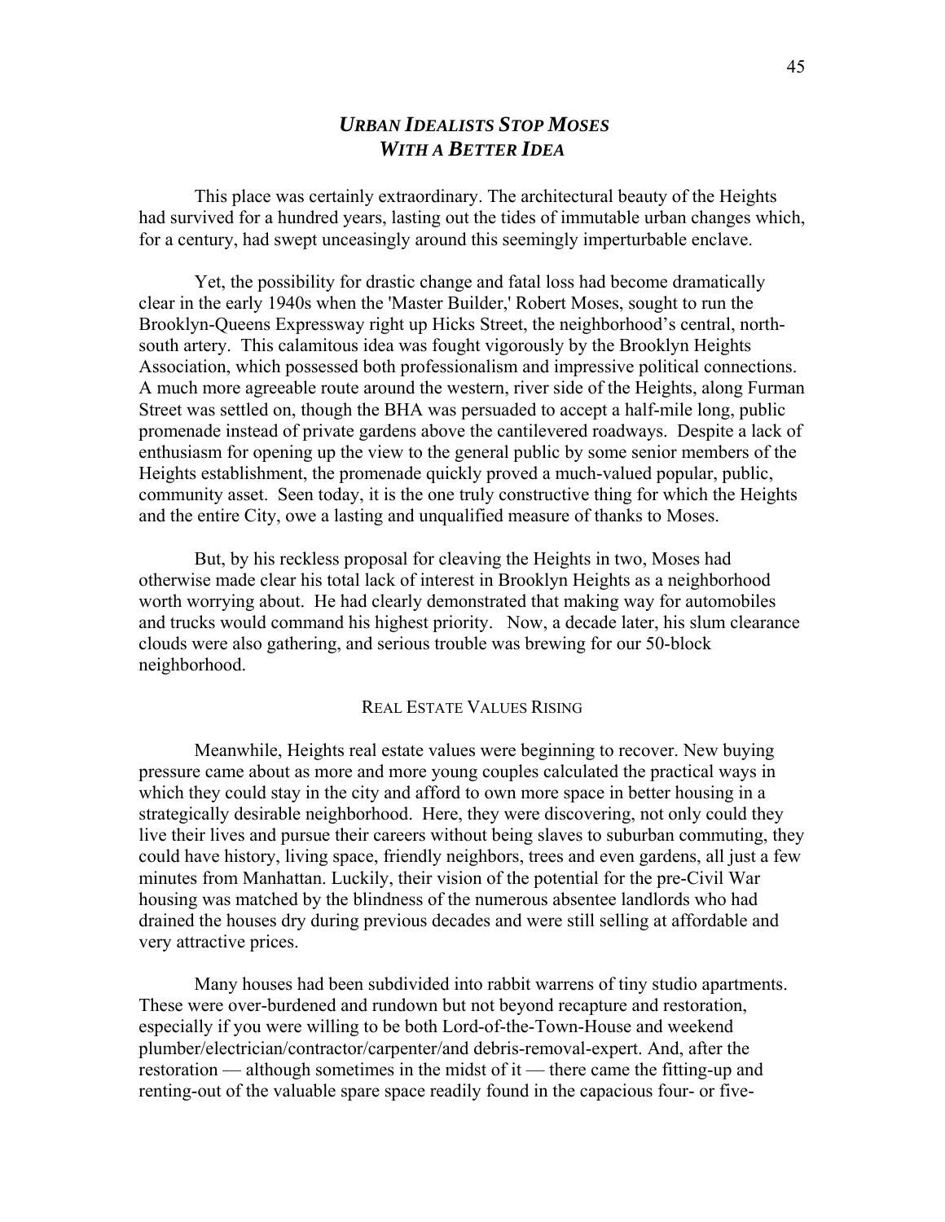## *URBAN IDEALISTS STOP MOSES WITH A BETTER IDEA*

This place was certainly extraordinary. The architectural beauty of the Heights had survived for a hundred years, lasting out the tides of immutable urban changes which, for a century, had swept unceasingly around this seemingly imperturbable enclave.

Yet, the possibility for drastic change and fatal loss had become dramatically clear in the early 1940s when the 'Master Builder,' Robert Moses, sought to run the Brooklyn-Queens Expressway right up Hicks Street, the neighborhood's central, north-south artery. This calamitous idea was fought vigorously by the Brooklyn Heights Association, which possessed both professionalism and impressive political connections. A much more agreeable route around the western, river side of the Heights, along Furman Street was settled on, though the BHA was persuaded to accept a half-mile long, public promenade instead of private gardens above the cantilevered roadways. Despite a lack of enthusiasm for opening up the view to the general public by some senior members of the Heights establishment, the promenade quickly proved a much-valued popular, public, community asset. Seen today, it is the one truly constructive thing for which the Heights and the entire City, owe a lasting and unqualified measure of thanks to Moses.

But, by his reckless proposal for cleaving the Heights in two, Moses had otherwise made clear his total lack of interest in Brooklyn Heights as a neighborhood worth worrying about. He had clearly demonstrated that making way for automobiles and trucks would command his highest priority. Now, a decade later, his slum clearance clouds were also gathering, and serious trouble was brewing for our 50-block neighborhood.

### REAL ESTATE VALUES RISING

Meanwhile, Heights real estate values were beginning to recover. New buying pressure came about as more and more young couples calculated the practical ways in which they could stay in the city and afford to own more space in better housing in a strategically desirable neighborhood. Here, they were discovering, not only could they live their lives and pursue their careers without being slaves to suburban commuting, they could have history, living space, friendly neighbors, trees and even gardens, all just a few minutes from Manhattan. Luckily, their vision of the potential for the pre-Civil War housing was matched by the blindness of the numerous absentee landlords who had drained the houses dry during previous decades and were still selling at affordable and very attractive prices.

Many houses had been subdivided into rabbit warrens of tiny studio apartments. These were over-burdened and rundown but not beyond recapture and restoration, especially if you were willing to be both Lord-of-the-Town-House and weekend plumber/electrician/contractor/carpenter/and debris-removal-expert. And, after the restoration — although sometimes in the midst of it — there came the fitting-up and renting-out of the valuable spare space readily found in the capacious four- or five-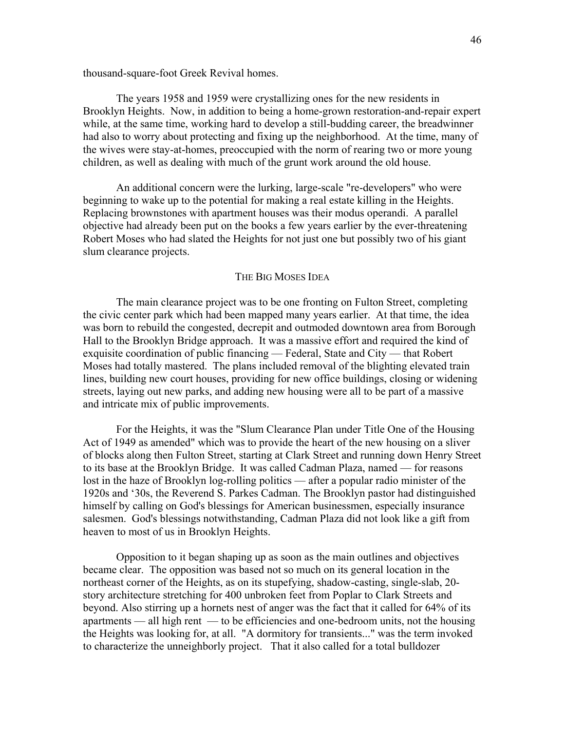thousand-square-foot Greek Revival homes.

The years 1958 and 1959 were crystallizing ones for the new residents in Brooklyn Heights. Now, in addition to being a home-grown restoration-and-repair expert while, at the same time, working hard to develop a still-budding career, the breadwinner had also to worry about protecting and fixing up the neighborhood. At the time, many of the wives were stay-at-homes, preoccupied with the norm of rearing two or more young children, as well as dealing with much of the grunt work around the old house.

An additional concern were the lurking, large-scale "re-developers" who were beginning to wake up to the potential for making a real estate killing in the Heights. Replacing brownstones with apartment houses was their modus operandi. A parallel objective had already been put on the books a few years earlier by the ever-threatening Robert Moses who had slated the Heights for not just one but possibly two of his giant slum clearance projects.

## THE BIG MOSES IDEA

The main clearance project was to be one fronting on Fulton Street, completing the civic center park which had been mapped many years earlier. At that time, the idea was born to rebuild the congested, decrepit and outmoded downtown area from Borough Hall to the Brooklyn Bridge approach. It was a massive effort and required the kind of exquisite coordination of public financing — Federal, State and City — that Robert Moses had totally mastered. The plans included removal of the blighting elevated train lines, building new court houses, providing for new office buildings, closing or widening streets, laying out new parks, and adding new housing were all to be part of a massive and intricate mix of public improvements.

For the Heights, it was the "Slum Clearance Plan under Title One of the Housing Act of 1949 as amended" which was to provide the heart of the new housing on a sliver of blocks along then Fulton Street, starting at Clark Street and running down Henry Street to its base at the Brooklyn Bridge. It was called Cadman Plaza, named — for reasons lost in the haze of Brooklyn log-rolling politics — after a popular radio minister of the 1920s and '30s, the Reverend S. Parkes Cadman. The Brooklyn pastor had distinguished himself by calling on God's blessings for American businessmen, especially insurance salesmen. God's blessings notwithstanding, Cadman Plaza did not look like a gift from heaven to most of us in Brooklyn Heights.

Opposition to it began shaping up as soon as the main outlines and objectives became clear. The opposition was based not so much on its general location in the northeast corner of the Heights, as on its stupefying, shadow-casting, single-slab, 20-story architecture stretching for 400 unbroken feet from Poplar to Clark Streets and beyond. Also stirring up a hornets nest of anger was the fact that it called for 64% of its apartments — all high rent — to be efficiencies and one-bedroom units, not the housing the Heights was looking for, at all. "A dormitory for transients..." was the term invoked to characterize the unneighborly project. That it also called for a total bulldozer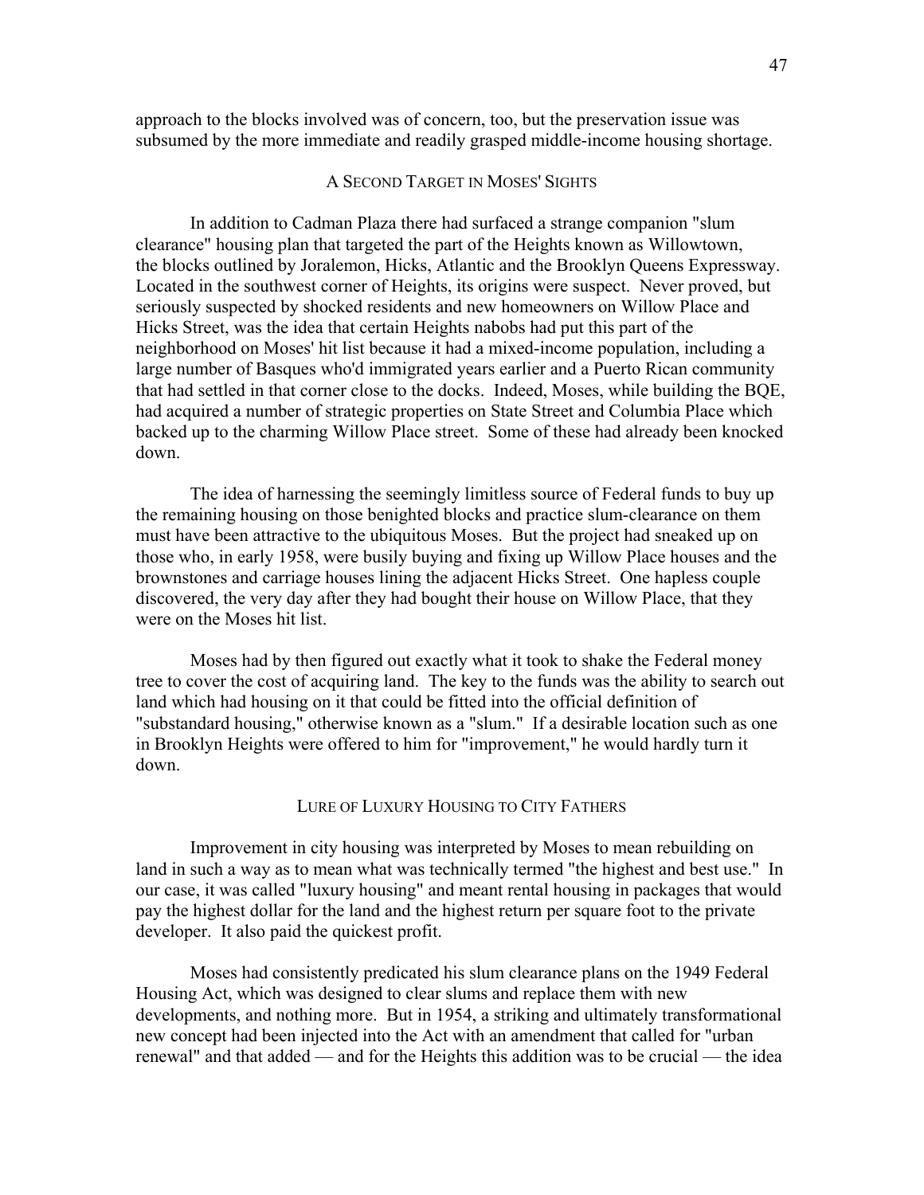approach to the blocks involved was of concern, too, but the preservation issue was subsumed by the more immediate and readily grasped middle-income housing shortage.

## A Second Target in Moses' Sights

In addition to Cadman Plaza there had surfaced a strange companion "slum clearance" housing plan that targeted the part of the Heights known as Willowtown, the blocks outlined by Joralemon, Hicks, Atlantic and the Brooklyn Queens Expressway. Located in the southwest corner of Heights, its origins were suspect. Never proved, but seriously suspected by shocked residents and new homeowners on Willow Place and Hicks Street, was the idea that certain Heights nabobs had put this part of the neighborhood on Moses' hit list because it had a mixed-income population, including a large number of Basques who'd immigrated years earlier and a Puerto Rican community that had settled in that corner close to the docks. Indeed, Moses, while building the BQE, had acquired a number of strategic properties on State Street and Columbia Place which backed up to the charming Willow Place street. Some of these had already been knocked down.

The idea of harnessing the seemingly limitless source of Federal funds to buy up the remaining housing on those benighted blocks and practice slum-clearance on them must have been attractive to the ubiquitous Moses. But the project had sneaked up on those who, in early 1958, were busily buying and fixing up Willow Place houses and the brownstones and carriage houses lining the adjacent Hicks Street. One hapless couple discovered, the very day after they had bought their house on Willow Place, that they were on the Moses hit list.

Moses had by then figured out exactly what it took to shake the Federal money tree to cover the cost of acquiring land. The key to the funds was the ability to search out land which had housing on it that could be fitted into the official definition of "substandard housing," otherwise known as a "slum." If a desirable location such as one in Brooklyn Heights were offered to him for "improvement," he would hardly turn it down.

## Lure of Luxury Housing to City Fathers

Improvement in city housing was interpreted by Moses to mean rebuilding on land in such a way as to mean what was technically termed "the highest and best use." In our case, it was called "luxury housing" and meant rental housing in packages that would pay the highest dollar for the land and the highest return per square foot to the private developer. It also paid the quickest profit.

Moses had consistently predicated his slum clearance plans on the 1949 Federal Housing Act, which was designed to clear slums and replace them with new developments, and nothing more. But in 1954, a striking and ultimately transformational new concept had been injected into the Act with an amendment that called for "urban renewal" and that added — and for the Heights this addition was to be crucial — the idea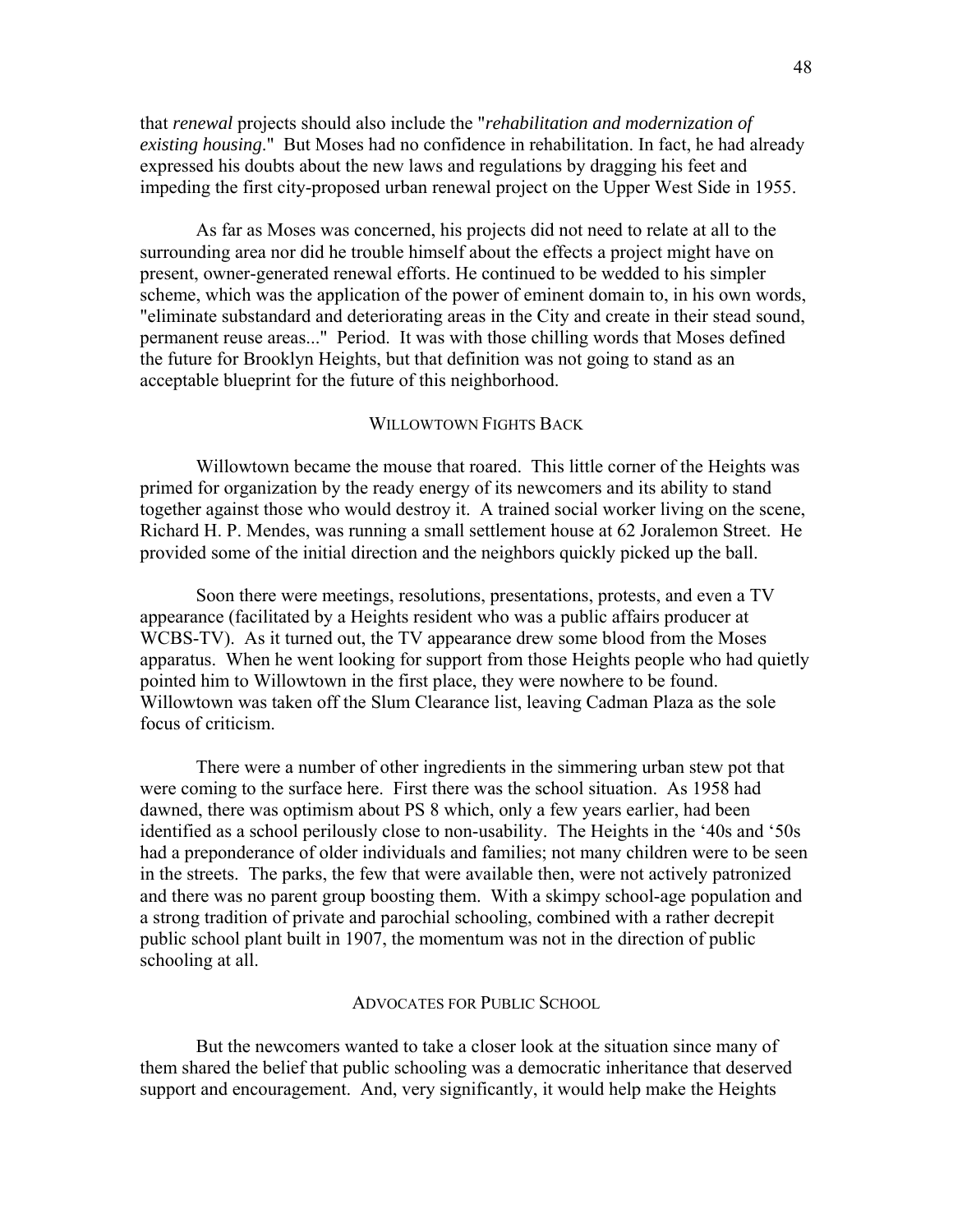that *renewal* projects should also include the "*rehabilitation and modernization of existing housing*." But Moses had no confidence in rehabilitation. In fact, he had already expressed his doubts about the new laws and regulations by dragging his feet and impeding the first city-proposed urban renewal project on the Upper West Side in 1955.

As far as Moses was concerned, his projects did not need to relate at all to the surrounding area nor did he trouble himself about the effects a project might have on present, owner-generated renewal efforts. He continued to be wedded to his simpler scheme, which was the application of the power of eminent domain to, in his own words, "eliminate substandard and deteriorating areas in the City and create in their stead sound, permanent reuse areas..." Period. It was with those chilling words that Moses defined the future for Brooklyn Heights, but that definition was not going to stand as an acceptable blueprint for the future of this neighborhood.

## Willowtown Fights Back

Willowtown became the mouse that roared. This little corner of the Heights was primed for organization by the ready energy of its newcomers and its ability to stand together against those who would destroy it. A trained social worker living on the scene, Richard H. P. Mendes, was running a small settlement house at 62 Joralemon Street. He provided some of the initial direction and the neighbors quickly picked up the ball.

Soon there were meetings, resolutions, presentations, protests, and even a TV appearance (facilitated by a Heights resident who was a public affairs producer at WCBS-TV). As it turned out, the TV appearance drew some blood from the Moses apparatus. When he went looking for support from those Heights people who had quietly pointed him to Willowtown in the first place, they were nowhere to be found. Willowtown was taken off the Slum Clearance list, leaving Cadman Plaza as the sole focus of criticism.

There were a number of other ingredients in the simmering urban stew pot that were coming to the surface here. First there was the school situation. As 1958 had dawned, there was optimism about PS 8 which, only a few years earlier, had been identified as a school perilously close to non-usability. The Heights in the '40s and '50s had a preponderance of older individuals and families; not many children were to be seen in the streets. The parks, the few that were available then, were not actively patronized and there was no parent group boosting them. With a skimpy school-age population and a strong tradition of private and parochial schooling, combined with a rather decrepit public school plant built in 1907, the momentum was not in the direction of public schooling at all.

## Advocates for Public School

But the newcomers wanted to take a closer look at the situation since many of them shared the belief that public schooling was a democratic inheritance that deserved support and encouragement. And, very significantly, it would help make the Heights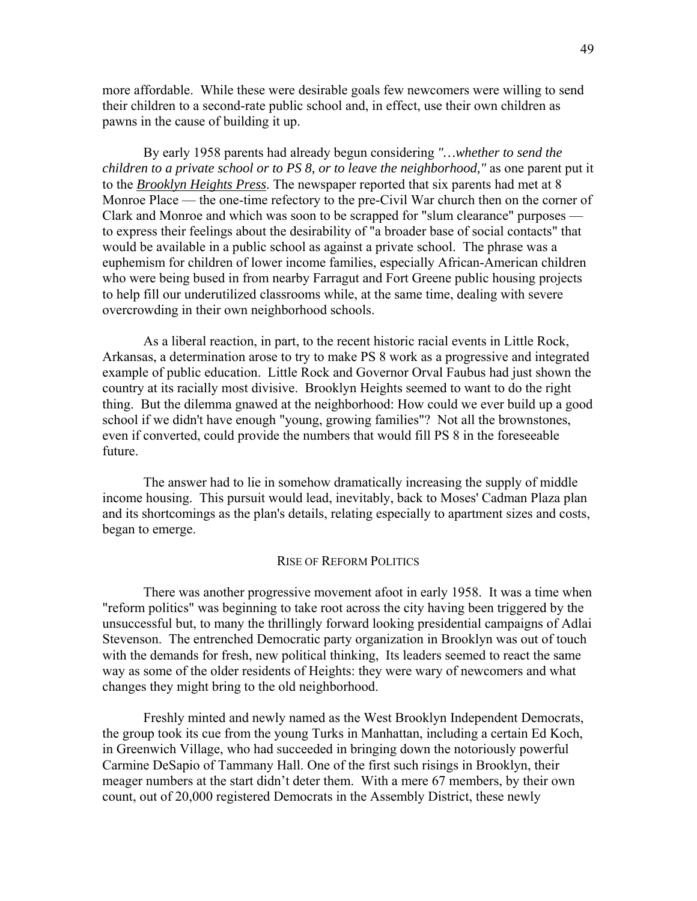more affordable. While these were desirable goals few newcomers were willing to send their children to a second-rate public school and, in effect, use their own children as pawns in the cause of building it up.

By early 1958 parents had already begun considering *"…whether to send the children to a private school or to PS 8, or to leave the neighborhood,"* as one parent put it to the ***Brooklyn Heights Press***. The newspaper reported that six parents had met at 8 Monroe Place — the one-time refectory to the pre-Civil War church then on the corner of Clark and Monroe and which was soon to be scrapped for "slum clearance" purposes — to express their feelings about the desirability of "a broader base of social contacts" that would be available in a public school as against a private school. The phrase was a euphemism for children of lower income families, especially African-American children who were being bused in from nearby Farragut and Fort Greene public housing projects to help fill our underutilized classrooms while, at the same time, dealing with severe overcrowding in their own neighborhood schools.

As a liberal reaction, in part, to the recent historic racial events in Little Rock, Arkansas, a determination arose to try to make PS 8 work as a progressive and integrated example of public education. Little Rock and Governor Orval Faubus had just shown the country at its racially most divisive. Brooklyn Heights seemed to want to do the right thing. But the dilemma gnawed at the neighborhood: How could we ever build up a good school if we didn't have enough "young, growing families"? Not all the brownstones, even if converted, could provide the numbers that would fill PS 8 in the foreseeable future.

The answer had to lie in somehow dramatically increasing the supply of middle income housing. This pursuit would lead, inevitably, back to Moses' Cadman Plaza plan and its shortcomings as the plan's details, relating especially to apartment sizes and costs, began to emerge.

## RISE OF REFORM POLITICS

There was another progressive movement afoot in early 1958. It was a time when "reform politics" was beginning to take root across the city having been triggered by the unsuccessful but, to many the thrillingly forward looking presidential campaigns of Adlai Stevenson. The entrenched Democratic party organization in Brooklyn was out of touch with the demands for fresh, new political thinking, Its leaders seemed to react the same way as some of the older residents of Heights: they were wary of newcomers and what changes they might bring to the old neighborhood.

Freshly minted and newly named as the West Brooklyn Independent Democrats, the group took its cue from the young Turks in Manhattan, including a certain Ed Koch, in Greenwich Village, who had succeeded in bringing down the notoriously powerful Carmine DeSapio of Tammany Hall. One of the first such risings in Brooklyn, their meager numbers at the start didn't deter them. With a mere 67 members, by their own count, out of 20,000 registered Democrats in the Assembly District, these newly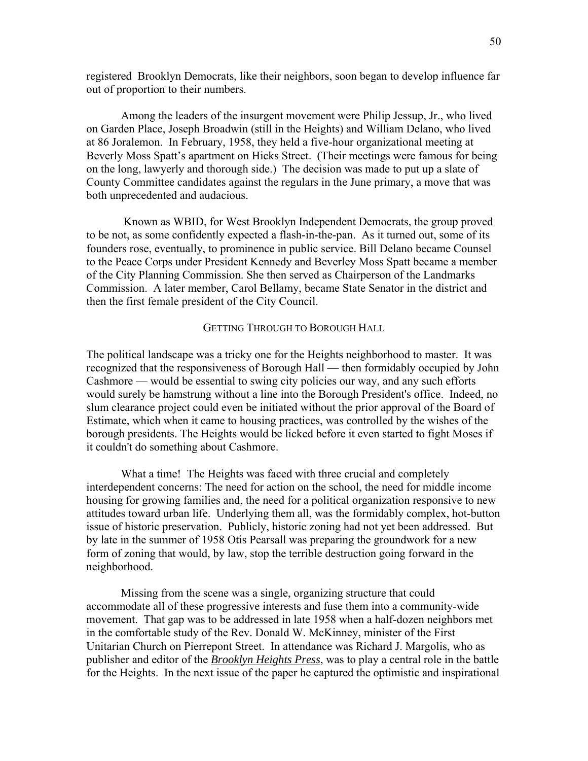registered Brooklyn Democrats, like their neighbors, soon began to develop influence far out of proportion to their numbers.

Among the leaders of the insurgent movement were Philip Jessup, Jr., who lived on Garden Place, Joseph Broadwin (still in the Heights) and William Delano, who lived at 86 Joralemon. In February, 1958, they held a five-hour organizational meeting at Beverly Moss Spatt's apartment on Hicks Street. (Their meetings were famous for being on the long, lawyerly and thorough side.) The decision was made to put up a slate of County Committee candidates against the regulars in the June primary, a move that was both unprecedented and audacious.

Known as WBID, for West Brooklyn Independent Democrats, the group proved to be not, as some confidently expected a flash-in-the-pan. As it turned out, some of its founders rose, eventually, to prominence in public service. Bill Delano became Counsel to the Peace Corps under President Kennedy and Beverley Moss Spatt became a member of the City Planning Commission. She then served as Chairperson of the Landmarks Commission. A later member, Carol Bellamy, became State Senator in the district and then the first female president of the City Council.

## GETTING THROUGH TO BOROUGH HALL

The political landscape was a tricky one for the Heights neighborhood to master. It was recognized that the responsiveness of Borough Hall — then formidably occupied by John Cashmore — would be essential to swing city policies our way, and any such efforts would surely be hamstrung without a line into the Borough President's office. Indeed, no slum clearance project could even be initiated without the prior approval of the Board of Estimate, which when it came to housing practices, was controlled by the wishes of the borough presidents. The Heights would be licked before it even started to fight Moses if it couldn't do something about Cashmore.

What a time! The Heights was faced with three crucial and completely interdependent concerns: The need for action on the school, the need for middle income housing for growing families and, the need for a political organization responsive to new attitudes toward urban life. Underlying them all, was the formidably complex, hot-button issue of historic preservation. Publicly, historic zoning had not yet been addressed. But by late in the summer of 1958 Otis Pearsall was preparing the groundwork for a new form of zoning that would, by law, stop the terrible destruction going forward in the neighborhood.

Missing from the scene was a single, organizing structure that could accommodate all of these progressive interests and fuse them into a community-wide movement. That gap was to be addressed in late 1958 when a half-dozen neighbors met in the comfortable study of the Rev. Donald W. McKinney, minister of the First Unitarian Church on Pierrepont Street. In attendance was Richard J. Margolis, who as publisher and editor of the ***Brooklyn Heights Press***, was to play a central role in the battle for the Heights. In the next issue of the paper he captured the optimistic and inspirational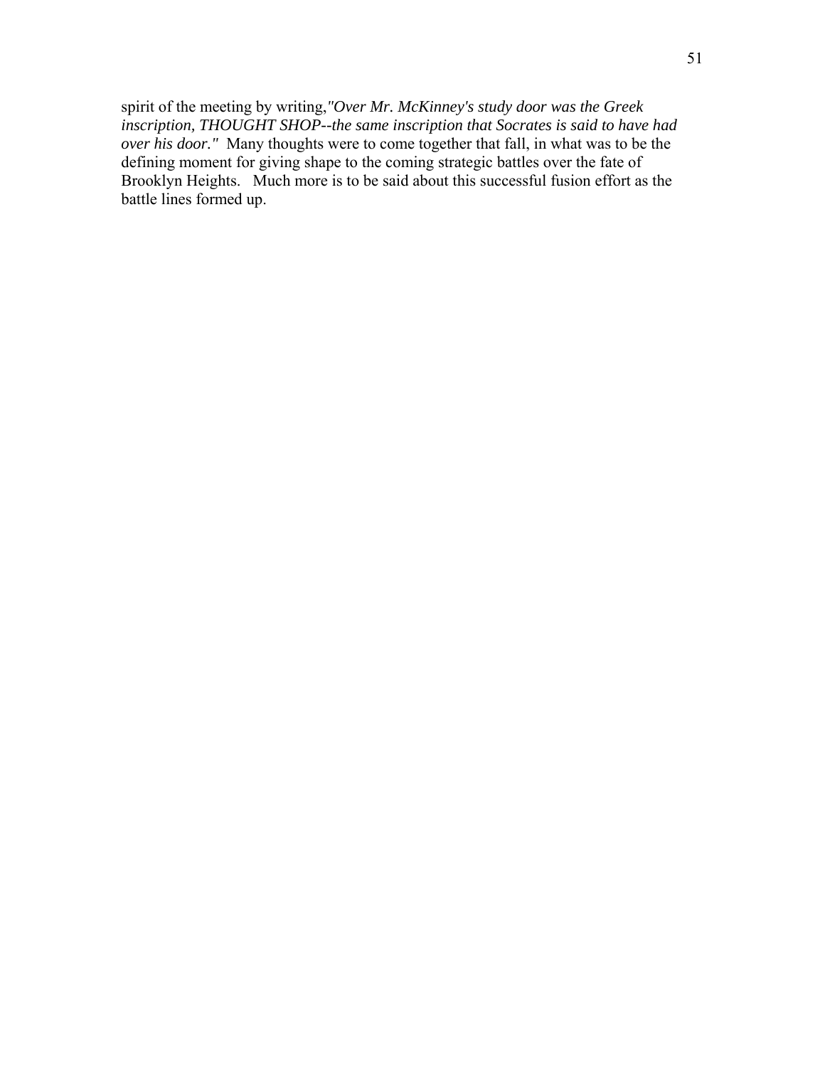spirit of the meeting by writing,*"Over Mr. McKinney's study door was the Greek inscription, THOUGHT SHOP--the same inscription that Socrates is said to have had over his door."* Many thoughts were to come together that fall, in what was to be the defining moment for giving shape to the coming strategic battles over the fate of Brooklyn Heights. Much more is to be said about this successful fusion effort as the battle lines formed up.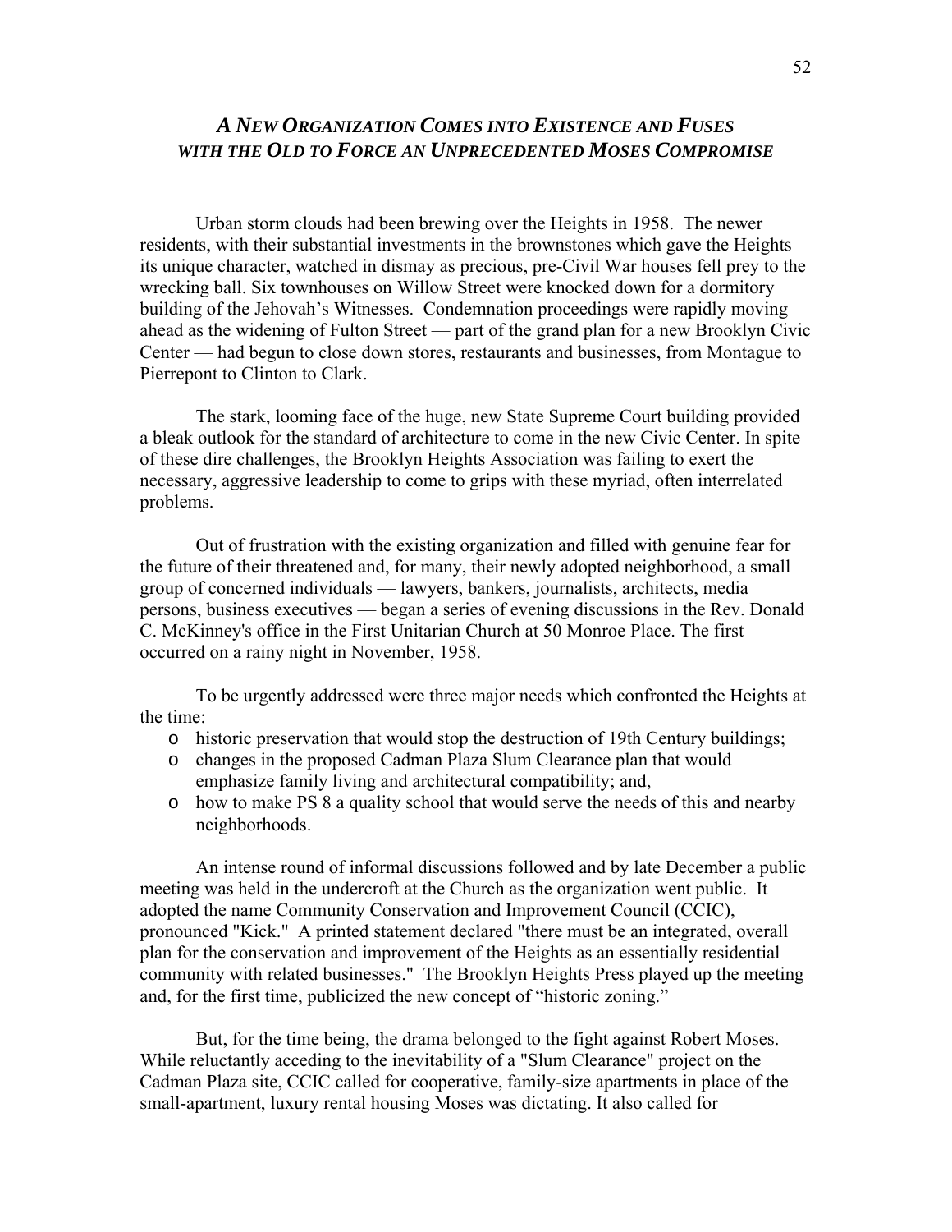## *A New Organization Comes into Existence and Fuses with the Old to Force an Unprecedented Moses Compromise*

Urban storm clouds had been brewing over the Heights in 1958. The newer residents, with their substantial investments in the brownstones which gave the Heights its unique character, watched in dismay as precious, pre-Civil War houses fell prey to the wrecking ball. Six townhouses on Willow Street were knocked down for a dormitory building of the Jehovah's Witnesses. Condemnation proceedings were rapidly moving ahead as the widening of Fulton Street — part of the grand plan for a new Brooklyn Civic Center — had begun to close down stores, restaurants and businesses, from Montague to Pierrepont to Clinton to Clark.

The stark, looming face of the huge, new State Supreme Court building provided a bleak outlook for the standard of architecture to come in the new Civic Center. In spite of these dire challenges, the Brooklyn Heights Association was failing to exert the necessary, aggressive leadership to come to grips with these myriad, often interrelated problems.

Out of frustration with the existing organization and filled with genuine fear for the future of their threatened and, for many, their newly adopted neighborhood, a small group of concerned individuals — lawyers, bankers, journalists, architects, media persons, business executives — began a series of evening discussions in the Rev. Donald C. McKinney's office in the First Unitarian Church at 50 Monroe Place. The first occurred on a rainy night in November, 1958.

To be urgently addressed were three major needs which confronted the Heights at the time:

- historic preservation that would stop the destruction of 19th Century buildings;
- changes in the proposed Cadman Plaza Slum Clearance plan that would emphasize family living and architectural compatibility; and,
- how to make PS 8 a quality school that would serve the needs of this and nearby neighborhoods.

An intense round of informal discussions followed and by late December a public meeting was held in the undercroft at the Church as the organization went public. It adopted the name Community Conservation and Improvement Council (CCIC), pronounced "Kick." A printed statement declared "there must be an integrated, overall plan for the conservation and improvement of the Heights as an essentially residential community with related businesses." The Brooklyn Heights Press played up the meeting and, for the first time, publicized the new concept of "historic zoning."

But, for the time being, the drama belonged to the fight against Robert Moses. While reluctantly acceding to the inevitability of a "Slum Clearance" project on the Cadman Plaza site, CCIC called for cooperative, family-size apartments in place of the small-apartment, luxury rental housing Moses was dictating. It also called for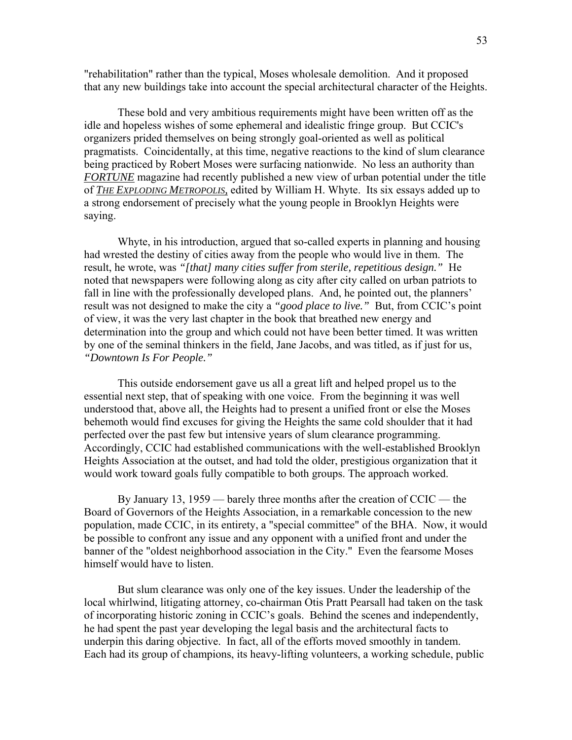"rehabilitation" rather than the typical, Moses wholesale demolition. And it proposed that any new buildings take into account the special architectural character of the Heights.

These bold and very ambitious requirements might have been written off as the idle and hopeless wishes of some ephemeral and idealistic fringe group. But CCIC's organizers prided themselves on being strongly goal-oriented as well as political pragmatists. Coincidentally, at this time, negative reactions to the kind of slum clearance being practiced by Robert Moses were surfacing nationwide. No less an authority than ***FORTUNE*** magazine had recently published a new view of urban potential under the title of ***THE EXPLODING METROPOLIS,*** edited by William H. Whyte. Its six essays added up to a strong endorsement of precisely what the young people in Brooklyn Heights were saying.

Whyte, in his introduction, argued that so-called experts in planning and housing had wrested the destiny of cities away from the people who would live in them. The result, he wrote, was *"[that] many cities suffer from sterile, repetitious design."* He noted that newspapers were following along as city after city called on urban patriots to fall in line with the professionally developed plans. And, he pointed out, the planners' result was not designed to make the city a *"good place to live."* But, from CCIC's point of view, it was the very last chapter in the book that breathed new energy and determination into the group and which could not have been better timed. It was written by one of the seminal thinkers in the field, Jane Jacobs, and was titled, as if just for us, *"Downtown Is For People."*

This outside endorsement gave us all a great lift and helped propel us to the essential next step, that of speaking with one voice. From the beginning it was well understood that, above all, the Heights had to present a unified front or else the Moses behemoth would find excuses for giving the Heights the same cold shoulder that it had perfected over the past few but intensive years of slum clearance programming. Accordingly, CCIC had established communications with the well-established Brooklyn Heights Association at the outset, and had told the older, prestigious organization that it would work toward goals fully compatible to both groups. The approach worked.

By January 13, 1959 — barely three months after the creation of CCIC — the Board of Governors of the Heights Association, in a remarkable concession to the new population, made CCIC, in its entirety, a "special committee" of the BHA. Now, it would be possible to confront any issue and any opponent with a unified front and under the banner of the "oldest neighborhood association in the City." Even the fearsome Moses himself would have to listen.

But slum clearance was only one of the key issues. Under the leadership of the local whirlwind, litigating attorney, co-chairman Otis Pratt Pearsall had taken on the task of incorporating historic zoning in CCIC's goals. Behind the scenes and independently, he had spent the past year developing the legal basis and the architectural facts to underpin this daring objective. In fact, all of the efforts moved smoothly in tandem. Each had its group of champions, its heavy-lifting volunteers, a working schedule, public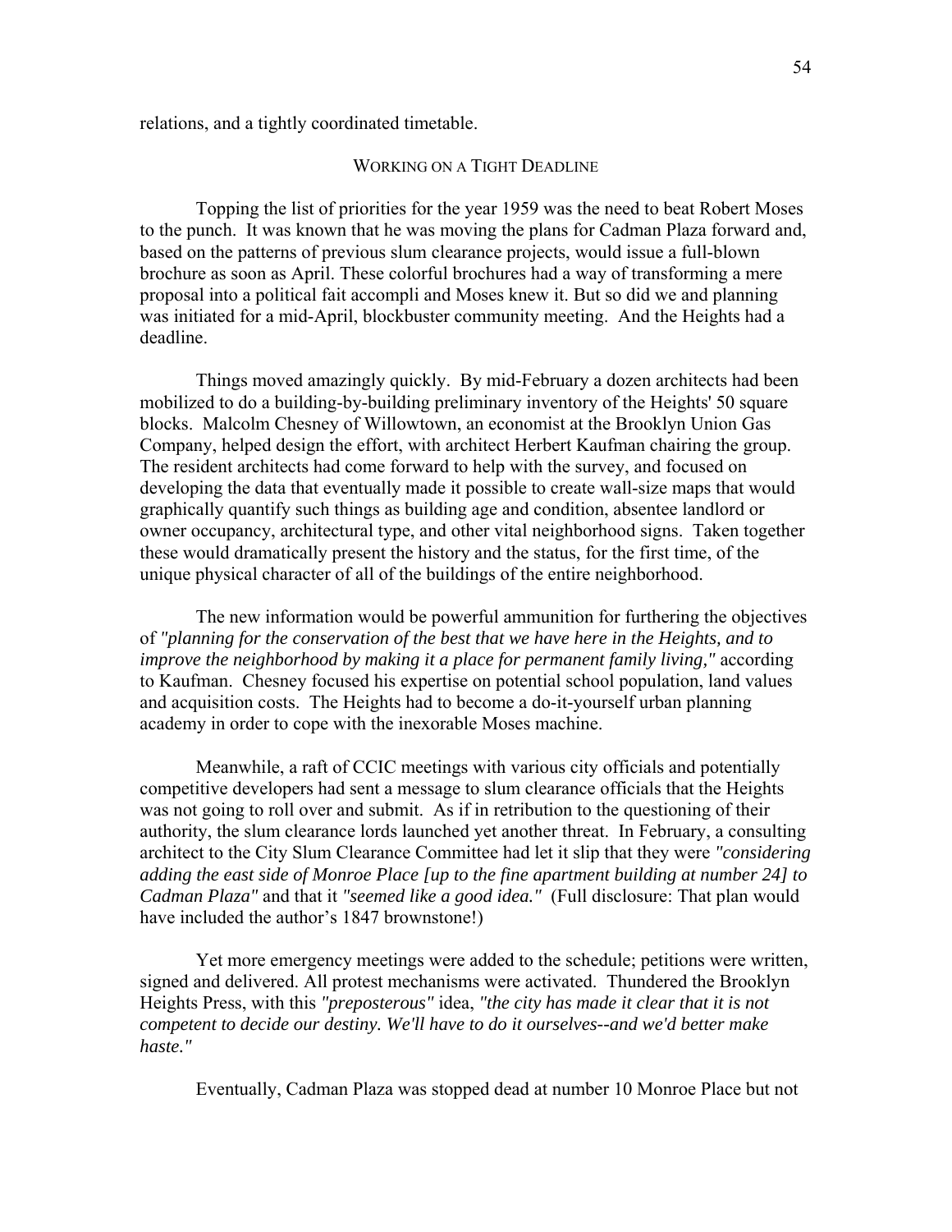relations, and a tightly coordinated timetable.

## WORKING ON A TIGHT DEADLINE

Topping the list of priorities for the year 1959 was the need to beat Robert Moses to the punch. It was known that he was moving the plans for Cadman Plaza forward and, based on the patterns of previous slum clearance projects, would issue a full-blown brochure as soon as April. These colorful brochures had a way of transforming a mere proposal into a political fait accompli and Moses knew it. But so did we and planning was initiated for a mid-April, blockbuster community meeting. And the Heights had a deadline.

Things moved amazingly quickly. By mid-February a dozen architects had been mobilized to do a building-by-building preliminary inventory of the Heights' 50 square blocks. Malcolm Chesney of Willowtown, an economist at the Brooklyn Union Gas Company, helped design the effort, with architect Herbert Kaufman chairing the group. The resident architects had come forward to help with the survey, and focused on developing the data that eventually made it possible to create wall-size maps that would graphically quantify such things as building age and condition, absentee landlord or owner occupancy, architectural type, and other vital neighborhood signs. Taken together these would dramatically present the history and the status, for the first time, of the unique physical character of all of the buildings of the entire neighborhood.

The new information would be powerful ammunition for furthering the objectives of *"planning for the conservation of the best that we have here in the Heights, and to improve the neighborhood by making it a place for permanent family living,"* according to Kaufman. Chesney focused his expertise on potential school population, land values and acquisition costs. The Heights had to become a do-it-yourself urban planning academy in order to cope with the inexorable Moses machine.

Meanwhile, a raft of CCIC meetings with various city officials and potentially competitive developers had sent a message to slum clearance officials that the Heights was not going to roll over and submit. As if in retribution to the questioning of their authority, the slum clearance lords launched yet another threat. In February, a consulting architect to the City Slum Clearance Committee had let it slip that they were *"considering adding the east side of Monroe Place [up to the fine apartment building at number 24] to Cadman Plaza"* and that it *"seemed like a good idea."* (Full disclosure: That plan would have included the author's 1847 brownstone!)

Yet more emergency meetings were added to the schedule; petitions were written, signed and delivered. All protest mechanisms were activated. Thundered the Brooklyn Heights Press, with this *"preposterous"* idea, *"the city has made it clear that it is not competent to decide our destiny. We'll have to do it ourselves--and we'd better make haste."*

Eventually, Cadman Plaza was stopped dead at number 10 Monroe Place but not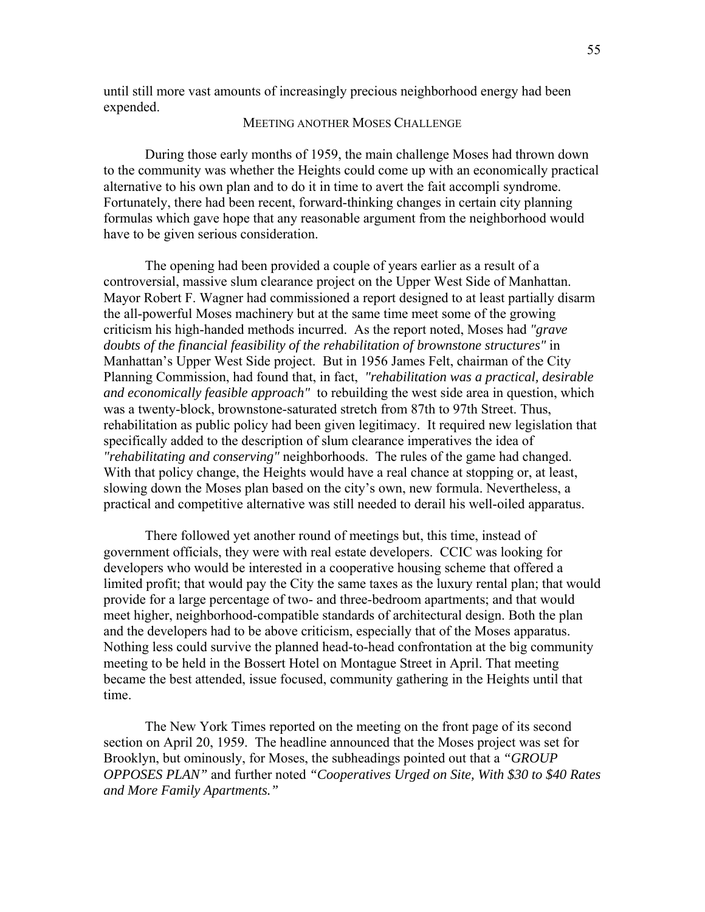until still more vast amounts of increasingly precious neighborhood energy had been expended.

## MEETING ANOTHER MOSES CHALLENGE

During those early months of 1959, the main challenge Moses had thrown down to the community was whether the Heights could come up with an economically practical alternative to his own plan and to do it in time to avert the fait accompli syndrome. Fortunately, there had been recent, forward-thinking changes in certain city planning formulas which gave hope that any reasonable argument from the neighborhood would have to be given serious consideration.

The opening had been provided a couple of years earlier as a result of a controversial, massive slum clearance project on the Upper West Side of Manhattan. Mayor Robert F. Wagner had commissioned a report designed to at least partially disarm the all-powerful Moses machinery but at the same time meet some of the growing criticism his high-handed methods incurred. As the report noted, Moses had *"grave doubts of the financial feasibility of the rehabilitation of brownstone structures"* in Manhattan's Upper West Side project. But in 1956 James Felt, chairman of the City Planning Commission, had found that, in fact, *"rehabilitation was a practical, desirable and economically feasible approach"* to rebuilding the west side area in question, which was a twenty-block, brownstone-saturated stretch from 87th to 97th Street. Thus, rehabilitation as public policy had been given legitimacy. It required new legislation that specifically added to the description of slum clearance imperatives the idea of *"rehabilitating and conserving"* neighborhoods. The rules of the game had changed. With that policy change, the Heights would have a real chance at stopping or, at least, slowing down the Moses plan based on the city's own, new formula. Nevertheless, a practical and competitive alternative was still needed to derail his well-oiled apparatus.

There followed yet another round of meetings but, this time, instead of government officials, they were with real estate developers. CCIC was looking for developers who would be interested in a cooperative housing scheme that offered a limited profit; that would pay the City the same taxes as the luxury rental plan; that would provide for a large percentage of two- and three-bedroom apartments; and that would meet higher, neighborhood-compatible standards of architectural design. Both the plan and the developers had to be above criticism, especially that of the Moses apparatus. Nothing less could survive the planned head-to-head confrontation at the big community meeting to be held in the Bossert Hotel on Montague Street in April. That meeting became the best attended, issue focused, community gathering in the Heights until that time.

The New York Times reported on the meeting on the front page of its second section on April 20, 1959. The headline announced that the Moses project was set for Brooklyn, but ominously, for Moses, the subheadings pointed out that a *"GROUP OPPOSES PLAN"* and further noted *"Cooperatives Urged on Site, With $30 to $40 Rates and More Family Apartments."*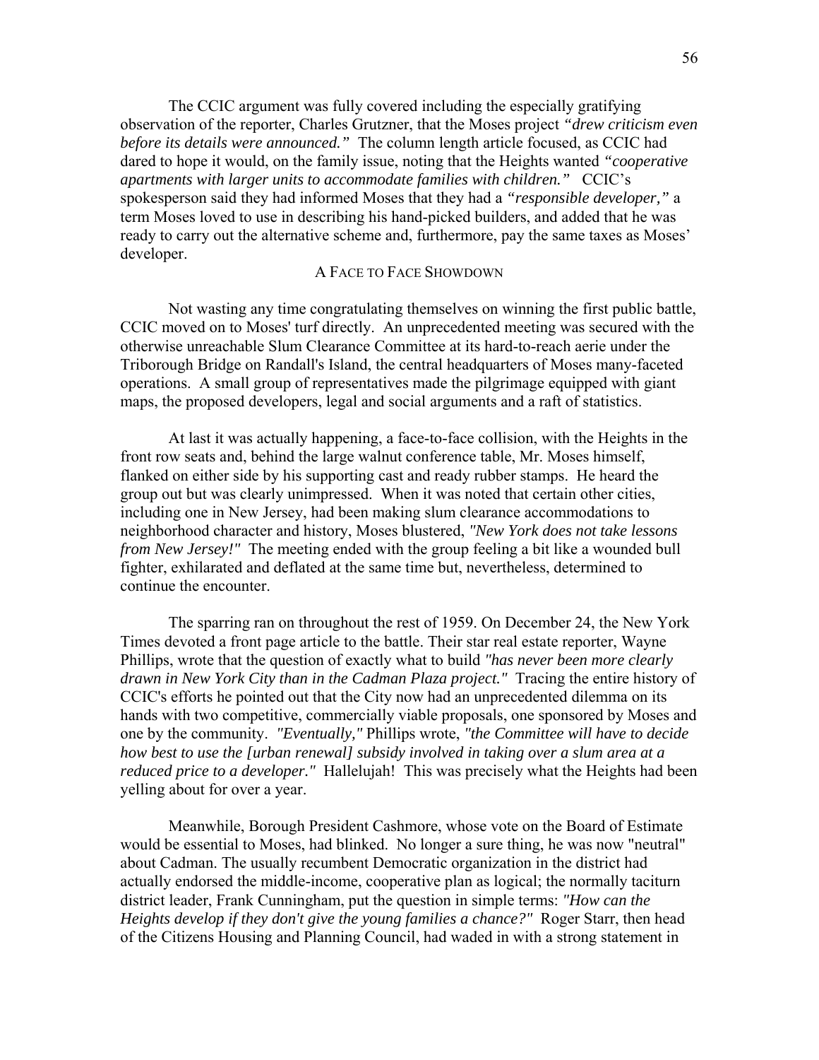The CCIC argument was fully covered including the especially gratifying observation of the reporter, Charles Grutzner, that the Moses project *"drew criticism even before its details were announced."* The column length article focused, as CCIC had dared to hope it would, on the family issue, noting that the Heights wanted *"cooperative apartments with larger units to accommodate families with children."* CCIC's spokesperson said they had informed Moses that they had a *"responsible developer,"* a term Moses loved to use in describing his hand-picked builders, and added that he was ready to carry out the alternative scheme and, furthermore, pay the same taxes as Moses' developer.

### A Face to Face Showdown

Not wasting any time congratulating themselves on winning the first public battle, CCIC moved on to Moses' turf directly. An unprecedented meeting was secured with the otherwise unreachable Slum Clearance Committee at its hard-to-reach aerie under the Triborough Bridge on Randall's Island, the central headquarters of Moses many-faceted operations. A small group of representatives made the pilgrimage equipped with giant maps, the proposed developers, legal and social arguments and a raft of statistics.

At last it was actually happening, a face-to-face collision, with the Heights in the front row seats and, behind the large walnut conference table, Mr. Moses himself, flanked on either side by his supporting cast and ready rubber stamps. He heard the group out but was clearly unimpressed. When it was noted that certain other cities, including one in New Jersey, had been making slum clearance accommodations to neighborhood character and history, Moses blustered, *"New York does not take lessons from New Jersey!"* The meeting ended with the group feeling a bit like a wounded bull fighter, exhilarated and deflated at the same time but, nevertheless, determined to continue the encounter.

The sparring ran on throughout the rest of 1959. On December 24, the New York Times devoted a front page article to the battle. Their star real estate reporter, Wayne Phillips, wrote that the question of exactly what to build *"has never been more clearly drawn in New York City than in the Cadman Plaza project."* Tracing the entire history of CCIC's efforts he pointed out that the City now had an unprecedented dilemma on its hands with two competitive, commercially viable proposals, one sponsored by Moses and one by the community. *"Eventually,"* Phillips wrote, *"the Committee will have to decide how best to use the [urban renewal] subsidy involved in taking over a slum area at a reduced price to a developer."* Hallelujah! This was precisely what the Heights had been yelling about for over a year.

Meanwhile, Borough President Cashmore, whose vote on the Board of Estimate would be essential to Moses, had blinked. No longer a sure thing, he was now "neutral" about Cadman. The usually recumbent Democratic organization in the district had actually endorsed the middle-income, cooperative plan as logical; the normally taciturn district leader, Frank Cunningham, put the question in simple terms: *"How can the Heights develop if they don't give the young families a chance?"* Roger Starr, then head of the Citizens Housing and Planning Council, had waded in with a strong statement in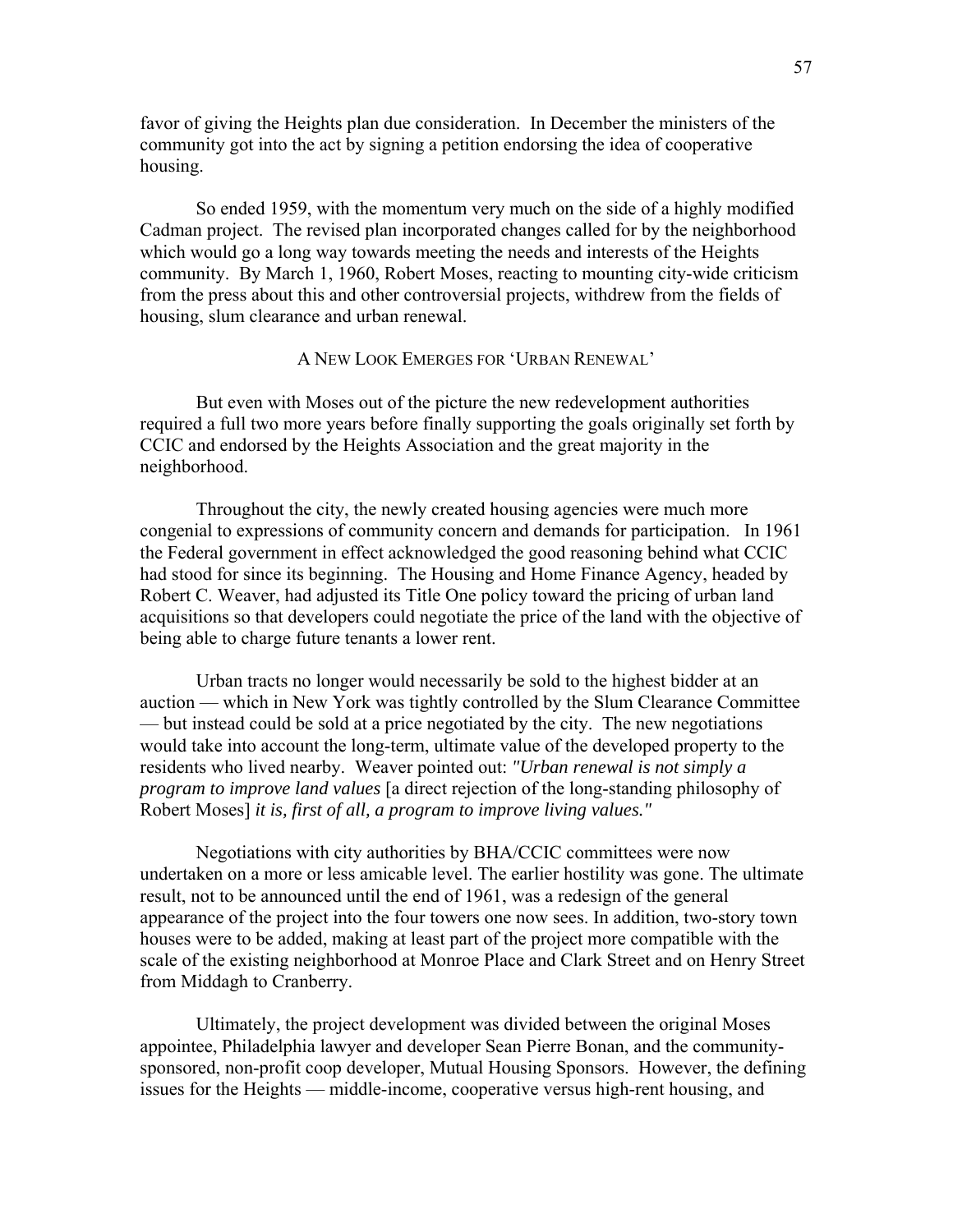favor of giving the Heights plan due consideration. In December the ministers of the community got into the act by signing a petition endorsing the idea of cooperative housing.

So ended 1959, with the momentum very much on the side of a highly modified Cadman project. The revised plan incorporated changes called for by the neighborhood which would go a long way towards meeting the needs and interests of the Heights community. By March 1, 1960, Robert Moses, reacting to mounting city-wide criticism from the press about this and other controversial projects, withdrew from the fields of housing, slum clearance and urban renewal.

## A New Look Emerges for 'Urban Renewal'

But even with Moses out of the picture the new redevelopment authorities required a full two more years before finally supporting the goals originally set forth by CCIC and endorsed by the Heights Association and the great majority in the neighborhood.

Throughout the city, the newly created housing agencies were much more congenial to expressions of community concern and demands for participation. In 1961 the Federal government in effect acknowledged the good reasoning behind what CCIC had stood for since its beginning. The Housing and Home Finance Agency, headed by Robert C. Weaver, had adjusted its Title One policy toward the pricing of urban land acquisitions so that developers could negotiate the price of the land with the objective of being able to charge future tenants a lower rent.

Urban tracts no longer would necessarily be sold to the highest bidder at an auction — which in New York was tightly controlled by the Slum Clearance Committee — but instead could be sold at a price negotiated by the city. The new negotiations would take into account the long-term, ultimate value of the developed property to the residents who lived nearby. Weaver pointed out: *"Urban renewal is not simply a program to improve land values* [a direct rejection of the long-standing philosophy of Robert Moses] *it is, first of all, a program to improve living values."*

Negotiations with city authorities by BHA/CCIC committees were now undertaken on a more or less amicable level. The earlier hostility was gone. The ultimate result, not to be announced until the end of 1961, was a redesign of the general appearance of the project into the four towers one now sees. In addition, two-story town houses were to be added, making at least part of the project more compatible with the scale of the existing neighborhood at Monroe Place and Clark Street and on Henry Street from Middagh to Cranberry.

Ultimately, the project development was divided between the original Moses appointee, Philadelphia lawyer and developer Sean Pierre Bonan, and the community-sponsored, non-profit coop developer, Mutual Housing Sponsors. However, the defining issues for the Heights — middle-income, cooperative versus high-rent housing, and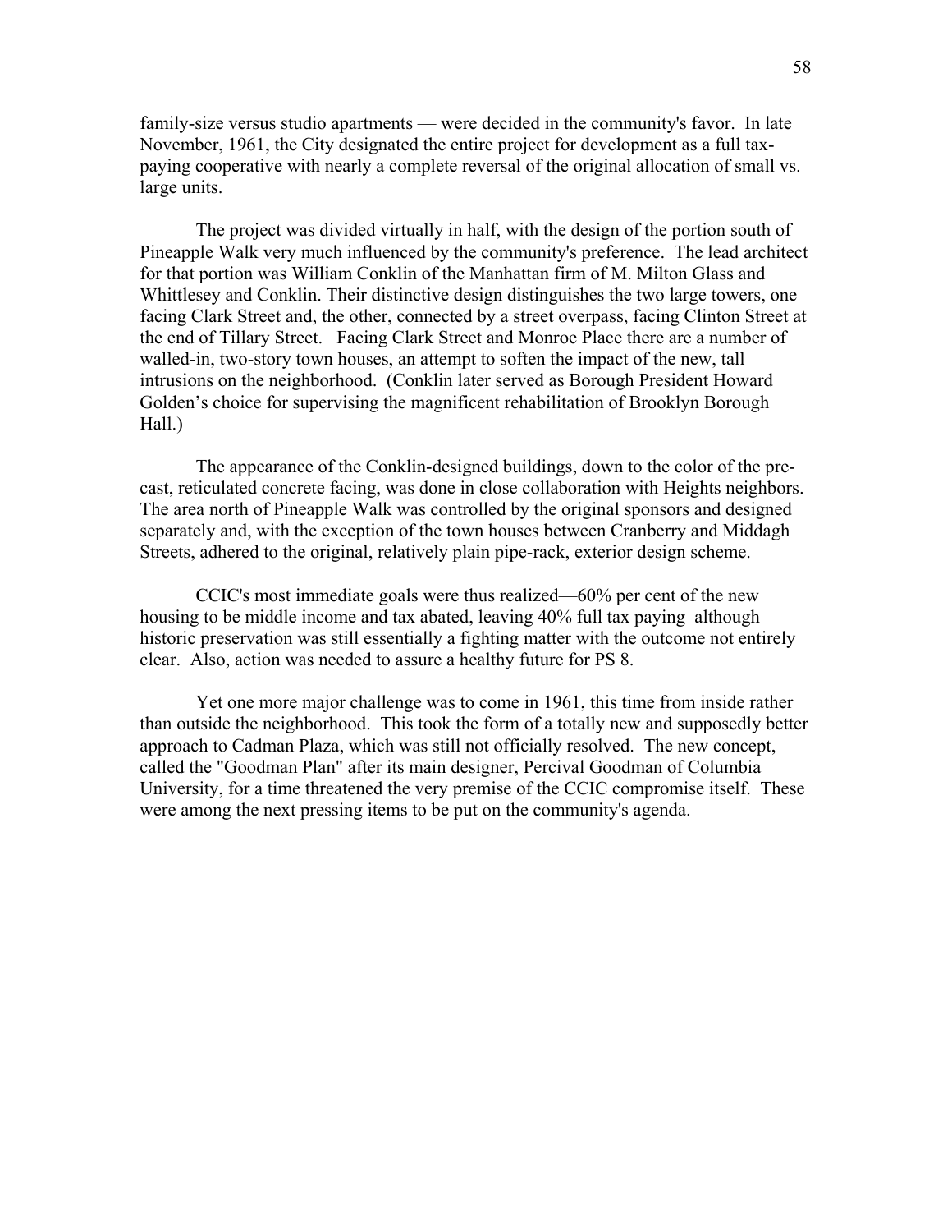family-size versus studio apartments — were decided in the community's favor. In late November, 1961, the City designated the entire project for development as a full tax-paying cooperative with nearly a complete reversal of the original allocation of small vs. large units.

The project was divided virtually in half, with the design of the portion south of Pineapple Walk very much influenced by the community's preference. The lead architect for that portion was William Conklin of the Manhattan firm of M. Milton Glass and Whittlesey and Conklin. Their distinctive design distinguishes the two large towers, one facing Clark Street and, the other, connected by a street overpass, facing Clinton Street at the end of Tillary Street. Facing Clark Street and Monroe Place there are a number of walled-in, two-story town houses, an attempt to soften the impact of the new, tall intrusions on the neighborhood. (Conklin later served as Borough President Howard Golden's choice for supervising the magnificent rehabilitation of Brooklyn Borough Hall.)

The appearance of the Conklin-designed buildings, down to the color of the pre-cast, reticulated concrete facing, was done in close collaboration with Heights neighbors. The area north of Pineapple Walk was controlled by the original sponsors and designed separately and, with the exception of the town houses between Cranberry and Middagh Streets, adhered to the original, relatively plain pipe-rack, exterior design scheme.

CCIC's most immediate goals were thus realized—60% per cent of the new housing to be middle income and tax abated, leaving 40% full tax paying although historic preservation was still essentially a fighting matter with the outcome not entirely clear. Also, action was needed to assure a healthy future for PS 8.

Yet one more major challenge was to come in 1961, this time from inside rather than outside the neighborhood. This took the form of a totally new and supposedly better approach to Cadman Plaza, which was still not officially resolved. The new concept, called the "Goodman Plan" after its main designer, Percival Goodman of Columbia University, for a time threatened the very premise of the CCIC compromise itself. These were among the next pressing items to be put on the community's agenda.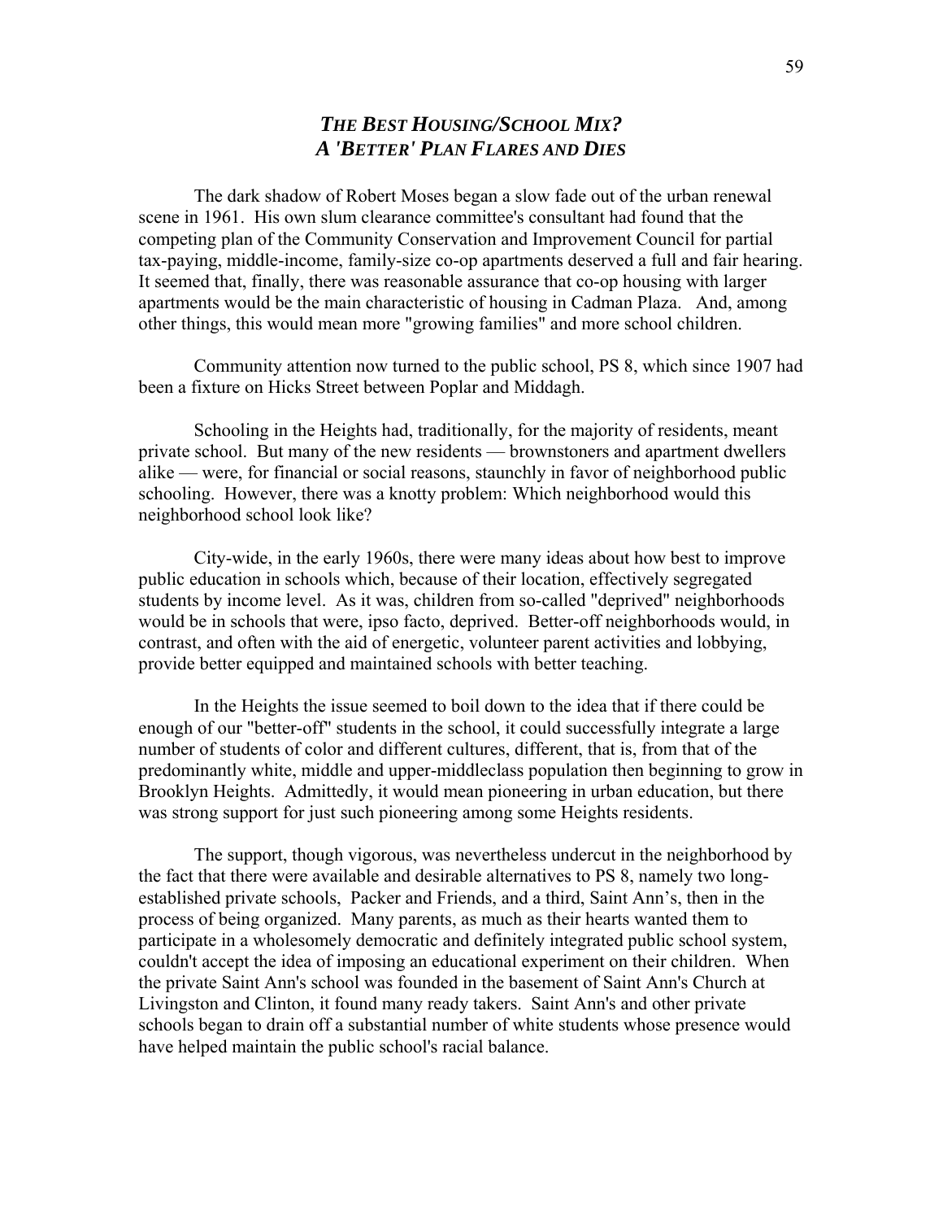## *THE BEST HOUSING/SCHOOL MIX?*
## *A 'BETTER' PLAN FLARES AND DIES*

The dark shadow of Robert Moses began a slow fade out of the urban renewal scene in 1961. His own slum clearance committee's consultant had found that the competing plan of the Community Conservation and Improvement Council for partial tax-paying, middle-income, family-size co-op apartments deserved a full and fair hearing. It seemed that, finally, there was reasonable assurance that co-op housing with larger apartments would be the main characteristic of housing in Cadman Plaza. And, among other things, this would mean more "growing families" and more school children.

Community attention now turned to the public school, PS 8, which since 1907 had been a fixture on Hicks Street between Poplar and Middagh.

Schooling in the Heights had, traditionally, for the majority of residents, meant private school. But many of the new residents — brownstoners and apartment dwellers alike — were, for financial or social reasons, staunchly in favor of neighborhood public schooling. However, there was a knotty problem: Which neighborhood would this neighborhood school look like?

City-wide, in the early 1960s, there were many ideas about how best to improve public education in schools which, because of their location, effectively segregated students by income level. As it was, children from so-called "deprived" neighborhoods would be in schools that were, ipso facto, deprived. Better-off neighborhoods would, in contrast, and often with the aid of energetic, volunteer parent activities and lobbying, provide better equipped and maintained schools with better teaching.

In the Heights the issue seemed to boil down to the idea that if there could be enough of our "better-off" students in the school, it could successfully integrate a large number of students of color and different cultures, different, that is, from that of the predominantly white, middle and upper-middleclass population then beginning to grow in Brooklyn Heights. Admittedly, it would mean pioneering in urban education, but there was strong support for just such pioneering among some Heights residents.

The support, though vigorous, was nevertheless undercut in the neighborhood by the fact that there were available and desirable alternatives to PS 8, namely two long-established private schools, Packer and Friends, and a third, Saint Ann's, then in the process of being organized. Many parents, as much as their hearts wanted them to participate in a wholesomely democratic and definitely integrated public school system, couldn't accept the idea of imposing an educational experiment on their children. When the private Saint Ann's school was founded in the basement of Saint Ann's Church at Livingston and Clinton, it found many ready takers. Saint Ann's and other private schools began to drain off a substantial number of white students whose presence would have helped maintain the public school's racial balance.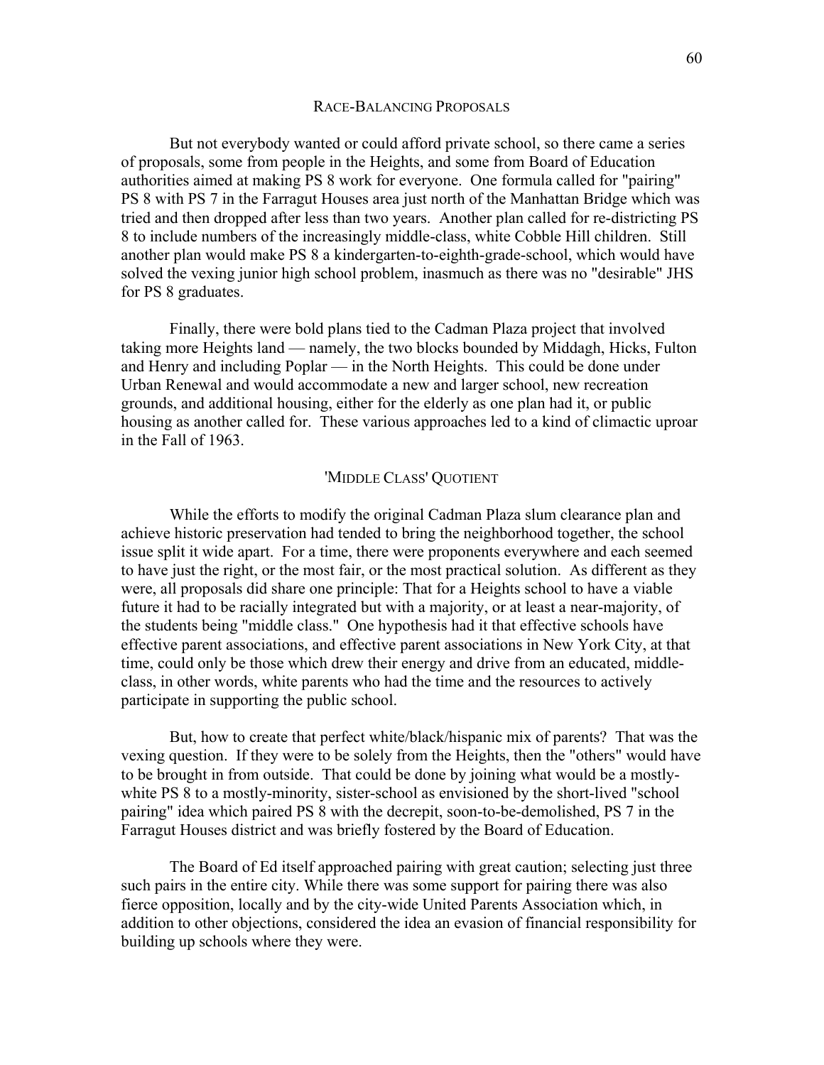## RACE-BALANCING PROPOSALS

But not everybody wanted or could afford private school, so there came a series of proposals, some from people in the Heights, and some from Board of Education authorities aimed at making PS 8 work for everyone. One formula called for "pairing" PS 8 with PS 7 in the Farragut Houses area just north of the Manhattan Bridge which was tried and then dropped after less than two years. Another plan called for re-districting PS 8 to include numbers of the increasingly middle-class, white Cobble Hill children. Still another plan would make PS 8 a kindergarten-to-eighth-grade-school, which would have solved the vexing junior high school problem, inasmuch as there was no "desirable" JHS for PS 8 graduates.

Finally, there were bold plans tied to the Cadman Plaza project that involved taking more Heights land — namely, the two blocks bounded by Middagh, Hicks, Fulton and Henry and including Poplar — in the North Heights. This could be done under Urban Renewal and would accommodate a new and larger school, new recreation grounds, and additional housing, either for the elderly as one plan had it, or public housing as another called for. These various approaches led to a kind of climactic uproar in the Fall of 1963.

## 'MIDDLE CLASS' QUOTIENT

While the efforts to modify the original Cadman Plaza slum clearance plan and achieve historic preservation had tended to bring the neighborhood together, the school issue split it wide apart. For a time, there were proponents everywhere and each seemed to have just the right, or the most fair, or the most practical solution. As different as they were, all proposals did share one principle: That for a Heights school to have a viable future it had to be racially integrated but with a majority, or at least a near-majority, of the students being "middle class." One hypothesis had it that effective schools have effective parent associations, and effective parent associations in New York City, at that time, could only be those which drew their energy and drive from an educated, middle-class, in other words, white parents who had the time and the resources to actively participate in supporting the public school.

But, how to create that perfect white/black/hispanic mix of parents? That was the vexing question. If they were to be solely from the Heights, then the "others" would have to be brought in from outside. That could be done by joining what would be a mostly-white PS 8 to a mostly-minority, sister-school as envisioned by the short-lived "school pairing" idea which paired PS 8 with the decrepit, soon-to-be-demolished, PS 7 in the Farragut Houses district and was briefly fostered by the Board of Education.

The Board of Ed itself approached pairing with great caution; selecting just three such pairs in the entire city. While there was some support for pairing there was also fierce opposition, locally and by the city-wide United Parents Association which, in addition to other objections, considered the idea an evasion of financial responsibility for building up schools where they were.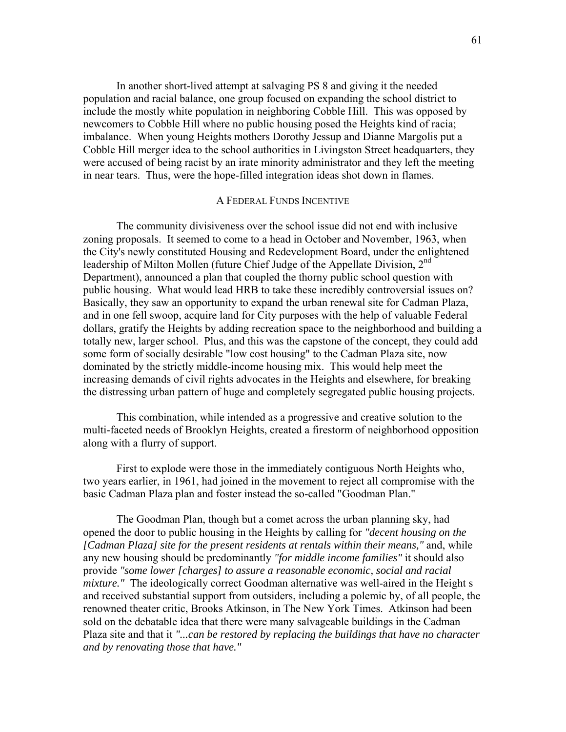In another short-lived attempt at salvaging PS 8 and giving it the needed population and racial balance, one group focused on expanding the school district to include the mostly white population in neighboring Cobble Hill. This was opposed by newcomers to Cobble Hill where no public housing posed the Heights kind of racia; imbalance. When young Heights mothers Dorothy Jessup and Dianne Margolis put a Cobble Hill merger idea to the school authorities in Livingston Street headquarters, they were accused of being racist by an irate minority administrator and they left the meeting in near tears. Thus, were the hope-filled integration ideas shot down in flames.

## A Federal Funds Incentive

The community divisiveness over the school issue did not end with inclusive zoning proposals. It seemed to come to a head in October and November, 1963, when the City's newly constituted Housing and Redevelopment Board, under the enlightened leadership of Milton Mollen (future Chief Judge of the Appellate Division, 2nd Department), announced a plan that coupled the thorny public school question with public housing. What would lead HRB to take these incredibly controversial issues on? Basically, they saw an opportunity to expand the urban renewal site for Cadman Plaza, and in one fell swoop, acquire land for City purposes with the help of valuable Federal dollars, gratify the Heights by adding recreation space to the neighborhood and building a totally new, larger school. Plus, and this was the capstone of the concept, they could add some form of socially desirable "low cost housing" to the Cadman Plaza site, now dominated by the strictly middle-income housing mix. This would help meet the increasing demands of civil rights advocates in the Heights and elsewhere, for breaking the distressing urban pattern of huge and completely segregated public housing projects.

This combination, while intended as a progressive and creative solution to the multi-faceted needs of Brooklyn Heights, created a firestorm of neighborhood opposition along with a flurry of support.

First to explode were those in the immediately contiguous North Heights who, two years earlier, in 1961, had joined in the movement to reject all compromise with the basic Cadman Plaza plan and foster instead the so-called "Goodman Plan."

The Goodman Plan, though but a comet across the urban planning sky, had opened the door to public housing in the Heights by calling for *"decent housing on the [Cadman Plaza] site for the present residents at rentals within their means,"* and, while any new housing should be predominantly *"for middle income families"* it should also provide *"some lower [charges] to assure a reasonable economic, social and racial mixture."* The ideologically correct Goodman alternative was well-aired in the Height s and received substantial support from outsiders, including a polemic by, of all people, the renowned theater critic, Brooks Atkinson, in The New York Times. Atkinson had been sold on the debatable idea that there were many salvageable buildings in the Cadman Plaza site and that it *"...can be restored by replacing the buildings that have no character and by renovating those that have."*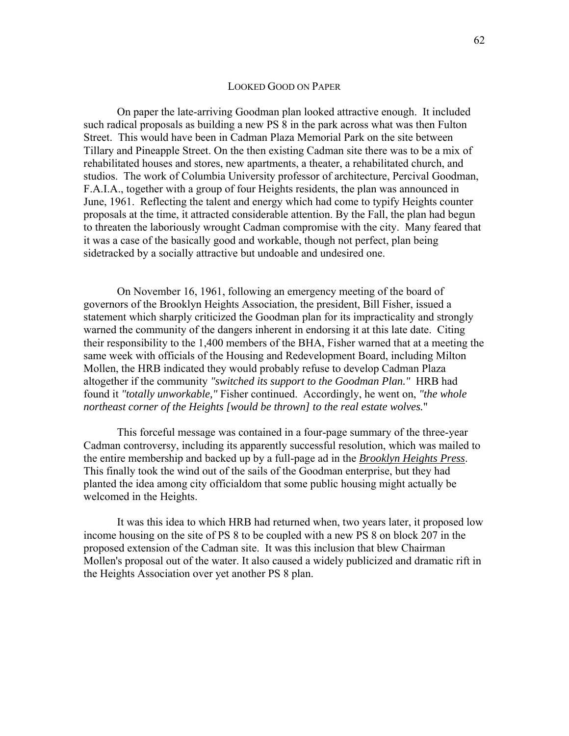## Looked Good on Paper

On paper the late-arriving Goodman plan looked attractive enough. It included such radical proposals as building a new PS 8 in the park across what was then Fulton Street. This would have been in Cadman Plaza Memorial Park on the site between Tillary and Pineapple Street. On the then existing Cadman site there was to be a mix of rehabilitated houses and stores, new apartments, a theater, a rehabilitated church, and studios. The work of Columbia University professor of architecture, Percival Goodman, F.A.I.A., together with a group of four Heights residents, the plan was announced in June, 1961. Reflecting the talent and energy which had come to typify Heights counter proposals at the time, it attracted considerable attention. By the Fall, the plan had begun to threaten the laboriously wrought Cadman compromise with the city. Many feared that it was a case of the basically good and workable, though not perfect, plan being sidetracked by a socially attractive but undoable and undesired one.

On November 16, 1961, following an emergency meeting of the board of governors of the Brooklyn Heights Association, the president, Bill Fisher, issued a statement which sharply criticized the Goodman plan for its impracticality and strongly warned the community of the dangers inherent in endorsing it at this late date. Citing their responsibility to the 1,400 members of the BHA, Fisher warned that at a meeting the same week with officials of the Housing and Redevelopment Board, including Milton Mollen, the HRB indicated they would probably refuse to develop Cadman Plaza altogether if the community *"switched its support to the Goodman Plan."* HRB had found it *"totally unworkable,"* Fisher continued. Accordingly, he went on, *"the whole northeast corner of the Heights [would be thrown] to the real estate wolves.*"

This forceful message was contained in a four-page summary of the three-year Cadman controversy, including its apparently successful resolution, which was mailed to the entire membership and backed up by a full-page ad in the ***Brooklyn Heights Press***. This finally took the wind out of the sails of the Goodman enterprise, but they had planted the idea among city officialdom that some public housing might actually be welcomed in the Heights.

It was this idea to which HRB had returned when, two years later, it proposed low income housing on the site of PS 8 to be coupled with a new PS 8 on block 207 in the proposed extension of the Cadman site. It was this inclusion that blew Chairman Mollen's proposal out of the water. It also caused a widely publicized and dramatic rift in the Heights Association over yet another PS 8 plan.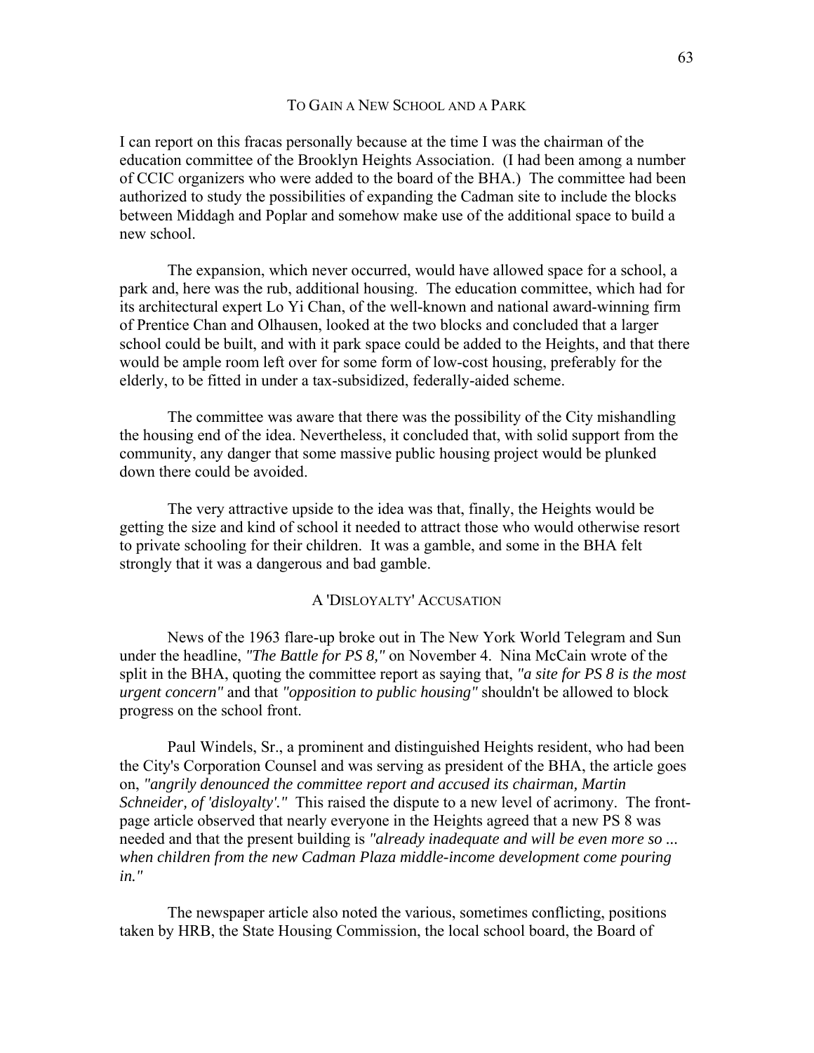## To Gain a New School and a Park

I can report on this fracas personally because at the time I was the chairman of the education committee of the Brooklyn Heights Association. (I had been among a number of CCIC organizers who were added to the board of the BHA.) The committee had been authorized to study the possibilities of expanding the Cadman site to include the blocks between Middagh and Poplar and somehow make use of the additional space to build a new school.

The expansion, which never occurred, would have allowed space for a school, a park and, here was the rub, additional housing. The education committee, which had for its architectural expert Lo Yi Chan, of the well-known and national award-winning firm of Prentice Chan and Olhausen, looked at the two blocks and concluded that a larger school could be built, and with it park space could be added to the Heights, and that there would be ample room left over for some form of low-cost housing, preferably for the elderly, to be fitted in under a tax-subsidized, federally-aided scheme.

The committee was aware that there was the possibility of the City mishandling the housing end of the idea. Nevertheless, it concluded that, with solid support from the community, any danger that some massive public housing project would be plunked down there could be avoided.

The very attractive upside to the idea was that, finally, the Heights would be getting the size and kind of school it needed to attract those who would otherwise resort to private schooling for their children. It was a gamble, and some in the BHA felt strongly that it was a dangerous and bad gamble.

## A 'Disloyalty' Accusation

News of the 1963 flare-up broke out in The New York World Telegram and Sun under the headline, *"The Battle for PS 8,"* on November 4. Nina McCain wrote of the split in the BHA, quoting the committee report as saying that, *"a site for PS 8 is the most urgent concern"* and that *"opposition to public housing"* shouldn't be allowed to block progress on the school front.

Paul Windels, Sr., a prominent and distinguished Heights resident, who had been the City's Corporation Counsel and was serving as president of the BHA, the article goes on, *"angrily denounced the committee report and accused its chairman, Martin Schneider, of 'disloyalty'."* This raised the dispute to a new level of acrimony. The front-page article observed that nearly everyone in the Heights agreed that a new PS 8 was needed and that the present building is *"already inadequate and will be even more so ... when children from the new Cadman Plaza middle-income development come pouring in."*

The newspaper article also noted the various, sometimes conflicting, positions taken by HRB, the State Housing Commission, the local school board, the Board of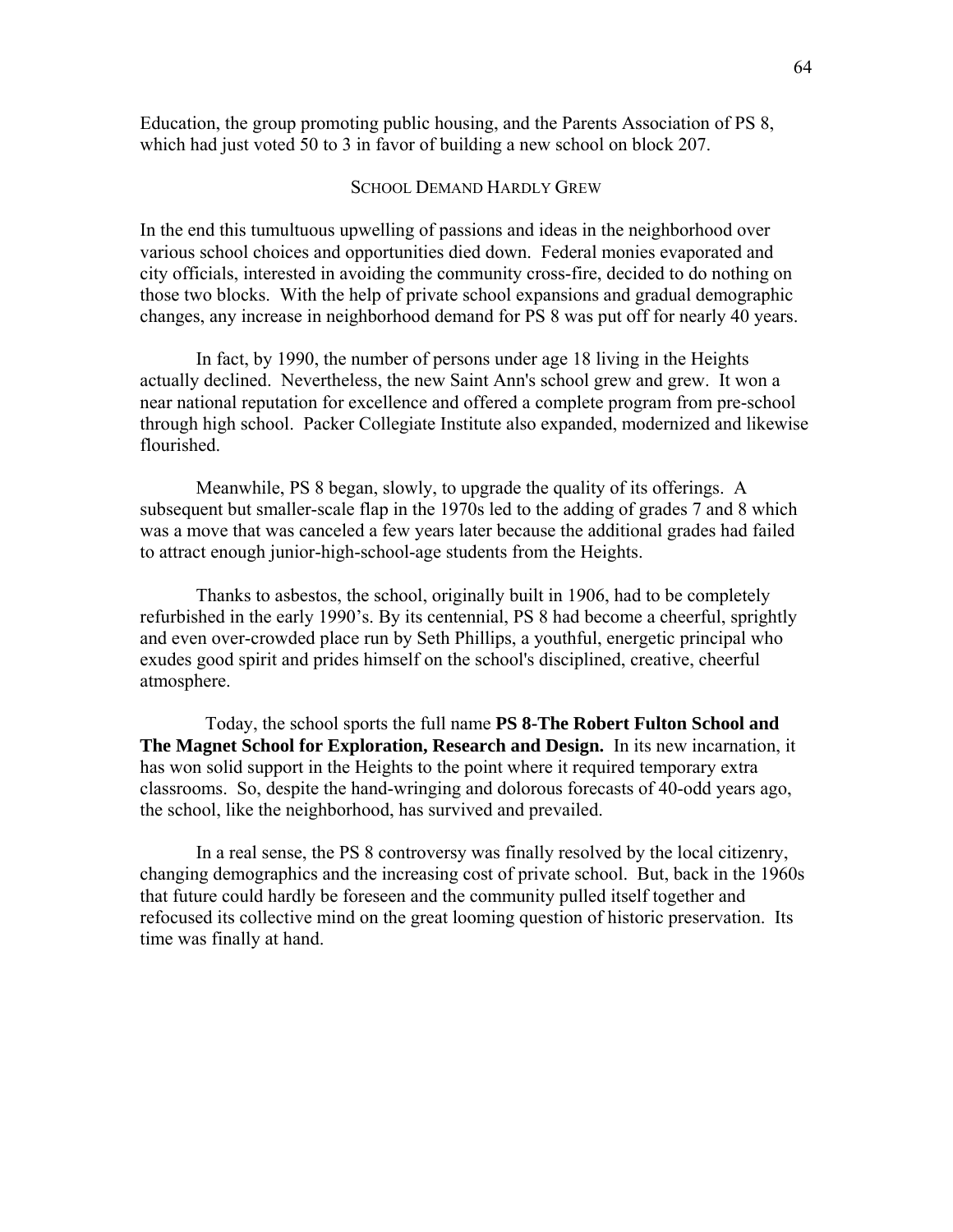Education, the group promoting public housing, and the Parents Association of PS 8, which had just voted 50 to 3 in favor of building a new school on block 207.

## School Demand Hardly Grew

In the end this tumultuous upwelling of passions and ideas in the neighborhood over various school choices and opportunities died down. Federal monies evaporated and city officials, interested in avoiding the community cross-fire, decided to do nothing on those two blocks. With the help of private school expansions and gradual demographic changes, any increase in neighborhood demand for PS 8 was put off for nearly 40 years.

In fact, by 1990, the number of persons under age 18 living in the Heights actually declined. Nevertheless, the new Saint Ann's school grew and grew. It won a near national reputation for excellence and offered a complete program from pre-school through high school. Packer Collegiate Institute also expanded, modernized and likewise flourished.

Meanwhile, PS 8 began, slowly, to upgrade the quality of its offerings. A subsequent but smaller-scale flap in the 1970s led to the adding of grades 7 and 8 which was a move that was canceled a few years later because the additional grades had failed to attract enough junior-high-school-age students from the Heights.

Thanks to asbestos, the school, originally built in 1906, had to be completely refurbished in the early 1990's. By its centennial, PS 8 had become a cheerful, sprightly and even over-crowded place run by Seth Phillips, a youthful, energetic principal who exudes good spirit and prides himself on the school's disciplined, creative, cheerful atmosphere.

Today, the school sports the full name **PS 8-The Robert Fulton School and The Magnet School for Exploration, Research and Design.** In its new incarnation, it has won solid support in the Heights to the point where it required temporary extra classrooms. So, despite the hand-wringing and dolorous forecasts of 40-odd years ago, the school, like the neighborhood, has survived and prevailed.

In a real sense, the PS 8 controversy was finally resolved by the local citizenry, changing demographics and the increasing cost of private school. But, back in the 1960s that future could hardly be foreseen and the community pulled itself together and refocused its collective mind on the great looming question of historic preservation. Its time was finally at hand.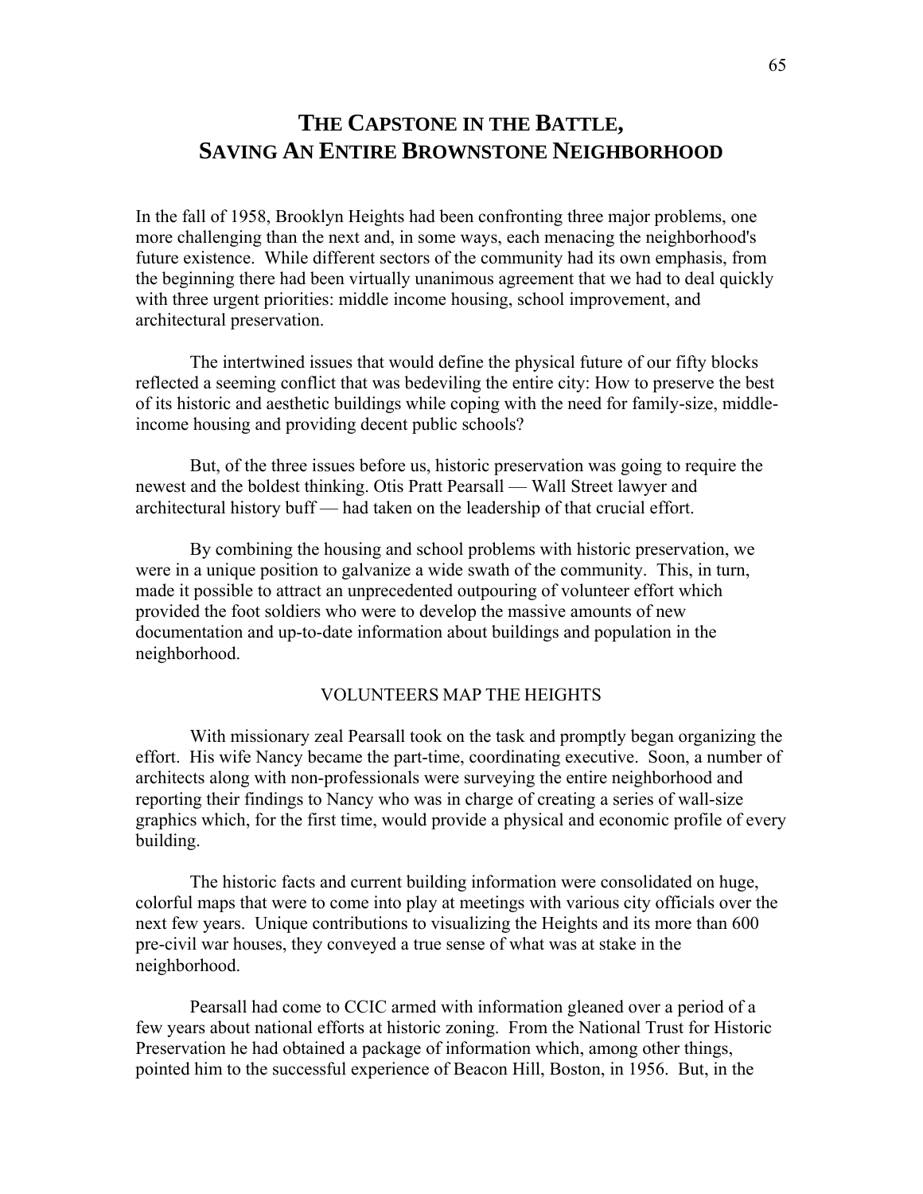# THE CAPSTONE IN THE BATTLE, SAVING AN ENTIRE BROWNSTONE NEIGHBORHOOD

In the fall of 1958, Brooklyn Heights had been confronting three major problems, one more challenging than the next and, in some ways, each menacing the neighborhood's future existence. While different sectors of the community had its own emphasis, from the beginning there had been virtually unanimous agreement that we had to deal quickly with three urgent priorities: middle income housing, school improvement, and architectural preservation.

The intertwined issues that would define the physical future of our fifty blocks reflected a seeming conflict that was bedeviling the entire city: How to preserve the best of its historic and aesthetic buildings while coping with the need for family-size, middle-income housing and providing decent public schools?

But, of the three issues before us, historic preservation was going to require the newest and the boldest thinking. Otis Pratt Pearsall — Wall Street lawyer and architectural history buff — had taken on the leadership of that crucial effort.

By combining the housing and school problems with historic preservation, we were in a unique position to galvanize a wide swath of the community. This, in turn, made it possible to attract an unprecedented outpouring of volunteer effort which provided the foot soldiers who were to develop the massive amounts of new documentation and up-to-date information about buildings and population in the neighborhood.

## VOLUNTEERS MAP THE HEIGHTS

With missionary zeal Pearsall took on the task and promptly began organizing the effort. His wife Nancy became the part-time, coordinating executive. Soon, a number of architects along with non-professionals were surveying the entire neighborhood and reporting their findings to Nancy who was in charge of creating a series of wall-size graphics which, for the first time, would provide a physical and economic profile of every building.

The historic facts and current building information were consolidated on huge, colorful maps that were to come into play at meetings with various city officials over the next few years. Unique contributions to visualizing the Heights and its more than 600 pre-civil war houses, they conveyed a true sense of what was at stake in the neighborhood.

Pearsall had come to CCIC armed with information gleaned over a period of a few years about national efforts at historic zoning. From the National Trust for Historic Preservation he had obtained a package of information which, among other things, pointed him to the successful experience of Beacon Hill, Boston, in 1956. But, in the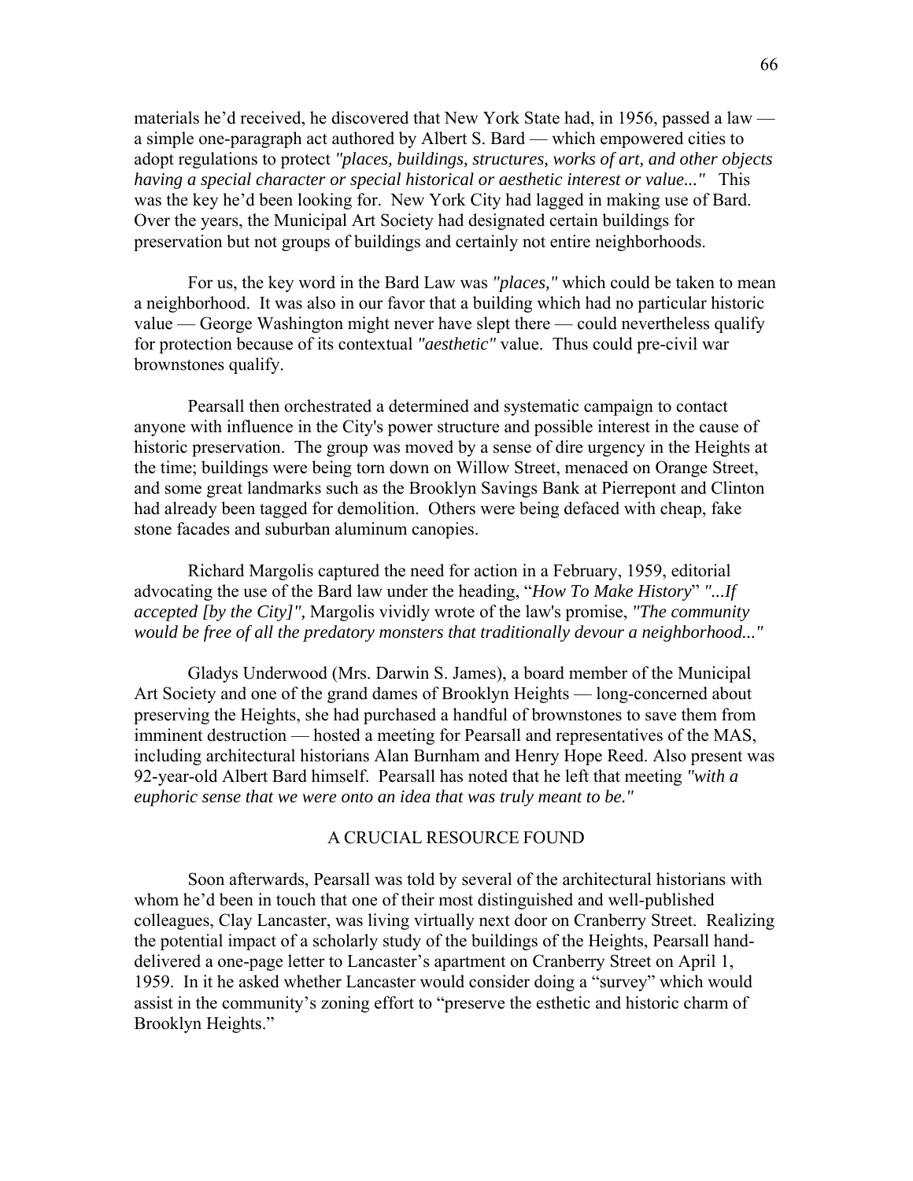materials he'd received, he discovered that New York State had, in 1956, passed a law — a simple one-paragraph act authored by Albert S. Bard — which empowered cities to adopt regulations to protect *"places, buildings, structures, works of art, and other objects having a special character or special historical or aesthetic interest or value..."* This was the key he'd been looking for. New York City had lagged in making use of Bard. Over the years, the Municipal Art Society had designated certain buildings for preservation but not groups of buildings and certainly not entire neighborhoods.

For us, the key word in the Bard Law was *"places,"* which could be taken to mean a neighborhood. It was also in our favor that a building which had no particular historic value — George Washington might never have slept there — could nevertheless qualify for protection because of its contextual *"aesthetic"* value. Thus could pre-civil war brownstones qualify.

Pearsall then orchestrated a determined and systematic campaign to contact anyone with influence in the City's power structure and possible interest in the cause of historic preservation. The group was moved by a sense of dire urgency in the Heights at the time; buildings were being torn down on Willow Street, menaced on Orange Street, and some great landmarks such as the Brooklyn Savings Bank at Pierrepont and Clinton had already been tagged for demolition. Others were being defaced with cheap, fake stone facades and suburban aluminum canopies.

Richard Margolis captured the need for action in a February, 1959, editorial advocating the use of the Bard law under the heading, "***How To Make History***" *"...If accepted [by the City]",* Margolis vividly wrote of the law's promise, *"The community would be free of all the predatory monsters that traditionally devour a neighborhood..."*

Gladys Underwood (Mrs. Darwin S. James), a board member of the Municipal Art Society and one of the grand dames of Brooklyn Heights — long-concerned about preserving the Heights, she had purchased a handful of brownstones to save them from imminent destruction — hosted a meeting for Pearsall and representatives of the MAS, including architectural historians Alan Burnham and Henry Hope Reed. Also present was 92-year-old Albert Bard himself. Pearsall has noted that he left that meeting *"with a euphoric sense that we were onto an idea that was truly meant to be."*

## A CRUCIAL RESOURCE FOUND

Soon afterwards, Pearsall was told by several of the architectural historians with whom he'd been in touch that one of their most distinguished and well-published colleagues, Clay Lancaster, was living virtually next door on Cranberry Street. Realizing the potential impact of a scholarly study of the buildings of the Heights, Pearsall hand-delivered a one-page letter to Lancaster's apartment on Cranberry Street on April 1, 1959. In it he asked whether Lancaster would consider doing a "survey" which would assist in the community's zoning effort to "preserve the esthetic and historic charm of Brooklyn Heights."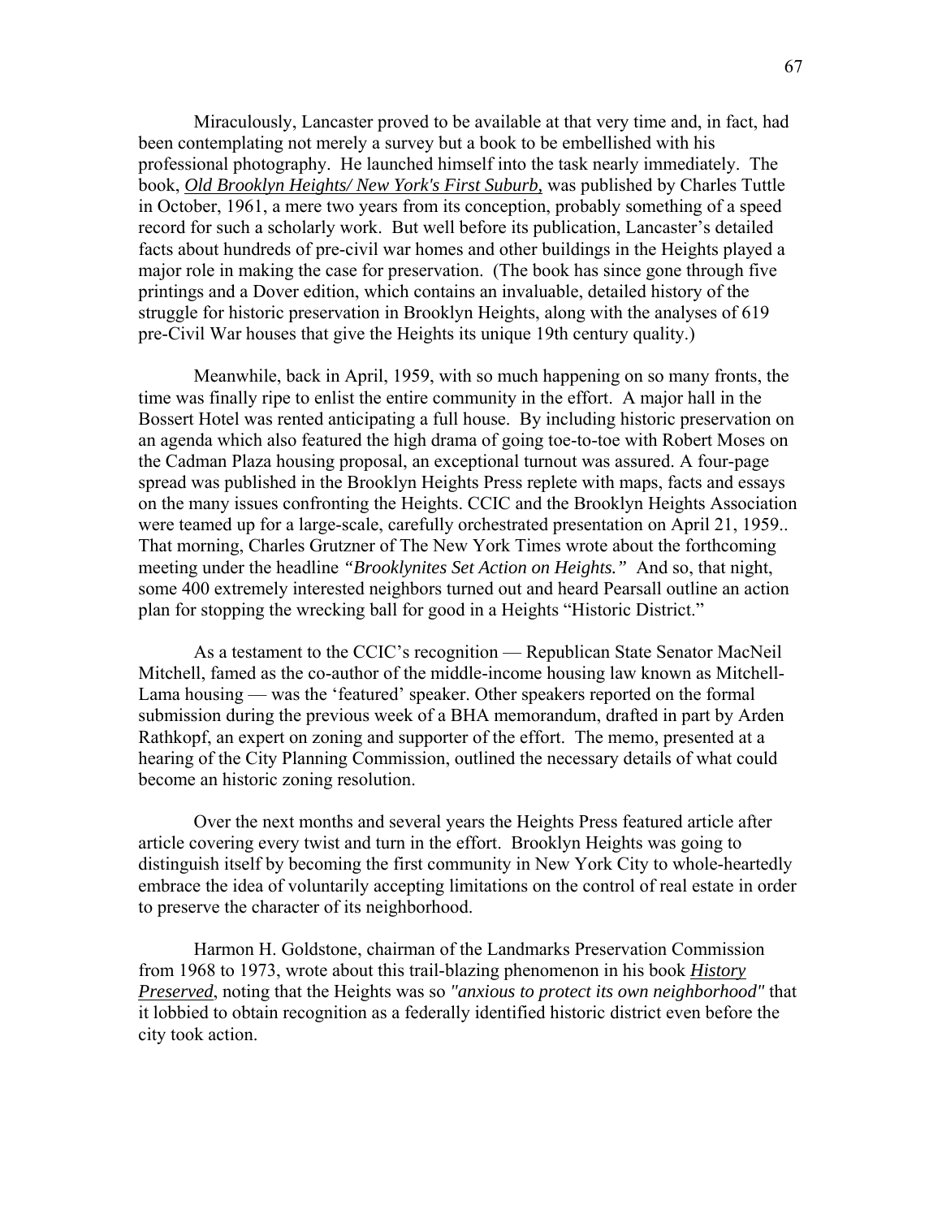Miraculously, Lancaster proved to be available at that very time and, in fact, had been contemplating not merely a survey but a book to be embellished with his professional photography. He launched himself into the task nearly immediately. The book, *Old Brooklyn Heights/ New York's First Suburb,* was published by Charles Tuttle in October, 1961, a mere two years from its conception, probably something of a speed record for such a scholarly work. But well before its publication, Lancaster's detailed facts about hundreds of pre-civil war homes and other buildings in the Heights played a major role in making the case for preservation. (The book has since gone through five printings and a Dover edition, which contains an invaluable, detailed history of the struggle for historic preservation in Brooklyn Heights, along with the analyses of 619 pre-Civil War houses that give the Heights its unique 19th century quality.)

Meanwhile, back in April, 1959, with so much happening on so many fronts, the time was finally ripe to enlist the entire community in the effort. A major hall in the Bossert Hotel was rented anticipating a full house. By including historic preservation on an agenda which also featured the high drama of going toe-to-toe with Robert Moses on the Cadman Plaza housing proposal, an exceptional turnout was assured. A four-page spread was published in the Brooklyn Heights Press replete with maps, facts and essays on the many issues confronting the Heights. CCIC and the Brooklyn Heights Association were teamed up for a large-scale, carefully orchestrated presentation on April 21, 1959.. That morning, Charles Grutzner of The New York Times wrote about the forthcoming meeting under the headline *"Brooklynites Set Action on Heights."* And so, that night, some 400 extremely interested neighbors turned out and heard Pearsall outline an action plan for stopping the wrecking ball for good in a Heights "Historic District."

As a testament to the CCIC's recognition — Republican State Senator MacNeil Mitchell, famed as the co-author of the middle-income housing law known as Mitchell-Lama housing — was the 'featured' speaker. Other speakers reported on the formal submission during the previous week of a BHA memorandum, drafted in part by Arden Rathkopf, an expert on zoning and supporter of the effort. The memo, presented at a hearing of the City Planning Commission, outlined the necessary details of what could become an historic zoning resolution.

Over the next months and several years the Heights Press featured article after article covering every twist and turn in the effort. Brooklyn Heights was going to distinguish itself by becoming the first community in New York City to whole-heartedly embrace the idea of voluntarily accepting limitations on the control of real estate in order to preserve the character of its neighborhood.

Harmon H. Goldstone, chairman of the Landmarks Preservation Commission from 1968 to 1973, wrote about this trail-blazing phenomenon in his book *History Preserved*, noting that the Heights was so *"anxious to protect its own neighborhood"* that it lobbied to obtain recognition as a federally identified historic district even before the city took action.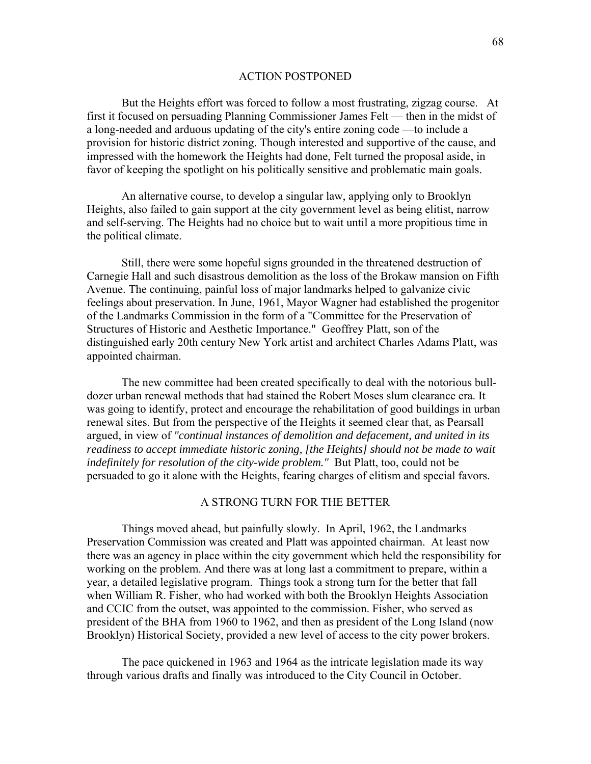## ACTION POSTPONED

But the Heights effort was forced to follow a most frustrating, zigzag course. At first it focused on persuading Planning Commissioner James Felt — then in the midst of a long-needed and arduous updating of the city's entire zoning code —to include a provision for historic district zoning. Though interested and supportive of the cause, and impressed with the homework the Heights had done, Felt turned the proposal aside, in favor of keeping the spotlight on his politically sensitive and problematic main goals.

An alternative course, to develop a singular law, applying only to Brooklyn Heights, also failed to gain support at the city government level as being elitist, narrow and self-serving. The Heights had no choice but to wait until a more propitious time in the political climate.

Still, there were some hopeful signs grounded in the threatened destruction of Carnegie Hall and such disastrous demolition as the loss of the Brokaw mansion on Fifth Avenue. The continuing, painful loss of major landmarks helped to galvanize civic feelings about preservation. In June, 1961, Mayor Wagner had established the progenitor of the Landmarks Commission in the form of a "Committee for the Preservation of Structures of Historic and Aesthetic Importance." Geoffrey Platt, son of the distinguished early 20th century New York artist and architect Charles Adams Platt, was appointed chairman.

The new committee had been created specifically to deal with the notorious bull-dozer urban renewal methods that had stained the Robert Moses slum clearance era. It was going to identify, protect and encourage the rehabilitation of good buildings in urban renewal sites. But from the perspective of the Heights it seemed clear that, as Pearsall argued, in view of *"continual instances of demolition and defacement, and united in its readiness to accept immediate historic zoning, [the Heights] should not be made to wait indefinitely for resolution of the city-wide problem."* But Platt, too, could not be persuaded to go it alone with the Heights, fearing charges of elitism and special favors.

## A STRONG TURN FOR THE BETTER

Things moved ahead, but painfully slowly. In April, 1962, the Landmarks Preservation Commission was created and Platt was appointed chairman. At least now there was an agency in place within the city government which held the responsibility for working on the problem. And there was at long last a commitment to prepare, within a year, a detailed legislative program. Things took a strong turn for the better that fall when William R. Fisher, who had worked with both the Brooklyn Heights Association and CCIC from the outset, was appointed to the commission. Fisher, who served as president of the BHA from 1960 to 1962, and then as president of the Long Island (now Brooklyn) Historical Society, provided a new level of access to the city power brokers.

The pace quickened in 1963 and 1964 as the intricate legislation made its way through various drafts and finally was introduced to the City Council in October.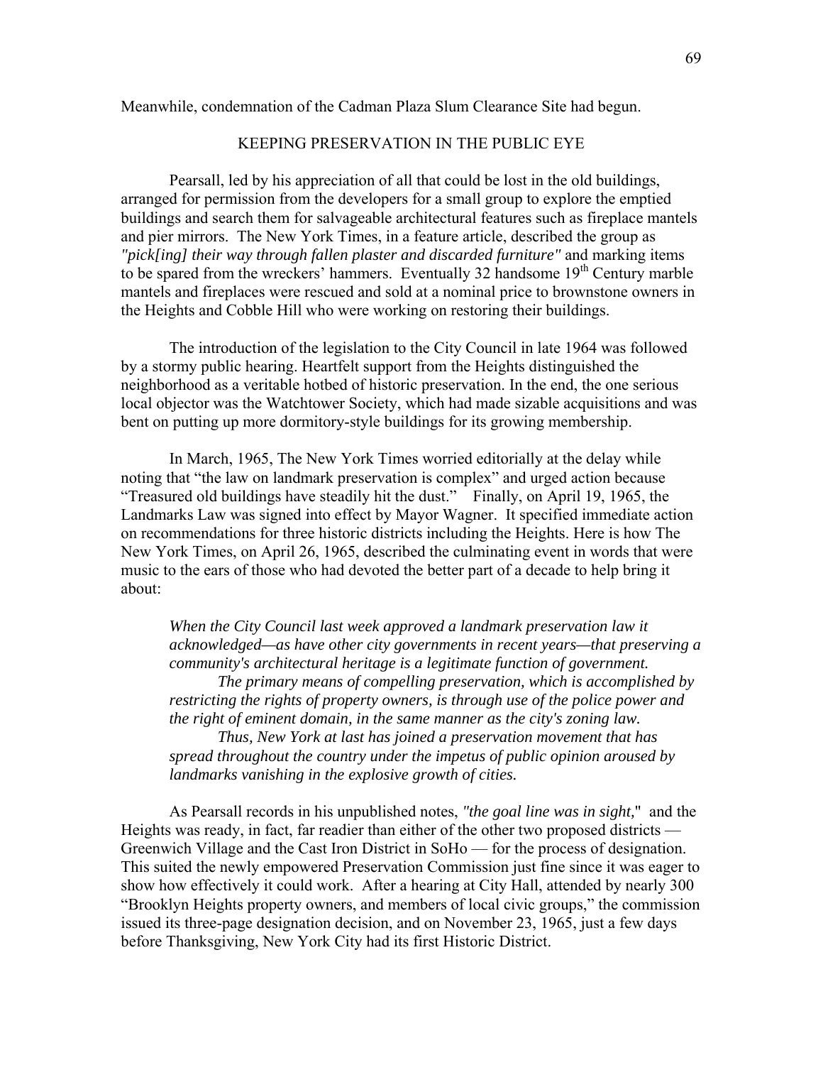Meanwhile, condemnation of the Cadman Plaza Slum Clearance Site had begun.

## KEEPING PRESERVATION IN THE PUBLIC EYE

Pearsall, led by his appreciation of all that could be lost in the old buildings, arranged for permission from the developers for a small group to explore the emptied buildings and search them for salvageable architectural features such as fireplace mantels and pier mirrors. The New York Times, in a feature article, described the group as *"pick[ing] their way through fallen plaster and discarded furniture"* and marking items to be spared from the wreckers' hammers. Eventually 32 handsome 19th Century marble mantels and fireplaces were rescued and sold at a nominal price to brownstone owners in the Heights and Cobble Hill who were working on restoring their buildings.

The introduction of the legislation to the City Council in late 1964 was followed by a stormy public hearing. Heartfelt support from the Heights distinguished the neighborhood as a veritable hotbed of historic preservation. In the end, the one serious local objector was the Watchtower Society, which had made sizable acquisitions and was bent on putting up more dormitory-style buildings for its growing membership.

In March, 1965, The New York Times worried editorially at the delay while noting that "the law on landmark preservation is complex" and urged action because "Treasured old buildings have steadily hit the dust." Finally, on April 19, 1965, the Landmarks Law was signed into effect by Mayor Wagner. It specified immediate action on recommendations for three historic districts including the Heights. Here is how The New York Times, on April 26, 1965, described the culminating event in words that were music to the ears of those who had devoted the better part of a decade to help bring it about:

> *When the City Council last week approved a landmark preservation law it acknowledged—as have other city governments in recent years—that preserving a community's architectural heritage is a legitimate function of government.*
>
> *The primary means of compelling preservation, which is accomplished by restricting the rights of property owners, is through use of the police power and the right of eminent domain, in the same manner as the city's zoning law.*
>
> *Thus, New York at last has joined a preservation movement that has spread throughout the country under the impetus of public opinion aroused by landmarks vanishing in the explosive growth of cities.*

As Pearsall records in his unpublished notes, *"the goal line was in sight,"* and the Heights was ready, in fact, far readier than either of the other two proposed districts — Greenwich Village and the Cast Iron District in SoHo — for the process of designation. This suited the newly empowered Preservation Commission just fine since it was eager to show how effectively it could work. After a hearing at City Hall, attended by nearly 300 "Brooklyn Heights property owners, and members of local civic groups," the commission issued its three-page designation decision, and on November 23, 1965, just a few days before Thanksgiving, New York City had its first Historic District.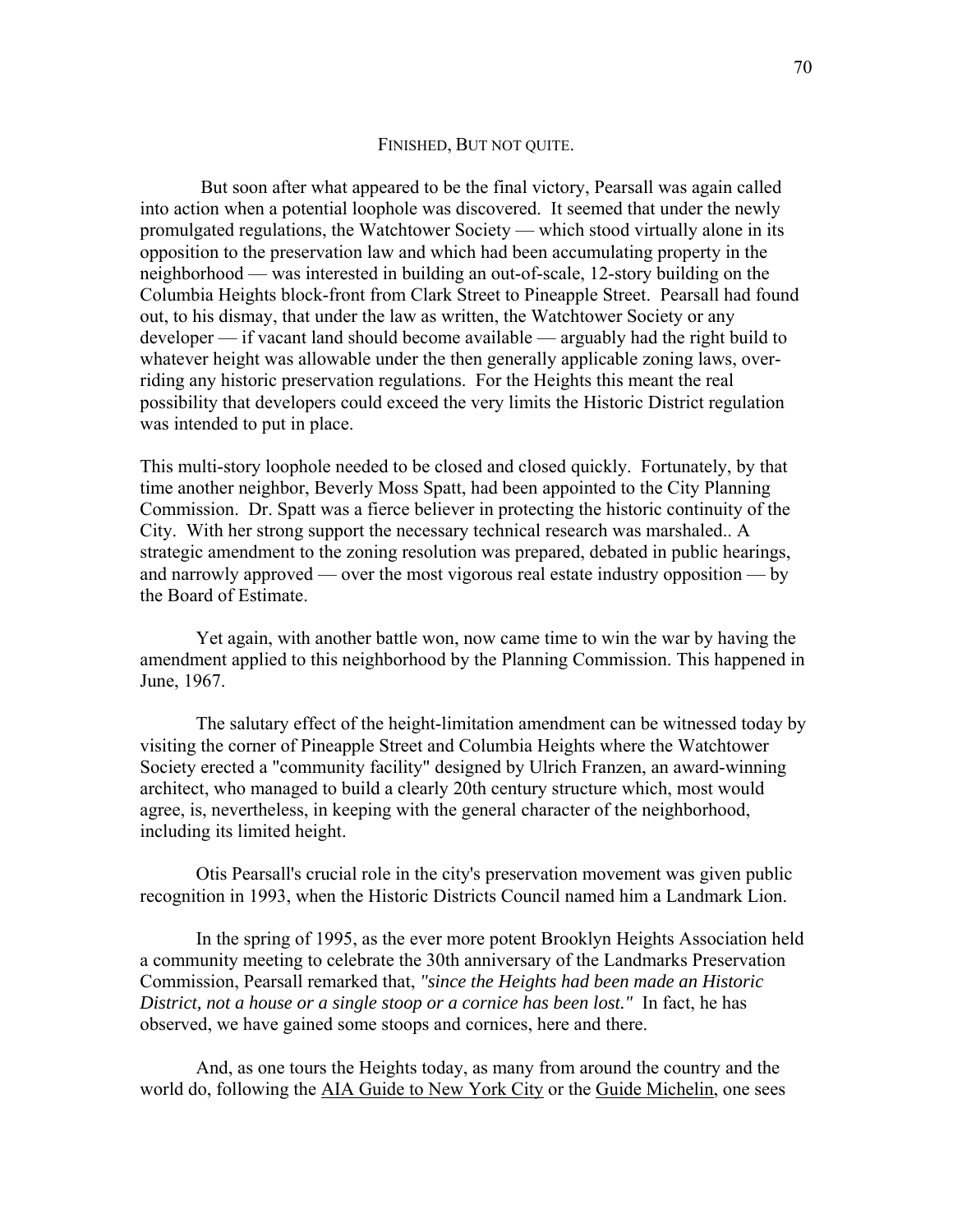## FINISHED, BUT NOT QUITE.

But soon after what appeared to be the final victory, Pearsall was again called into action when a potential loophole was discovered. It seemed that under the newly promulgated regulations, the Watchtower Society — which stood virtually alone in its opposition to the preservation law and which had been accumulating property in the neighborhood — was interested in building an out-of-scale, 12-story building on the Columbia Heights block-front from Clark Street to Pineapple Street. Pearsall had found out, to his dismay, that under the law as written, the Watchtower Society or any developer — if vacant land should become available — arguably had the right build to whatever height was allowable under the then generally applicable zoning laws, over-riding any historic preservation regulations. For the Heights this meant the real possibility that developers could exceed the very limits the Historic District regulation was intended to put in place.

This multi-story loophole needed to be closed and closed quickly. Fortunately, by that time another neighbor, Beverly Moss Spatt, had been appointed to the City Planning Commission. Dr. Spatt was a fierce believer in protecting the historic continuity of the City. With her strong support the necessary technical research was marshaled.. A strategic amendment to the zoning resolution was prepared, debated in public hearings, and narrowly approved — over the most vigorous real estate industry opposition — by the Board of Estimate.

Yet again, with another battle won, now came time to win the war by having the amendment applied to this neighborhood by the Planning Commission. This happened in June, 1967.

The salutary effect of the height-limitation amendment can be witnessed today by visiting the corner of Pineapple Street and Columbia Heights where the Watchtower Society erected a "community facility" designed by Ulrich Franzen, an award-winning architect, who managed to build a clearly 20th century structure which, most would agree, is, nevertheless, in keeping with the general character of the neighborhood, including its limited height.

Otis Pearsall's crucial role in the city's preservation movement was given public recognition in 1993, when the Historic Districts Council named him a Landmark Lion.

In the spring of 1995, as the ever more potent Brooklyn Heights Association held a community meeting to celebrate the 30th anniversary of the Landmarks Preservation Commission, Pearsall remarked that, *"since the Heights had been made an Historic District, not a house or a single stoop or a cornice has been lost."* In fact, he has observed, we have gained some stoops and cornices, here and there.

And, as one tours the Heights today, as many from around the country and the world do, following the AIA Guide to New York City or the Guide Michelin, one sees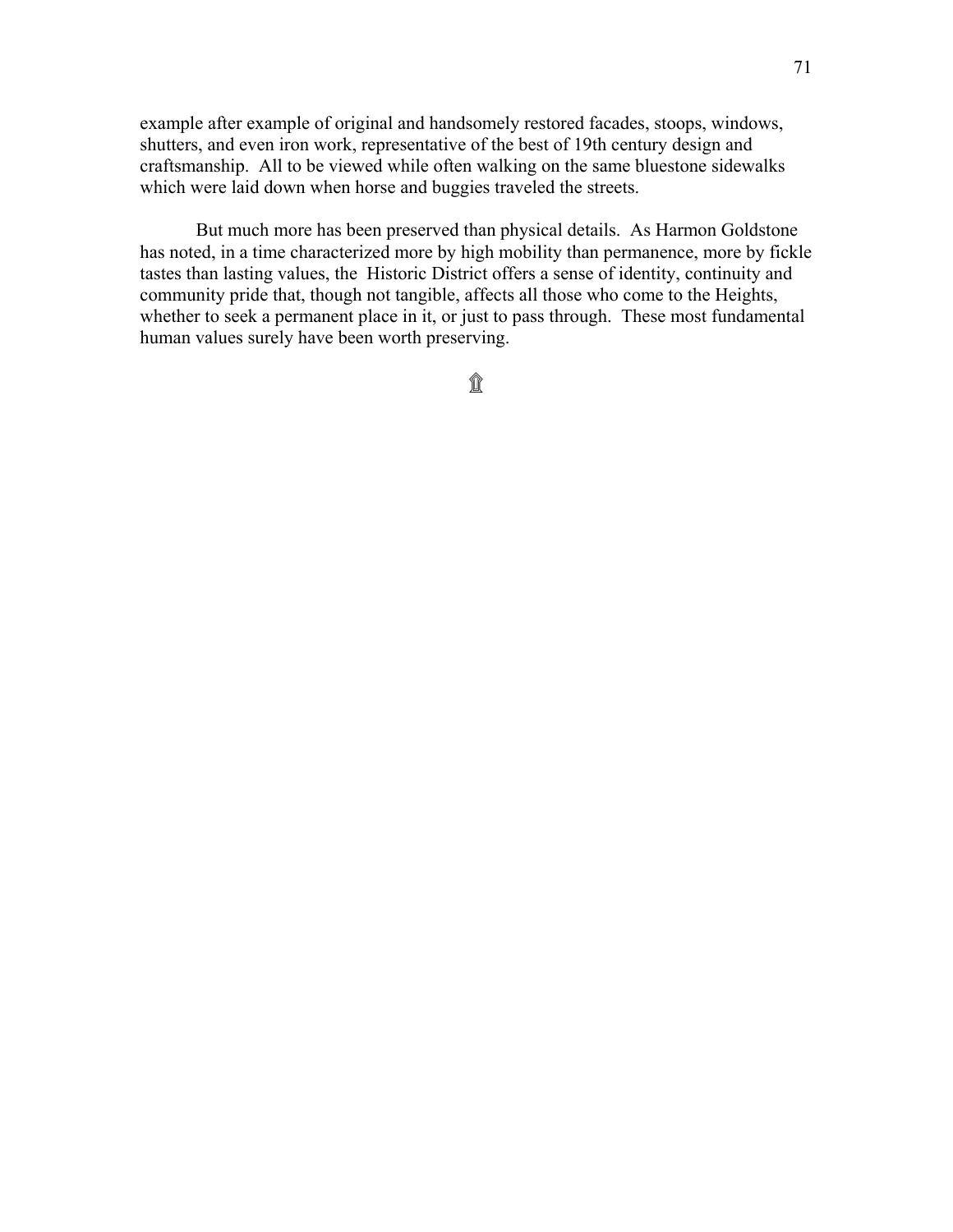example after example of original and handsomely restored facades, stoops, windows, shutters, and even iron work, representative of the best of 19th century design and craftsmanship. All to be viewed while often walking on the same bluestone sidewalks which were laid down when horse and buggies traveled the streets.

But much more has been preserved than physical details. As Harmon Goldstone has noted, in a time characterized more by high mobility than permanence, more by fickle tastes than lasting values, the Historic District offers a sense of identity, continuity and community pride that, though not tangible, affects all those who come to the Heights, whether to seek a permanent place in it, or just to pass through. These most fundamental human values surely have been worth preserving.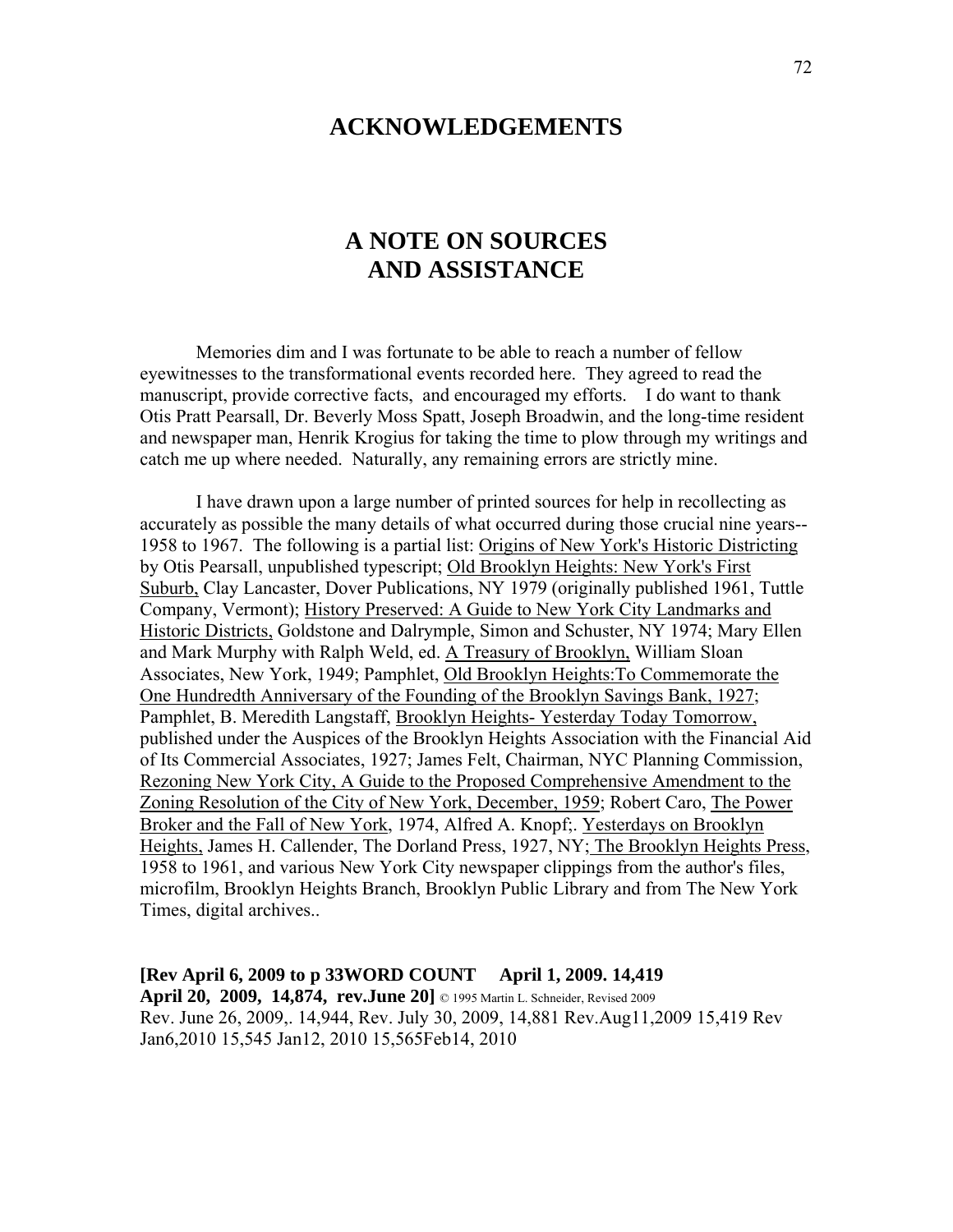# ACKNOWLEDGEMENTS

## A NOTE ON SOURCES AND ASSISTANCE

Memories dim and I was fortunate to be able to reach a number of fellow eyewitnesses to the transformational events recorded here. They agreed to read the manuscript, provide corrective facts, and encouraged my efforts. I do want to thank Otis Pratt Pearsall, Dr. Beverly Moss Spatt, Joseph Broadwin, and the long-time resident and newspaper man, Henrik Krogius for taking the time to plow through my writings and catch me up where needed. Naturally, any remaining errors are strictly mine.

I have drawn upon a large number of printed sources for help in recollecting as accurately as possible the many details of what occurred during those crucial nine years--1958 to 1967. The following is a partial list: Origins of New York's Historic Districting by Otis Pearsall, unpublished typescript; Old Brooklyn Heights: New York's First Suburb, Clay Lancaster, Dover Publications, NY 1979 (originally published 1961, Tuttle Company, Vermont); History Preserved: A Guide to New York City Landmarks and Historic Districts, Goldstone and Dalrymple, Simon and Schuster, NY 1974; Mary Ellen and Mark Murphy with Ralph Weld, ed. A Treasury of Brooklyn, William Sloan Associates, New York, 1949; Pamphlet, Old Brooklyn Heights:To Commemorate the One Hundredth Anniversary of the Founding of the Brooklyn Savings Bank, 1927; Pamphlet, B. Meredith Langstaff, Brooklyn Heights- Yesterday Today Tomorrow, published under the Auspices of the Brooklyn Heights Association with the Financial Aid of Its Commercial Associates, 1927; James Felt, Chairman, NYC Planning Commission, Rezoning New York City, A Guide to the Proposed Comprehensive Amendment to the Zoning Resolution of the City of New York, December, 1959; Robert Caro, The Power Broker and the Fall of New York, 1974, Alfred A. Knopf;. Yesterdays on Brooklyn Heights, James H. Callender, The Dorland Press, 1927, NY; The Brooklyn Heights Press, 1958 to 1961, and various New York City newspaper clippings from the author's files, microfilm, Brooklyn Heights Branch, Brooklyn Public Library and from The New York Times, digital archives..

**[Rev April 6, 2009 to p 33WORD COUNT April 1, 2009. 14,419 April 20, 2009, 14,874, rev.June 20]** © 1995 Martin L. Schneider, Revised 2009 Rev. June 26, 2009,. 14,944, Rev. July 30, 2009, 14,881 Rev.Aug11,2009 15,419 Rev Jan6,2010 15,545 Jan12, 2010 15,565Feb14, 2010